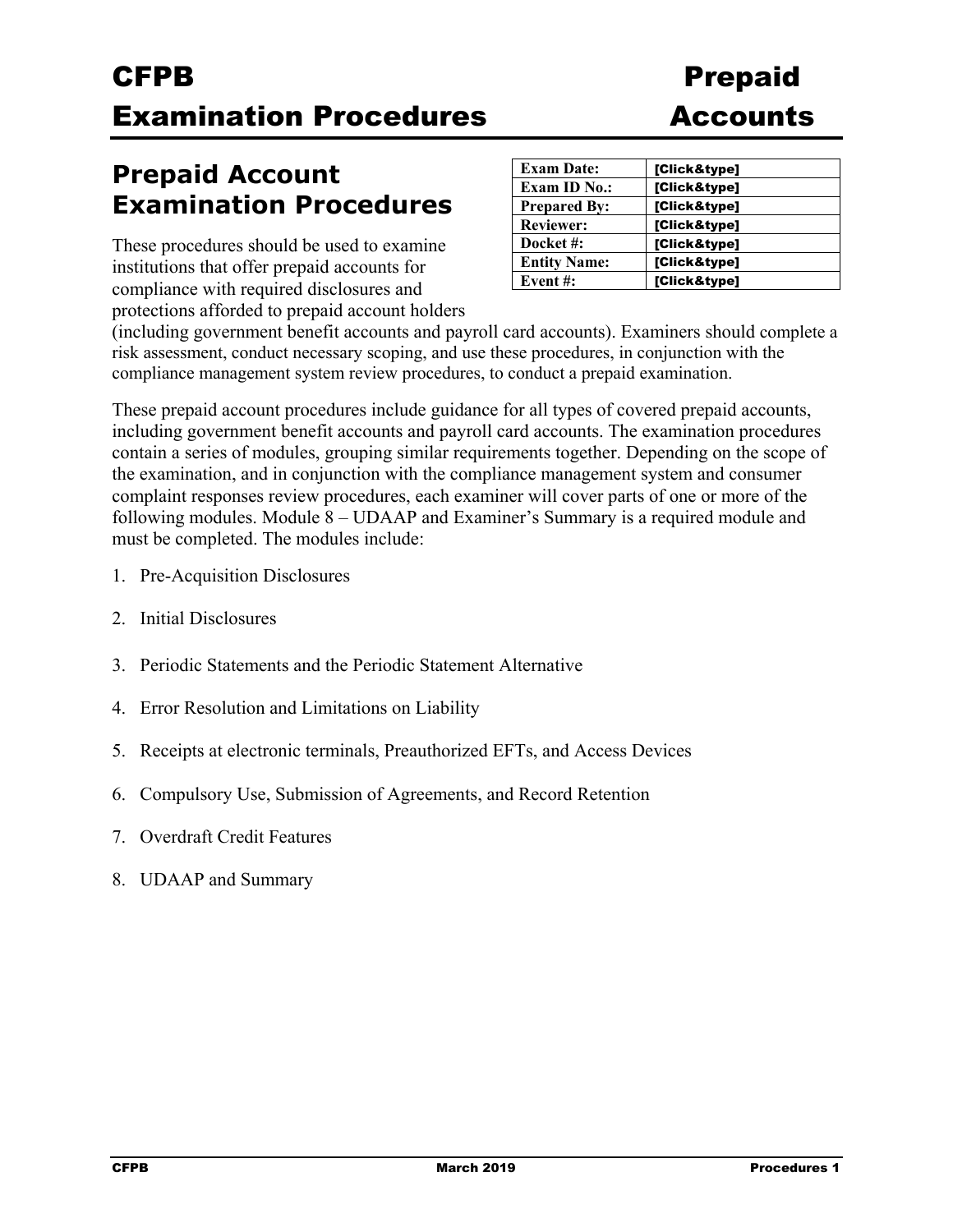# CFPB Examination Procedures — Prepaid Accounts

## Prepaid Account Examination Procedures

| Exam Date: | [Click&type] |
| --- | --- |
| Exam ID No.: | [Click&type] |
| Prepared By: | [Click&type] |
| Reviewer: | [Click&type] |
| Docket #: | [Click&type] |
| Entity Name: | [Click&type] |
| Event #: | [Click&type] |

These procedures should be used to examine institutions that offer prepaid accounts for compliance with required disclosures and protections afforded to prepaid account holders (including government benefit accounts and payroll card accounts). Examiners should complete a risk assessment, conduct necessary scoping, and use these procedures, in conjunction with the compliance management system review procedures, to conduct a prepaid examination.

These prepaid account procedures include guidance for all types of covered prepaid accounts, including government benefit accounts and payroll card accounts. The examination procedures contain a series of modules, grouping similar requirements together. Depending on the scope of the examination, and in conjunction with the compliance management system and consumer complaint responses review procedures, each examiner will cover parts of one or more of the following modules. Module 8 – UDAAP and Examiner's Summary is a required module and must be completed. The modules include:

1. Pre-Acquisition Disclosures
2. Initial Disclosures
3. Periodic Statements and the Periodic Statement Alternative
4. Error Resolution and Limitations on Liability
5. Receipts at electronic terminals, Preauthorized EFTs, and Access Devices
6. Compulsory Use, Submission of Agreements, and Record Retention
7. Overdraft Credit Features
8. UDAAP and Summary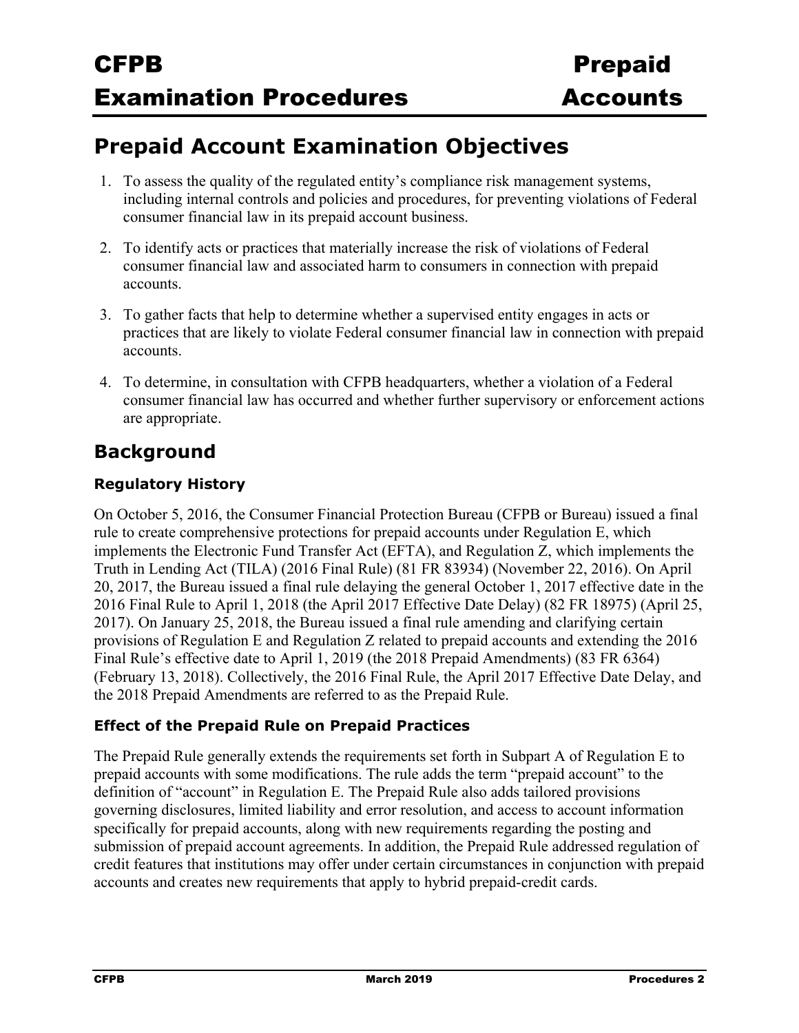# Prepaid Account Examination Objectives

1. To assess the quality of the regulated entity's compliance risk management systems, including internal controls and policies and procedures, for preventing violations of Federal consumer financial law in its prepaid account business.
2. To identify acts or practices that materially increase the risk of violations of Federal consumer financial law and associated harm to consumers in connection with prepaid accounts.
3. To gather facts that help to determine whether a supervised entity engages in acts or practices that are likely to violate Federal consumer financial law in connection with prepaid accounts.
4. To determine, in consultation with CFPB headquarters, whether a violation of a Federal consumer financial law has occurred and whether further supervisory or enforcement actions are appropriate.

## Background

### Regulatory History

On October 5, 2016, the Consumer Financial Protection Bureau (CFPB or Bureau) issued a final rule to create comprehensive protections for prepaid accounts under Regulation E, which implements the Electronic Fund Transfer Act (EFTA), and Regulation Z, which implements the Truth in Lending Act (TILA) (2016 Final Rule) (81 FR 83934) (November 22, 2016). On April 20, 2017, the Bureau issued a final rule delaying the general October 1, 2017 effective date in the 2016 Final Rule to April 1, 2018 (the April 2017 Effective Date Delay) (82 FR 18975) (April 25, 2017). On January 25, 2018, the Bureau issued a final rule amending and clarifying certain provisions of Regulation E and Regulation Z related to prepaid accounts and extending the 2016 Final Rule's effective date to April 1, 2019 (the 2018 Prepaid Amendments) (83 FR 6364) (February 13, 2018). Collectively, the 2016 Final Rule, the April 2017 Effective Date Delay, and the 2018 Prepaid Amendments are referred to as the Prepaid Rule.

### Effect of the Prepaid Rule on Prepaid Practices

The Prepaid Rule generally extends the requirements set forth in Subpart A of Regulation E to prepaid accounts with some modifications. The rule adds the term "prepaid account" to the definition of "account" in Regulation E. The Prepaid Rule also adds tailored provisions governing disclosures, limited liability and error resolution, and access to account information specifically for prepaid accounts, along with new requirements regarding the posting and submission of prepaid account agreements. In addition, the Prepaid Rule addressed regulation of credit features that institutions may offer under certain circumstances in conjunction with prepaid accounts and creates new requirements that apply to hybrid prepaid-credit cards.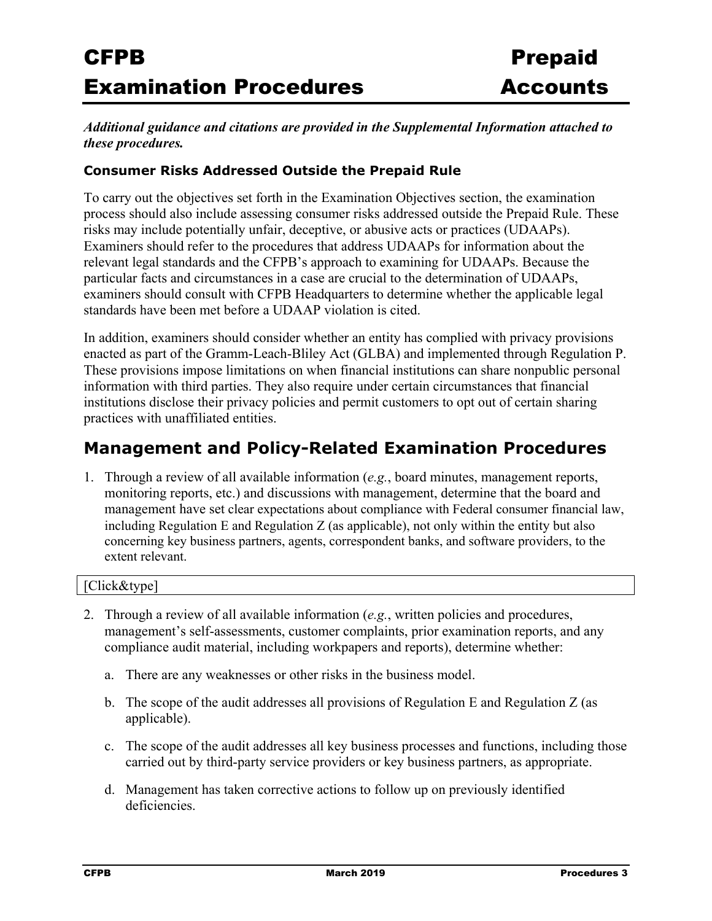*Additional guidance and citations are provided in the Supplemental Information attached to these procedures.*

### Consumer Risks Addressed Outside the Prepaid Rule

To carry out the objectives set forth in the Examination Objectives section, the examination process should also include assessing consumer risks addressed outside the Prepaid Rule. These risks may include potentially unfair, deceptive, or abusive acts or practices (UDAAPs). Examiners should refer to the procedures that address UDAAPs for information about the relevant legal standards and the CFPB's approach to examining for UDAAPs. Because the particular facts and circumstances in a case are crucial to the determination of UDAAPs, examiners should consult with CFPB Headquarters to determine whether the applicable legal standards have been met before a UDAAP violation is cited.

In addition, examiners should consider whether an entity has complied with privacy provisions enacted as part of the Gramm-Leach-Bliley Act (GLBA) and implemented through Regulation P. These provisions impose limitations on when financial institutions can share nonpublic personal information with third parties. They also require under certain circumstances that financial institutions disclose their privacy policies and permit customers to opt out of certain sharing practices with unaffiliated entities.

## Management and Policy-Related Examination Procedures

1. Through a review of all available information (*e.g.*, board minutes, management reports, monitoring reports, etc.) and discussions with management, determine that the board and management have set clear expectations about compliance with Federal consumer financial law, including Regulation E and Regulation Z (as applicable), not only within the entity but also concerning key business partners, agents, correspondent banks, and software providers, to the extent relevant.

[Click&type]

2. Through a review of all available information (*e.g.*, written policies and procedures, management's self-assessments, customer complaints, prior examination reports, and any compliance audit material, including workpapers and reports), determine whether:

   a. There are any weaknesses or other risks in the business model.

   b. The scope of the audit addresses all provisions of Regulation E and Regulation Z (as applicable).

   c. The scope of the audit addresses all key business processes and functions, including those carried out by third-party service providers or key business partners, as appropriate.

   d. Management has taken corrective actions to follow up on previously identified deficiencies.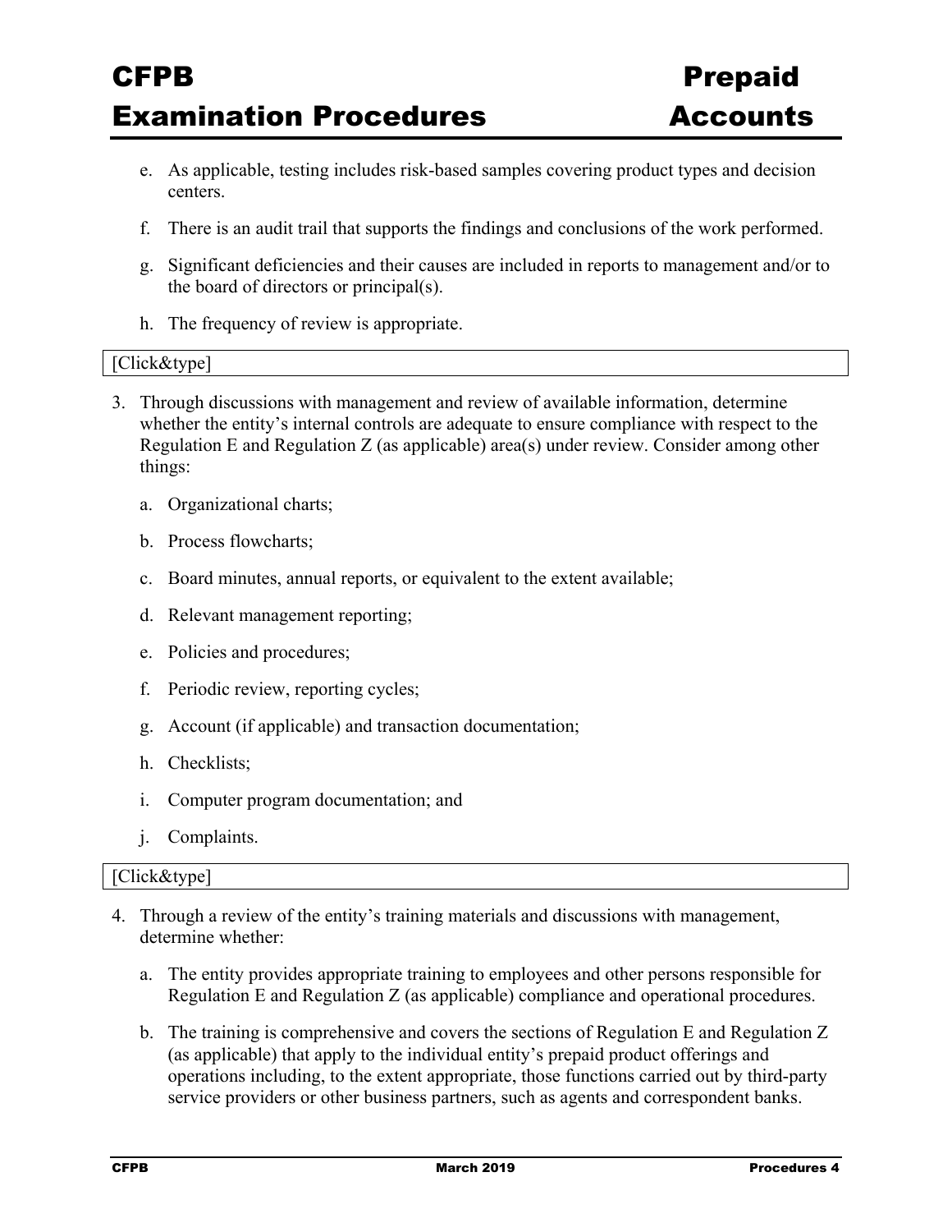e. As applicable, testing includes risk-based samples covering product types and decision centers.

f. There is an audit trail that supports the findings and conclusions of the work performed.

g. Significant deficiencies and their causes are included in reports to management and/or to the board of directors or principal(s).

h. The frequency of review is appropriate.

[Click&type]

3. Through discussions with management and review of available information, determine whether the entity's internal controls are adequate to ensure compliance with respect to the Regulation E and Regulation Z (as applicable) area(s) under review. Consider among other things:

   a. Organizational charts;

   b. Process flowcharts;

   c. Board minutes, annual reports, or equivalent to the extent available;

   d. Relevant management reporting;

   e. Policies and procedures;

   f. Periodic review, reporting cycles;

   g. Account (if applicable) and transaction documentation;

   h. Checklists;

   i. Computer program documentation; and

   j. Complaints.

[Click&type]

4. Through a review of the entity's training materials and discussions with management, determine whether:

   a. The entity provides appropriate training to employees and other persons responsible for Regulation E and Regulation Z (as applicable) compliance and operational procedures.

   b. The training is comprehensive and covers the sections of Regulation E and Regulation Z (as applicable) that apply to the individual entity's prepaid product offerings and operations including, to the extent appropriate, those functions carried out by third-party service providers or other business partners, such as agents and correspondent banks.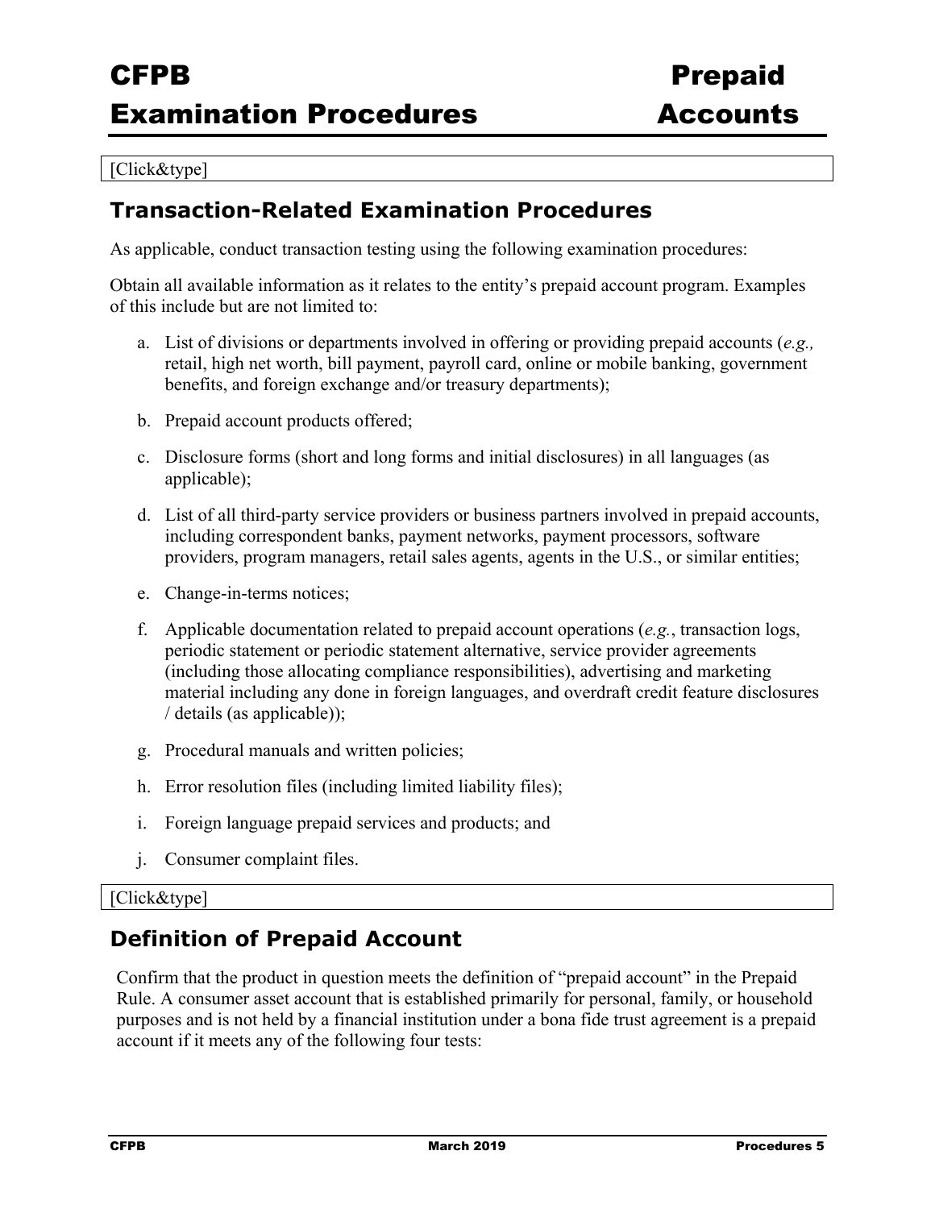[Click&type]

## Transaction-Related Examination Procedures

As applicable, conduct transaction testing using the following examination procedures:

Obtain all available information as it relates to the entity's prepaid account program. Examples of this include but are not limited to:

a. List of divisions or departments involved in offering or providing prepaid accounts (*e.g.,* retail, high net worth, bill payment, payroll card, online or mobile banking, government benefits, and foreign exchange and/or treasury departments);

b. Prepaid account products offered;

c. Disclosure forms (short and long forms and initial disclosures) in all languages (as applicable);

d. List of all third-party service providers or business partners involved in prepaid accounts, including correspondent banks, payment networks, payment processors, software providers, program managers, retail sales agents, agents in the U.S., or similar entities;

e. Change-in-terms notices;

f. Applicable documentation related to prepaid account operations (*e.g.*, transaction logs, periodic statement or periodic statement alternative, service provider agreements (including those allocating compliance responsibilities), advertising and marketing material including any done in foreign languages, and overdraft credit feature disclosures / details (as applicable));

g. Procedural manuals and written policies;

h. Error resolution files (including limited liability files);

i. Foreign language prepaid services and products; and

j. Consumer complaint files.

[Click&type]

## Definition of Prepaid Account

Confirm that the product in question meets the definition of "prepaid account" in the Prepaid Rule. A consumer asset account that is established primarily for personal, family, or household purposes and is not held by a financial institution under a bona fide trust agreement is a prepaid account if it meets any of the following four tests: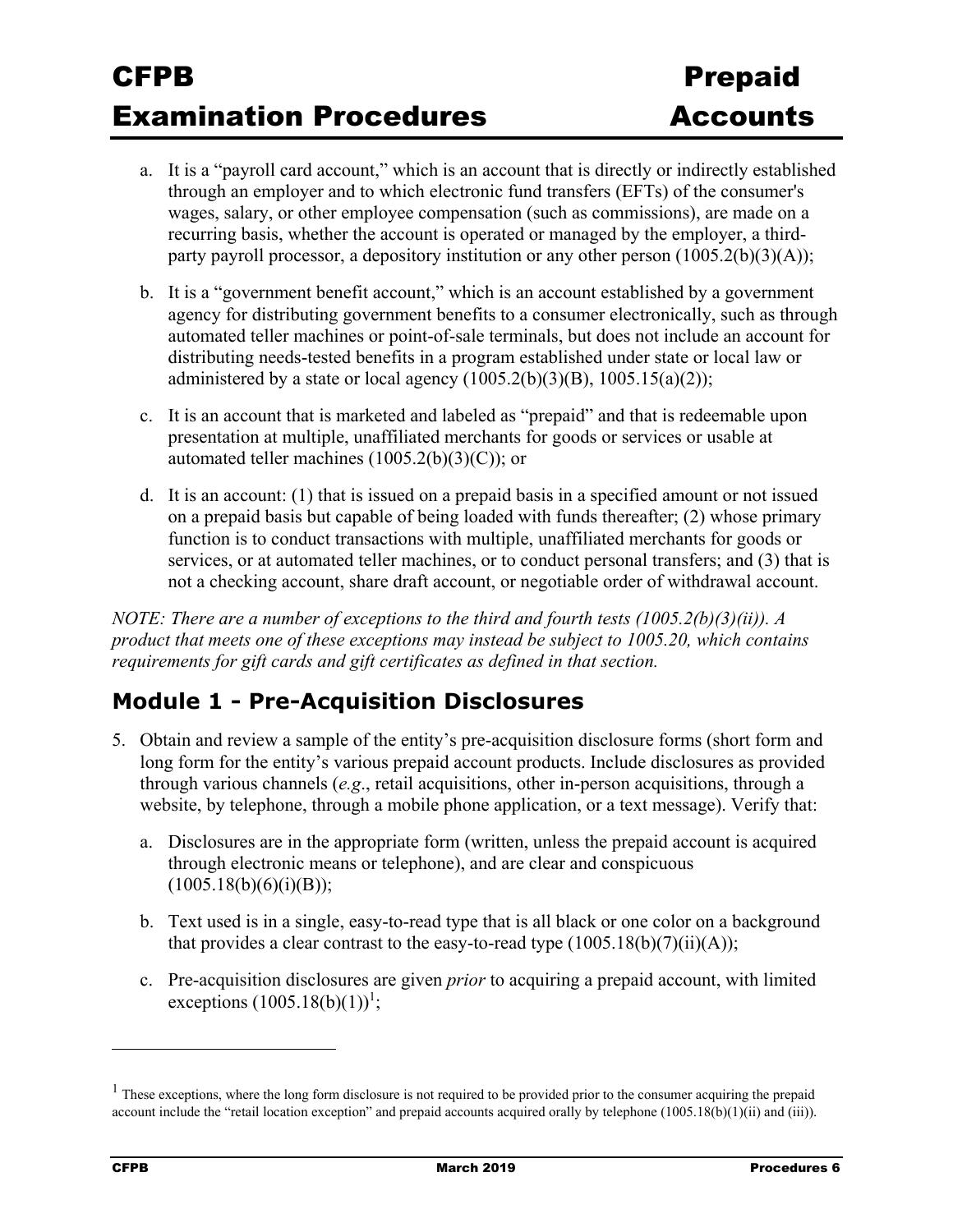a. It is a "payroll card account," which is an account that is directly or indirectly established through an employer and to which electronic fund transfers (EFTs) of the consumer's wages, salary, or other employee compensation (such as commissions), are made on a recurring basis, whether the account is operated or managed by the employer, a third-party payroll processor, a depository institution or any other person (1005.2(b)(3)(A));

b. It is a "government benefit account," which is an account established by a government agency for distributing government benefits to a consumer electronically, such as through automated teller machines or point-of-sale terminals, but does not include an account for distributing needs-tested benefits in a program established under state or local law or administered by a state or local agency (1005.2(b)(3)(B), 1005.15(a)(2));

c. It is an account that is marketed and labeled as "prepaid" and that is redeemable upon presentation at multiple, unaffiliated merchants for goods or services or usable at automated teller machines (1005.2(b)(3)(C)); or

d. It is an account: (1) that is issued on a prepaid basis in a specified amount or not issued on a prepaid basis but capable of being loaded with funds thereafter; (2) whose primary function is to conduct transactions with multiple, unaffiliated merchants for goods or services, or at automated teller machines, or to conduct personal transfers; and (3) that is not a checking account, share draft account, or negotiable order of withdrawal account.

*NOTE: There are a number of exceptions to the third and fourth tests (1005.2(b)(3)(ii)). A product that meets one of these exceptions may instead be subject to 1005.20, which contains requirements for gift cards and gift certificates as defined in that section.*

## Module 1 - Pre-Acquisition Disclosures

5. Obtain and review a sample of the entity's pre-acquisition disclosure forms (short form and long form for the entity's various prepaid account products. Include disclosures as provided through various channels (*e.g*., retail acquisitions, other in-person acquisitions, through a website, by telephone, through a mobile phone application, or a text message). Verify that:

   a. Disclosures are in the appropriate form (written, unless the prepaid account is acquired through electronic means or telephone), and are clear and conspicuous (1005.18(b)(6)(i)(B));

   b. Text used is in a single, easy-to-read type that is all black or one color on a background that provides a clear contrast to the easy-to-read type (1005.18(b)(7)(ii)(A));

   c. Pre-acquisition disclosures are given *prior* to acquiring a prepaid account, with limited exceptions (1005.18(b)(1))[1];

[1] These exceptions, where the long form disclosure is not required to be provided prior to the consumer acquiring the prepaid account include the "retail location exception" and prepaid accounts acquired orally by telephone (1005.18(b)(1)(ii) and (iii)).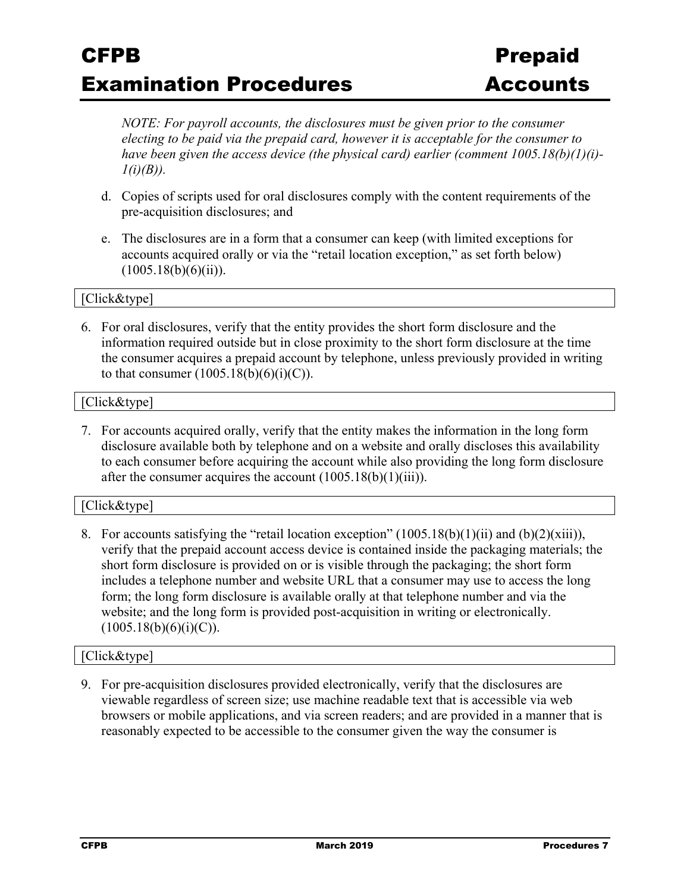*NOTE: For payroll accounts, the disclosures must be given prior to the consumer electing to be paid via the prepaid card, however it is acceptable for the consumer to have been given the access device (the physical card) earlier (comment 1005.18(b)(1)(i)-1(i)(B)).*

d. Copies of scripts used for oral disclosures comply with the content requirements of the pre-acquisition disclosures; and

e. The disclosures are in a form that a consumer can keep (with limited exceptions for accounts acquired orally or via the "retail location exception," as set forth below) (1005.18(b)(6)(ii)).

[Click&type]

6. For oral disclosures, verify that the entity provides the short form disclosure and the information required outside but in close proximity to the short form disclosure at the time the consumer acquires a prepaid account by telephone, unless previously provided in writing to that consumer (1005.18(b)(6)(i)(C)).

[Click&type]

7. For accounts acquired orally, verify that the entity makes the information in the long form disclosure available both by telephone and on a website and orally discloses this availability to each consumer before acquiring the account while also providing the long form disclosure after the consumer acquires the account (1005.18(b)(1)(iii)).

[Click&type]

8. For accounts satisfying the "retail location exception" (1005.18(b)(1)(ii) and (b)(2)(xiii)), verify that the prepaid account access device is contained inside the packaging materials; the short form disclosure is provided on or is visible through the packaging; the short form includes a telephone number and website URL that a consumer may use to access the long form; the long form disclosure is available orally at that telephone number and via the website; and the long form is provided post-acquisition in writing or electronically. (1005.18(b)(6)(i)(C)).

[Click&type]

9. For pre-acquisition disclosures provided electronically, verify that the disclosures are viewable regardless of screen size; use machine readable text that is accessible via web browsers or mobile applications, and via screen readers; and are provided in a manner that is reasonably expected to be accessible to the consumer given the way the consumer is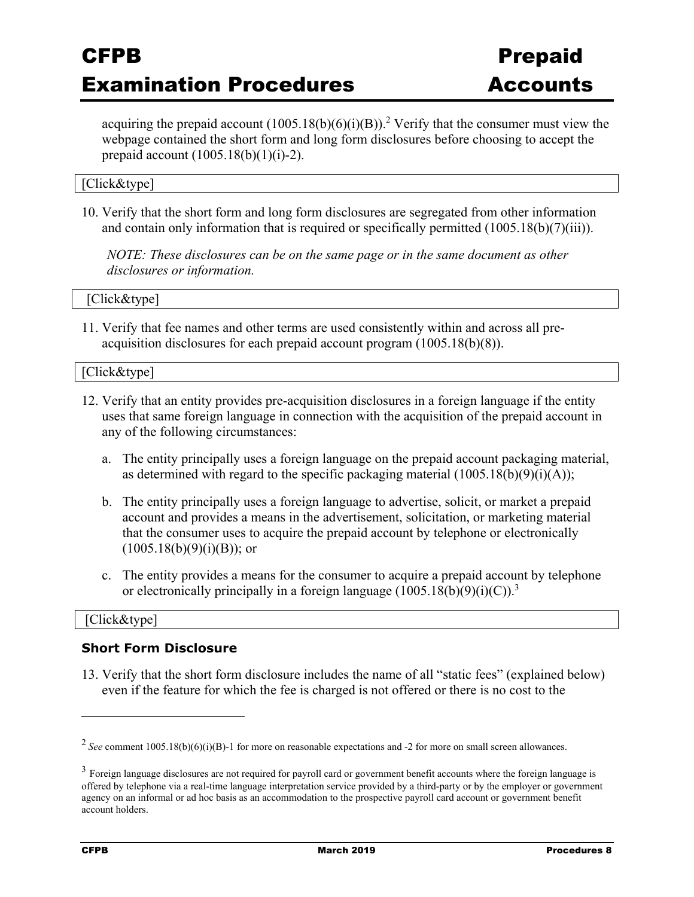acquiring the prepaid account (1005.18(b)(6)(i)(B)).[2] Verify that the consumer must view the webpage contained the short form and long form disclosures before choosing to accept the prepaid account (1005.18(b)(1)(i)-2).

[Click&type]

10. Verify that the short form and long form disclosures are segregated from other information and contain only information that is required or specifically permitted (1005.18(b)(7)(iii)).

    *NOTE: These disclosures can be on the same page or in the same document as other disclosures or information.*

[Click&type]

11. Verify that fee names and other terms are used consistently within and across all pre-acquisition disclosures for each prepaid account program (1005.18(b)(8)).

[Click&type]

12. Verify that an entity provides pre-acquisition disclosures in a foreign language if the entity uses that same foreign language in connection with the acquisition of the prepaid account in any of the following circumstances:

    a. The entity principally uses a foreign language on the prepaid account packaging material, as determined with regard to the specific packaging material (1005.18(b)(9)(i)(A));

    b. The entity principally uses a foreign language to advertise, solicit, or market a prepaid account and provides a means in the advertisement, solicitation, or marketing material that the consumer uses to acquire the prepaid account by telephone or electronically (1005.18(b)(9)(i)(B)); or

    c. The entity provides a means for the consumer to acquire a prepaid account by telephone or electronically principally in a foreign language (1005.18(b)(9)(i)(C)).[3]

[Click&type]

### Short Form Disclosure

13. Verify that the short form disclosure includes the name of all "static fees" (explained below) even if the feature for which the fee is charged is not offered or there is no cost to the

---

[2] *See* comment 1005.18(b)(6)(i)(B)-1 for more on reasonable expectations and -2 for more on small screen allowances.

[3] Foreign language disclosures are not required for payroll card or government benefit accounts where the foreign language is offered by telephone via a real-time language interpretation service provided by a third-party or by the employer or government agency on an informal or ad hoc basis as an accommodation to the prospective payroll card account or government benefit account holders.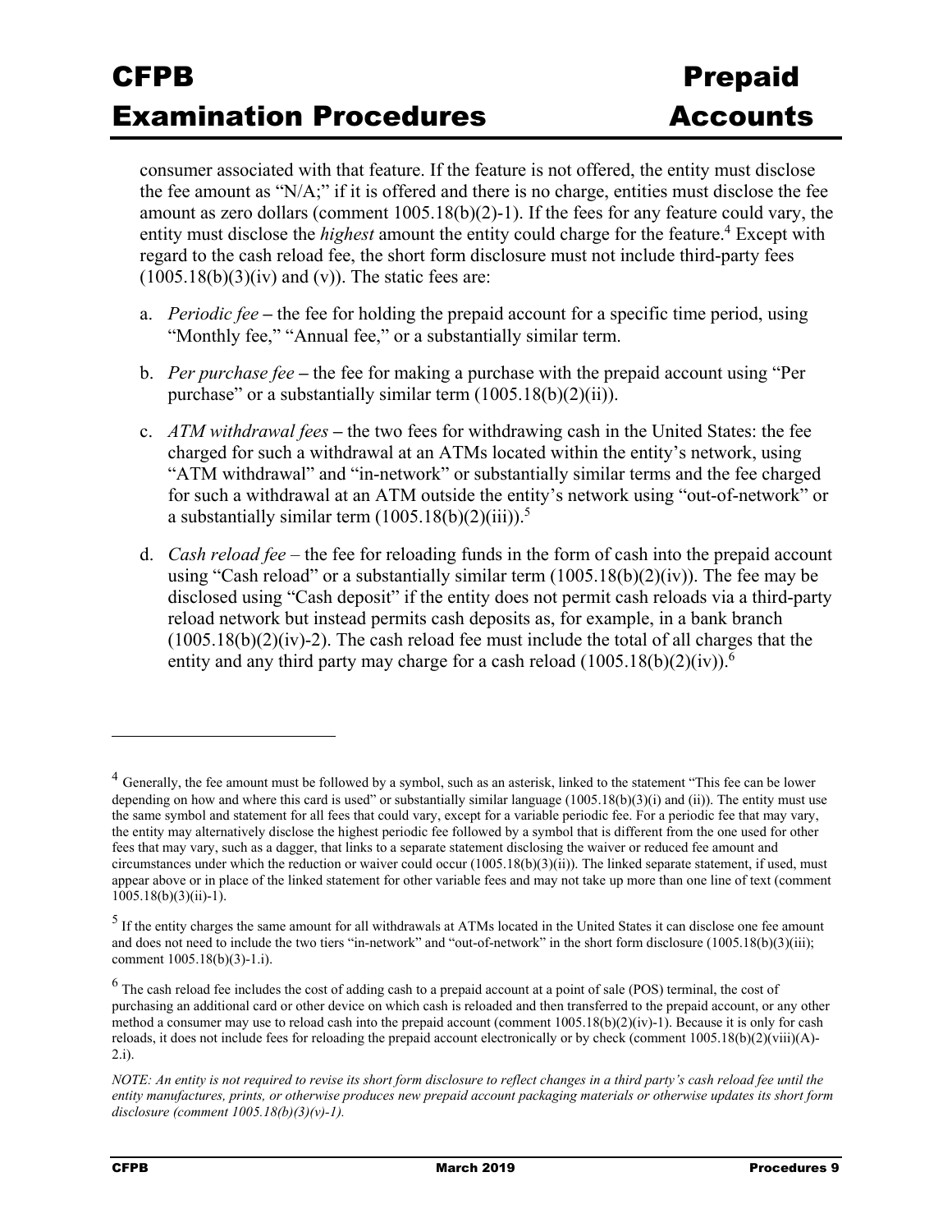consumer associated with that feature. If the feature is not offered, the entity must disclose the fee amount as "N/A;" if it is offered and there is no charge, entities must disclose the fee amount as zero dollars (comment 1005.18(b)(2)-1). If the fees for any feature could vary, the entity must disclose the *highest* amount the entity could charge for the feature.[4] Except with regard to the cash reload fee, the short form disclosure must not include third-party fees (1005.18(b)(3)(iv) and (v)). The static fees are:

a. *Periodic fee* **–** the fee for holding the prepaid account for a specific time period, using "Monthly fee," "Annual fee," or a substantially similar term.

b. *Per purchase fee* **–** the fee for making a purchase with the prepaid account using "Per purchase" or a substantially similar term (1005.18(b)(2)(ii)).

c. *ATM withdrawal fees* **–** the two fees for withdrawing cash in the United States: the fee charged for such a withdrawal at an ATMs located within the entity's network, using "ATM withdrawal" and "in-network" or substantially similar terms and the fee charged for such a withdrawal at an ATM outside the entity's network using "out-of-network" or a substantially similar term (1005.18(b)(2)(iii)).[5]

d. *Cash reload fee* – the fee for reloading funds in the form of cash into the prepaid account using "Cash reload" or a substantially similar term (1005.18(b)(2)(iv)). The fee may be disclosed using "Cash deposit" if the entity does not permit cash reloads via a third-party reload network but instead permits cash deposits as, for example, in a bank branch (1005.18(b)(2)(iv)-2). The cash reload fee must include the total of all charges that the entity and any third party may charge for a cash reload (1005.18(b)(2)(iv)).[6]

---

[4] Generally, the fee amount must be followed by a symbol, such as an asterisk, linked to the statement "This fee can be lower depending on how and where this card is used" or substantially similar language (1005.18(b)(3)(i) and (ii)). The entity must use the same symbol and statement for all fees that could vary, except for a variable periodic fee. For a periodic fee that may vary, the entity may alternatively disclose the highest periodic fee followed by a symbol that is different from the one used for other fees that may vary, such as a dagger, that links to a separate statement disclosing the waiver or reduced fee amount and circumstances under which the reduction or waiver could occur (1005.18(b)(3)(ii)). The linked separate statement, if used, must appear above or in place of the linked statement for other variable fees and may not take up more than one line of text (comment 1005.18(b)(3)(ii)-1).

[5] If the entity charges the same amount for all withdrawals at ATMs located in the United States it can disclose one fee amount and does not need to include the two tiers "in-network" and "out-of-network" in the short form disclosure (1005.18(b)(3)(iii); comment 1005.18(b)(3)-1.i).

[6] The cash reload fee includes the cost of adding cash to a prepaid account at a point of sale (POS) terminal, the cost of purchasing an additional card or other device on which cash is reloaded and then transferred to the prepaid account, or any other method a consumer may use to reload cash into the prepaid account (comment 1005.18(b)(2)(iv)-1). Because it is only for cash reloads, it does not include fees for reloading the prepaid account electronically or by check (comment 1005.18(b)(2)(viii)(A)-2.i).

*NOTE: An entity is not required to revise its short form disclosure to reflect changes in a third party's cash reload fee until the entity manufactures, prints, or otherwise produces new prepaid account packaging materials or otherwise updates its short form disclosure (comment 1005.18(b)(3)(v)-1).*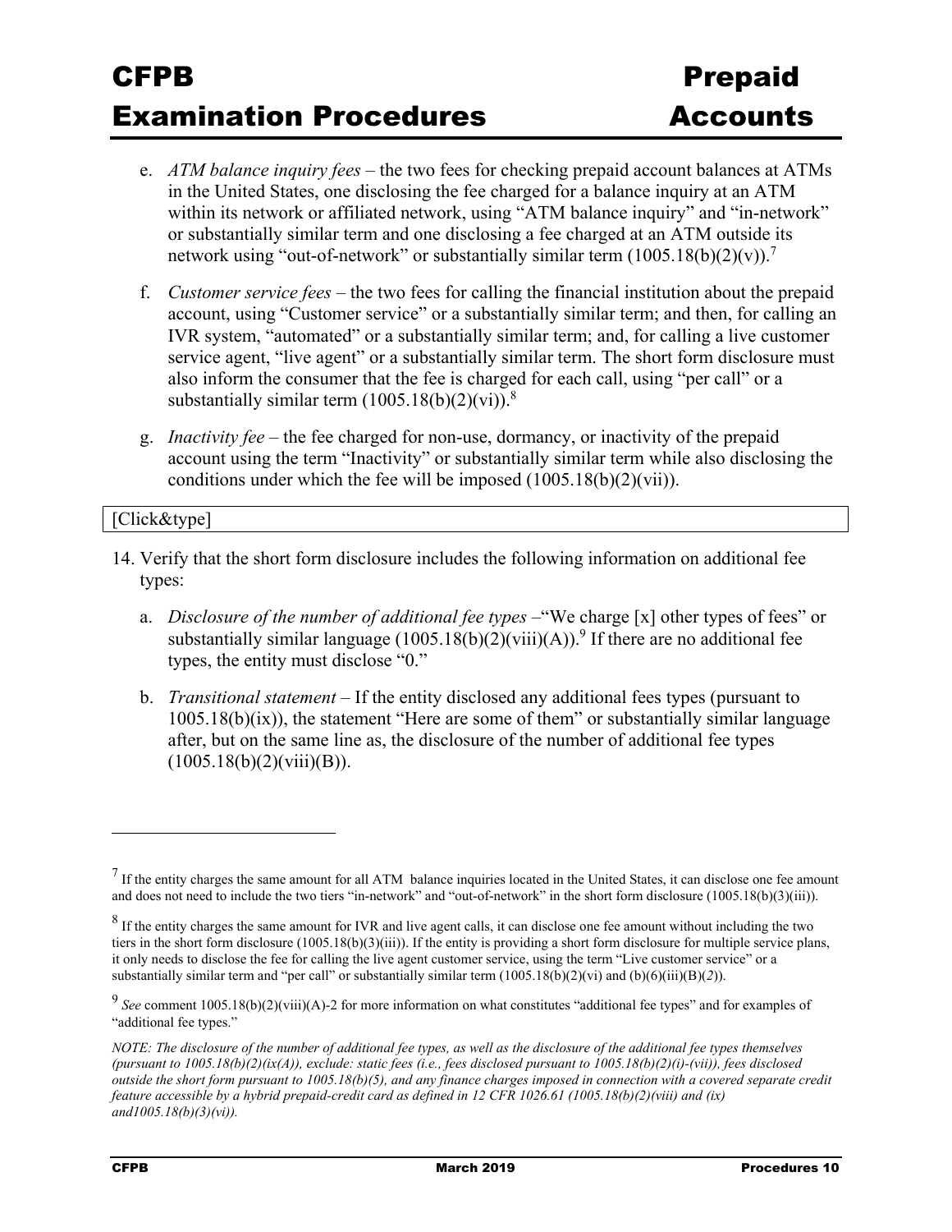e. *ATM balance inquiry fees* – the two fees for checking prepaid account balances at ATMs in the United States, one disclosing the fee charged for a balance inquiry at an ATM within its network or affiliated network, using "ATM balance inquiry" and "in-network" or substantially similar term and one disclosing a fee charged at an ATM outside its network using "out-of-network" or substantially similar term (1005.18(b)(2)(v)).[7]

f. *Customer service fees* – the two fees for calling the financial institution about the prepaid account, using "Customer service" or a substantially similar term; and then, for calling an IVR system, "automated" or a substantially similar term; and, for calling a live customer service agent, "live agent" or a substantially similar term. The short form disclosure must also inform the consumer that the fee is charged for each call, using "per call" or a substantially similar term (1005.18(b)(2)(vi)).[8]

g. *Inactivity fee* – the fee charged for non-use, dormancy, or inactivity of the prepaid account using the term "Inactivity" or substantially similar term while also disclosing the conditions under which the fee will be imposed (1005.18(b)(2)(vii)).

[Click&type]

14. Verify that the short form disclosure includes the following information on additional fee types:

    a. *Disclosure of the number of additional fee types* –"We charge [x] other types of fees" or substantially similar language (1005.18(b)(2)(viii)(A)).[9] If there are no additional fee types, the entity must disclose "0."

    b. *Transitional statement* – If the entity disclosed any additional fees types (pursuant to 1005.18(b)(ix)), the statement "Here are some of them" or substantially similar language after, but on the same line as, the disclosure of the number of additional fee types (1005.18(b)(2)(viii)(B)).

---

[7] If the entity charges the same amount for all ATM balance inquiries located in the United States, it can disclose one fee amount and does not need to include the two tiers "in-network" and "out-of-network" in the short form disclosure (1005.18(b)(3)(iii)).

[8] If the entity charges the same amount for IVR and live agent calls, it can disclose one fee amount without including the two tiers in the short form disclosure (1005.18(b)(3)(iii)). If the entity is providing a short form disclosure for multiple service plans, it only needs to disclose the fee for calling the live agent customer service, using the term "Live customer service" or a substantially similar term and "per call" or substantially similar term (1005.18(b)(2)(vi) and (b)(6)(iii)(B)(*2*)).

[9] *See* comment 1005.18(b)(2)(viii)(A)-2 for more information on what constitutes "additional fee types" and for examples of "additional fee types."

*NOTE: The disclosure of the number of additional fee types, as well as the disclosure of the additional fee types themselves (pursuant to 1005.18(b)(2)(ix(A)), exclude: static fees (i.e., fees disclosed pursuant to 1005.18(b)(2)(i)-(vii)), fees disclosed outside the short form pursuant to 1005.18(b)(5), and any finance charges imposed in connection with a covered separate credit feature accessible by a hybrid prepaid-credit card as defined in 12 CFR 1026.61 (1005.18(b)(2)(viii) and (ix) and1005.18(b)(3)(vi)).*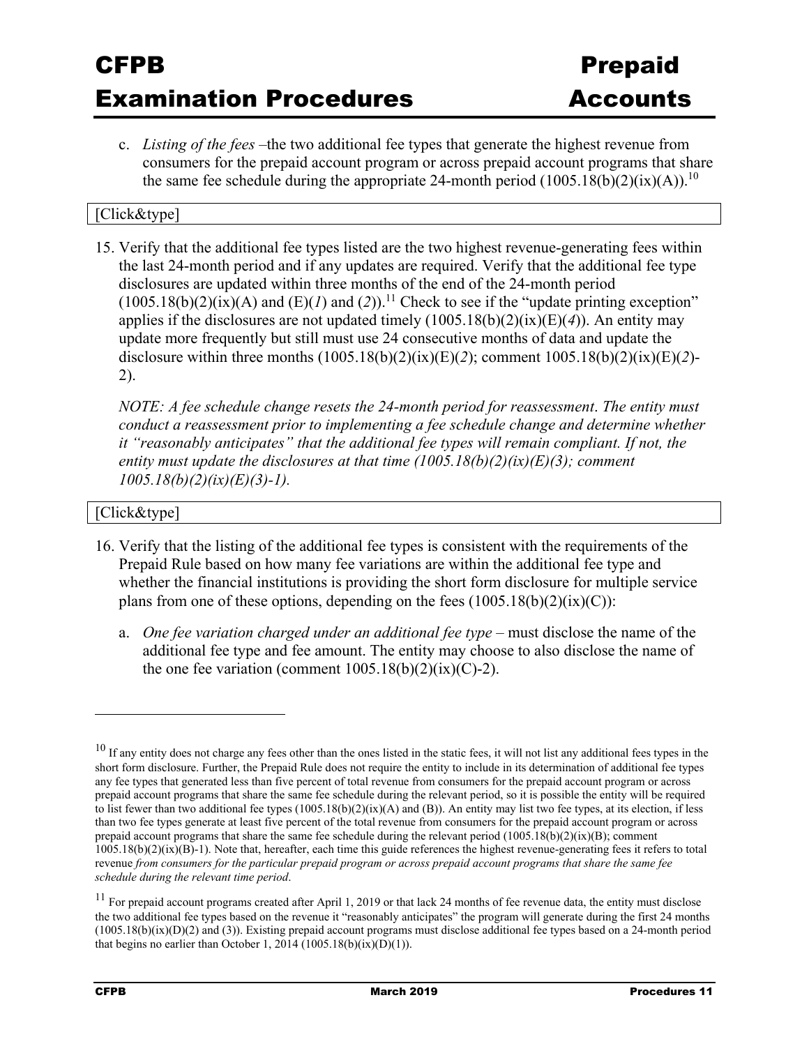c. *Listing of the fees* –the two additional fee types that generate the highest revenue from consumers for the prepaid account program or across prepaid account programs that share the same fee schedule during the appropriate 24-month period (1005.18(b)(2)(ix)(A)).[10]

[Click&type]

15. Verify that the additional fee types listed are the two highest revenue-generating fees within the last 24-month period and if any updates are required. Verify that the additional fee type disclosures are updated within three months of the end of the 24-month period (1005.18(b)(2)(ix)(A) and (E)(*1*) and (*2*)).[11] Check to see if the "update printing exception" applies if the disclosures are not updated timely (1005.18(b)(2)(ix)(E)(*4*)). An entity may update more frequently but still must use 24 consecutive months of data and update the disclosure within three months (1005.18(b)(2)(ix)(E)(*2*); comment 1005.18(b)(2)(ix)(E)(*2*)-2).

    *NOTE: A fee schedule change resets the 24-month period for reassessment. The entity must conduct a reassessment prior to implementing a fee schedule change and determine whether it "reasonably anticipates" that the additional fee types will remain compliant. If not, the entity must update the disclosures at that time (1005.18(b)(2)(ix)(E)(3); comment 1005.18(b)(2)(ix)(E)(3)-1).*

[Click&type]

16. Verify that the listing of the additional fee types is consistent with the requirements of the Prepaid Rule based on how many fee variations are within the additional fee type and whether the financial institutions is providing the short form disclosure for multiple service plans from one of these options, depending on the fees (1005.18(b)(2)(ix)(C)):

    a. *One fee variation charged under an additional fee type* – must disclose the name of the additional fee type and fee amount. The entity may choose to also disclose the name of the one fee variation (comment 1005.18(b)(2)(ix)(C)-2).

---

[10] If any entity does not charge any fees other than the ones listed in the static fees, it will not list any additional fees types in the short form disclosure. Further, the Prepaid Rule does not require the entity to include in its determination of additional fee types any fee types that generated less than five percent of total revenue from consumers for the prepaid account program or across prepaid account programs that share the same fee schedule during the relevant period, so it is possible the entity will be required to list fewer than two additional fee types (1005.18(b)(2)(ix)(A) and (B)). An entity may list two fee types, at its election, if less than two fee types generate at least five percent of the total revenue from consumers for the prepaid account program or across prepaid account programs that share the same fee schedule during the relevant period (1005.18(b)(2)(ix)(B); comment 1005.18(b)(2)(ix)(B)-1). Note that, hereafter, each time this guide references the highest revenue-generating fees it refers to total revenue *from consumers for the particular prepaid program or across prepaid account programs that share the same fee schedule during the relevant time period*.

[11] For prepaid account programs created after April 1, 2019 or that lack 24 months of fee revenue data, the entity must disclose the two additional fee types based on the revenue it "reasonably anticipates" the program will generate during the first 24 months (1005.18(b)(ix)(D)(2) and (3)). Existing prepaid account programs must disclose additional fee types based on a 24-month period that begins no earlier than October 1, 2014 (1005.18(b)(ix)(D)(1)).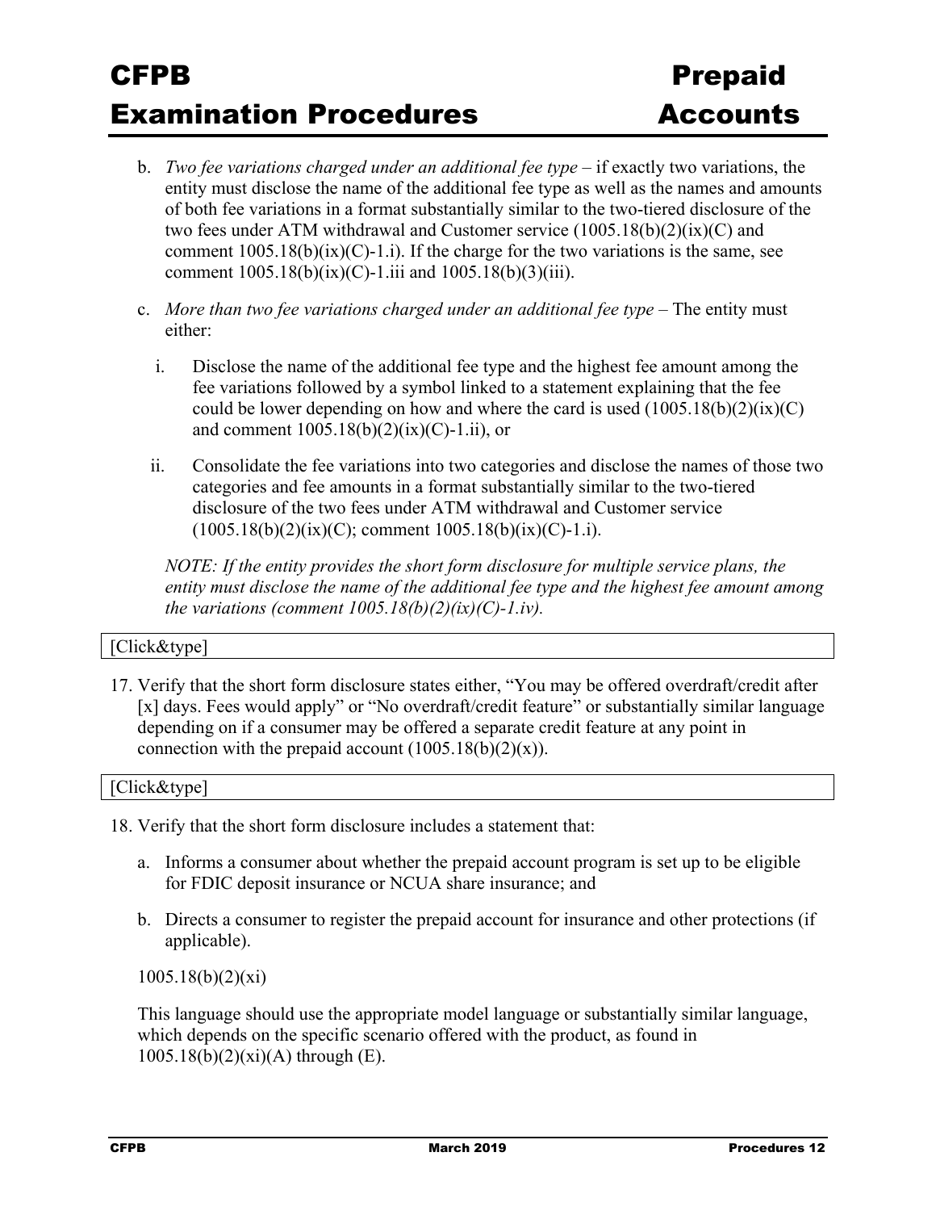b. *Two fee variations charged under an additional fee type* – if exactly two variations, the entity must disclose the name of the additional fee type as well as the names and amounts of both fee variations in a format substantially similar to the two-tiered disclosure of the two fees under ATM withdrawal and Customer service (1005.18(b)(2)(ix)(C) and comment 1005.18(b)(ix)(C)-1.i). If the charge for the two variations is the same, see comment 1005.18(b)(ix)(C)-1.iii and 1005.18(b)(3)(iii).

c. *More than two fee variations charged under an additional fee type* – The entity must either:

   i. Disclose the name of the additional fee type and the highest fee amount among the fee variations followed by a symbol linked to a statement explaining that the fee could be lower depending on how and where the card is used (1005.18(b)(2)(ix)(C) and comment 1005.18(b)(2)(ix)(C)-1.ii), or

   ii. Consolidate the fee variations into two categories and disclose the names of those two categories and fee amounts in a format substantially similar to the two-tiered disclosure of the two fees under ATM withdrawal and Customer service (1005.18(b)(2)(ix)(C); comment 1005.18(b)(ix)(C)-1.i).

*NOTE: If the entity provides the short form disclosure for multiple service plans, the entity must disclose the name of the additional fee type and the highest fee amount among the variations (comment 1005.18(b)(2)(ix)(C)-1.iv).*

[Click&type]

17. Verify that the short form disclosure states either, "You may be offered overdraft/credit after [x] days. Fees would apply" or "No overdraft/credit feature" or substantially similar language depending on if a consumer may be offered a separate credit feature at any point in connection with the prepaid account (1005.18(b)(2)(x)).

[Click&type]

18. Verify that the short form disclosure includes a statement that:

    a. Informs a consumer about whether the prepaid account program is set up to be eligible for FDIC deposit insurance or NCUA share insurance; and

    b. Directs a consumer to register the prepaid account for insurance and other protections (if applicable).

    1005.18(b)(2)(xi)

    This language should use the appropriate model language or substantially similar language, which depends on the specific scenario offered with the product, as found in 1005.18(b)(2)(xi)(A) through (E).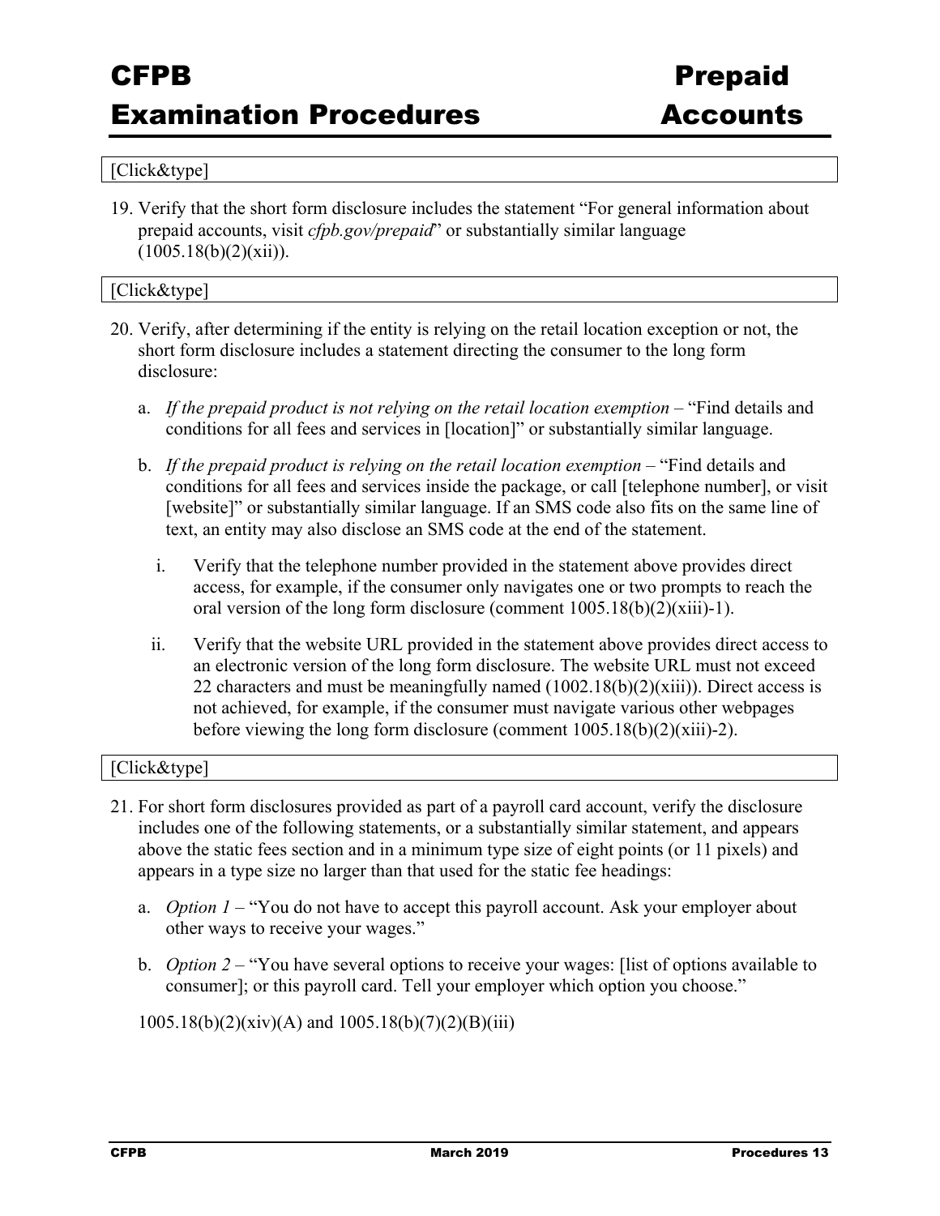[Click&type]

19. Verify that the short form disclosure includes the statement "For general information about prepaid accounts, visit *cfpb.gov/prepaid*" or substantially similar language (1005.18(b)(2)(xii)).

[Click&type]

20. Verify, after determining if the entity is relying on the retail location exception or not, the short form disclosure includes a statement directing the consumer to the long form disclosure:

    a. *If the prepaid product is not relying on the retail location exemption* – "Find details and conditions for all fees and services in [location]" or substantially similar language.

    b. *If the prepaid product is relying on the retail location exemption* – "Find details and conditions for all fees and services inside the package, or call [telephone number], or visit [website]" or substantially similar language. If an SMS code also fits on the same line of text, an entity may also disclose an SMS code at the end of the statement.

        i. Verify that the telephone number provided in the statement above provides direct access, for example, if the consumer only navigates one or two prompts to reach the oral version of the long form disclosure (comment 1005.18(b)(2)(xiii)-1).

        ii. Verify that the website URL provided in the statement above provides direct access to an electronic version of the long form disclosure. The website URL must not exceed 22 characters and must be meaningfully named (1002.18(b)(2)(xiii)). Direct access is not achieved, for example, if the consumer must navigate various other webpages before viewing the long form disclosure (comment 1005.18(b)(2)(xiii)-2).

[Click&type]

21. For short form disclosures provided as part of a payroll card account, verify the disclosure includes one of the following statements, or a substantially similar statement, and appears above the static fees section and in a minimum type size of eight points (or 11 pixels) and appears in a type size no larger than that used for the static fee headings:

    a. *Option 1* – "You do not have to accept this payroll account. Ask your employer about other ways to receive your wages."

    b. *Option 2* – "You have several options to receive your wages: [list of options available to consumer]; or this payroll card. Tell your employer which option you choose."

    1005.18(b)(2)(xiv)(A) and 1005.18(b)(7)(2)(B)(iii)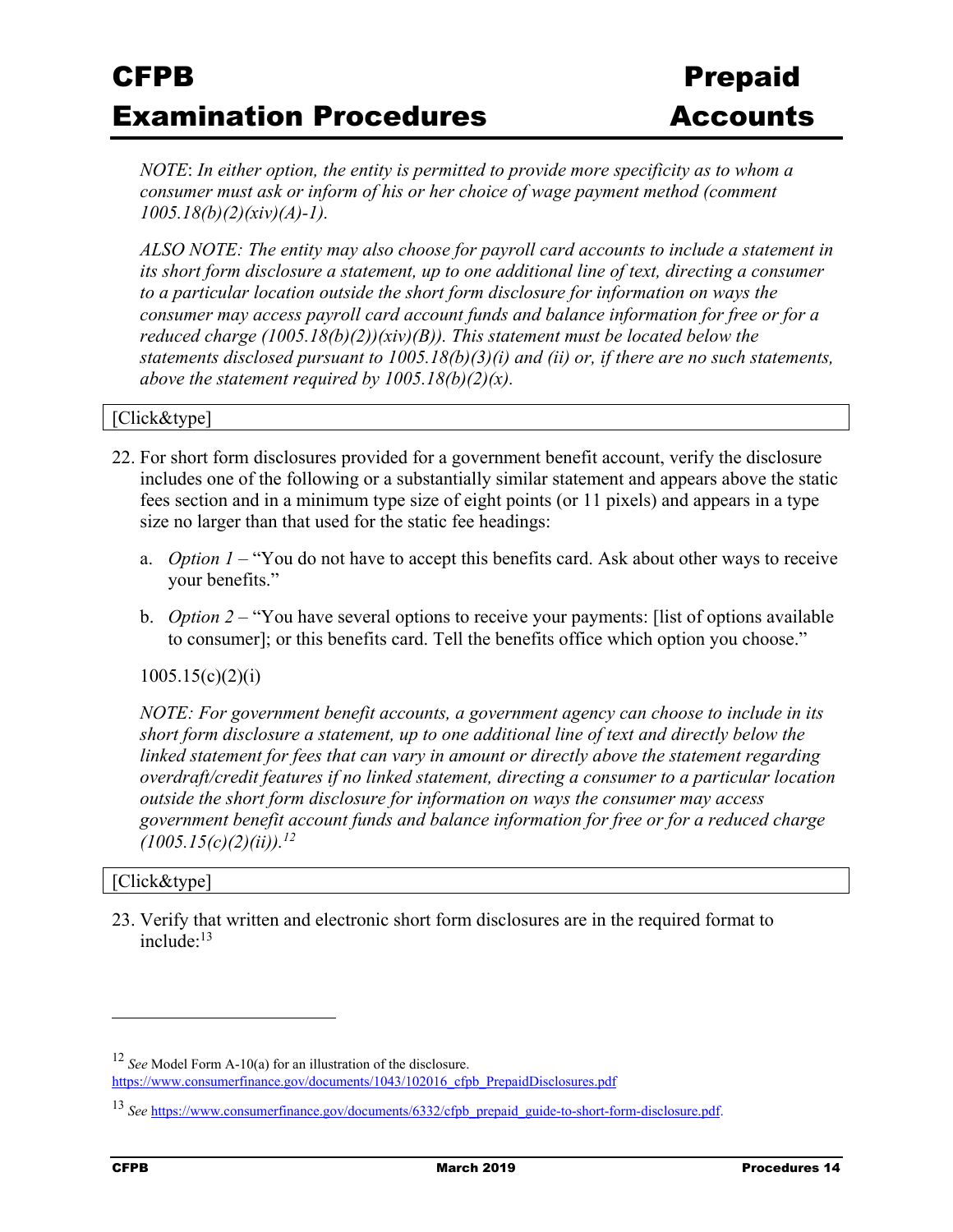*NOTE*: *In either option, the entity is permitted to provide more specificity as to whom a consumer must ask or inform of his or her choice of wage payment method (comment 1005.18(b)(2)(xiv)(A)-1).*

*ALSO NOTE: The entity may also choose for payroll card accounts to include a statement in its short form disclosure a statement, up to one additional line of text, directing a consumer to a particular location outside the short form disclosure for information on ways the consumer may access payroll card account funds and balance information for free or for a reduced charge (1005.18(b)(2))(xiv)(B)). This statement must be located below the statements disclosed pursuant to 1005.18(b)(3)(i) and (ii) or, if there are no such statements, above the statement required by 1005.18(b)(2)(x).*

[Click&type]

22. For short form disclosures provided for a government benefit account, verify the disclosure includes one of the following or a substantially similar statement and appears above the static fees section and in a minimum type size of eight points (or 11 pixels) and appears in a type size no larger than that used for the static fee headings:

    a. *Option 1* – "You do not have to accept this benefits card. Ask about other ways to receive your benefits."

    b. *Option 2* – "You have several options to receive your payments: [list of options available to consumer]; or this benefits card. Tell the benefits office which option you choose."

    1005.15(c)(2)(i)

    *NOTE: For government benefit accounts, a government agency can choose to include in its short form disclosure a statement, up to one additional line of text and directly below the linked statement for fees that can vary in amount or directly above the statement regarding overdraft/credit features if no linked statement, directing a consumer to a particular location outside the short form disclosure for information on ways the consumer may access government benefit account funds and balance information for free or for a reduced charge (1005.15(c)(2)(ii)).[12]*

[Click&type]

23. Verify that written and electronic short form disclosures are in the required format to include:[13]

---

[12] *See* Model Form A-10(a) for an illustration of the disclosure. https://www.consumerfinance.gov/documents/1043/102016_cfpb_PrepaidDisclosures.pdf

[13] *See* https://www.consumerfinance.gov/documents/6332/cfpb_prepaid_guide-to-short-form-disclosure.pdf.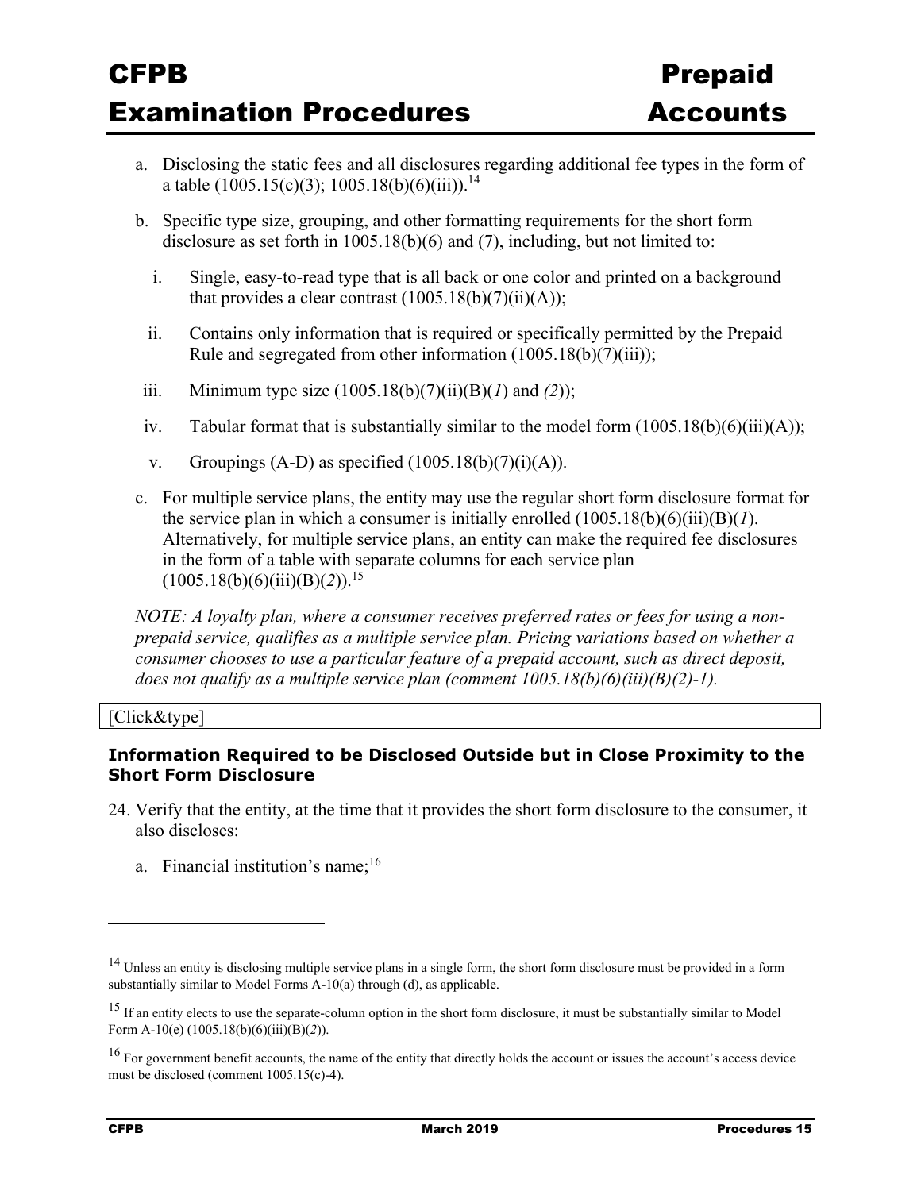a. Disclosing the static fees and all disclosures regarding additional fee types in the form of a table (1005.15(c)(3); 1005.18(b)(6)(iii)).[14]

b. Specific type size, grouping, and other formatting requirements for the short form disclosure as set forth in 1005.18(b)(6) and (7), including, but not limited to:

   i. Single, easy-to-read type that is all back or one color and printed on a background that provides a clear contrast (1005.18(b)(7)(ii)(A));

   ii. Contains only information that is required or specifically permitted by the Prepaid Rule and segregated from other information (1005.18(b)(7)(iii));

   iii. Minimum type size (1005.18(b)(7)(ii)(B)(*1*) and *(2)*);

   iv. Tabular format that is substantially similar to the model form (1005.18(b)(6)(iii)(A));

   v. Groupings (A-D) as specified (1005.18(b)(7)(i)(A)).

c. For multiple service plans, the entity may use the regular short form disclosure format for the service plan in which a consumer is initially enrolled (1005.18(b)(6)(iii)(B)(*1*). Alternatively, for multiple service plans, an entity can make the required fee disclosures in the form of a table with separate columns for each service plan (1005.18(b)(6)(iii)(B)(*2*)).[15]

*NOTE: A loyalty plan, where a consumer receives preferred rates or fees for using a non-prepaid service, qualifies as a multiple service plan. Pricing variations based on whether a consumer chooses to use a particular feature of a prepaid account, such as direct deposit, does not qualify as a multiple service plan (comment 1005.18(b)(6)(iii)(B)(2)-1).*

[Click&type]

### Information Required to be Disclosed Outside but in Close Proximity to the Short Form Disclosure

24. Verify that the entity, at the time that it provides the short form disclosure to the consumer, it also discloses:

    a. Financial institution's name;[16]

---

[14] Unless an entity is disclosing multiple service plans in a single form, the short form disclosure must be provided in a form substantially similar to Model Forms A-10(a) through (d), as applicable.

[15] If an entity elects to use the separate-column option in the short form disclosure, it must be substantially similar to Model Form A-10(e) (1005.18(b)(6)(iii)(B)(*2*)).

[16] For government benefit accounts, the name of the entity that directly holds the account or issues the account's access device must be disclosed (comment 1005.15(c)-4).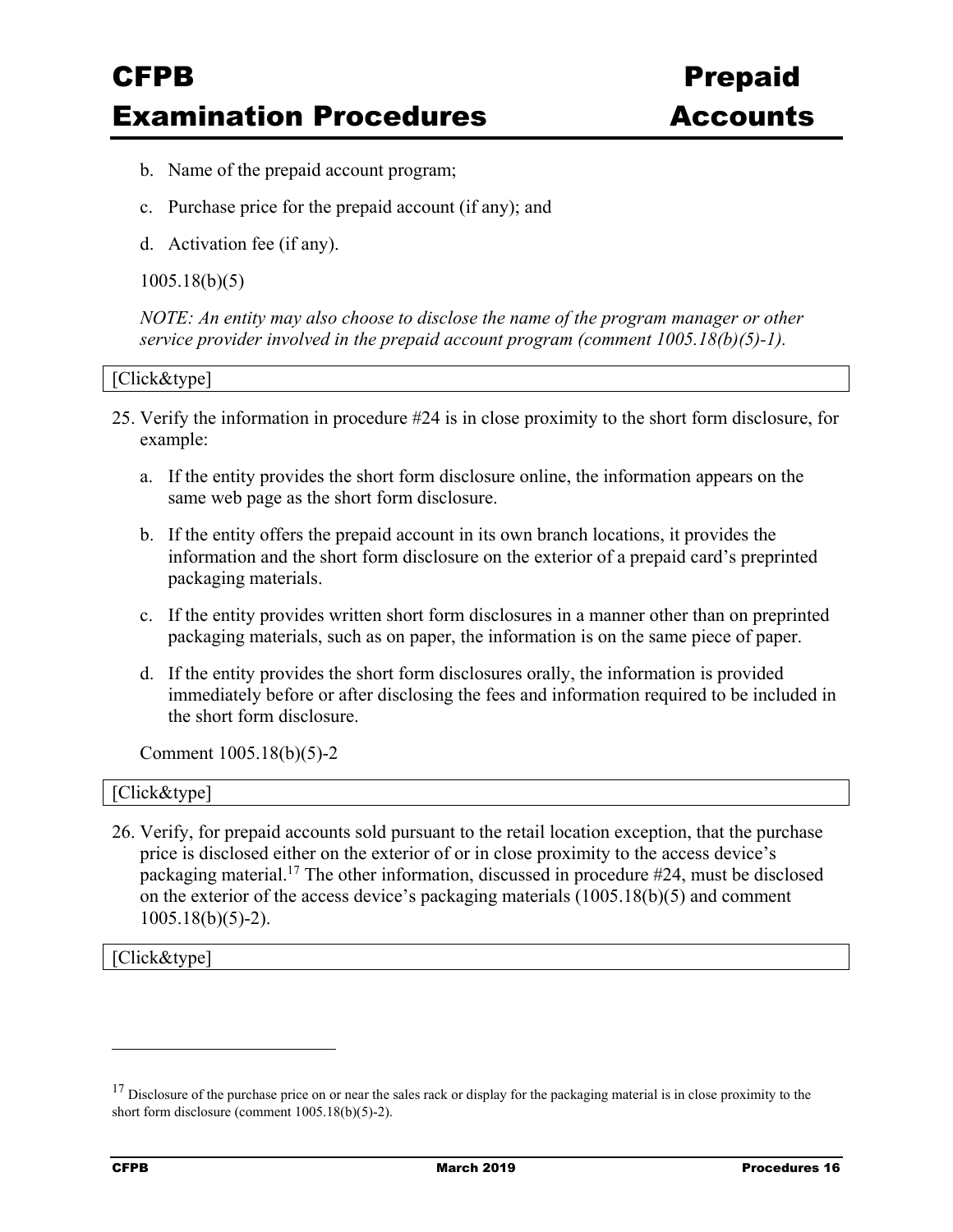b. Name of the prepaid account program;

c. Purchase price for the prepaid account (if any); and

d. Activation fee (if any).

1005.18(b)(5)

*NOTE: An entity may also choose to disclose the name of the program manager or other service provider involved in the prepaid account program (comment 1005.18(b)(5)-1).*

[Click&type]

25. Verify the information in procedure #24 is in close proximity to the short form disclosure, for example:

    a. If the entity provides the short form disclosure online, the information appears on the same web page as the short form disclosure.

    b. If the entity offers the prepaid account in its own branch locations, it provides the information and the short form disclosure on the exterior of a prepaid card's preprinted packaging materials.

    c. If the entity provides written short form disclosures in a manner other than on preprinted packaging materials, such as on paper, the information is on the same piece of paper.

    d. If the entity provides the short form disclosures orally, the information is provided immediately before or after disclosing the fees and information required to be included in the short form disclosure.

    Comment 1005.18(b)(5)-2

[Click&type]

26. Verify, for prepaid accounts sold pursuant to the retail location exception, that the purchase price is disclosed either on the exterior of or in close proximity to the access device's packaging material.[17] The other information, discussed in procedure #24, must be disclosed on the exterior of the access device's packaging materials (1005.18(b)(5) and comment 1005.18(b)(5)-2).

[Click&type]

---

[17] Disclosure of the purchase price on or near the sales rack or display for the packaging material is in close proximity to the short form disclosure (comment 1005.18(b)(5)-2).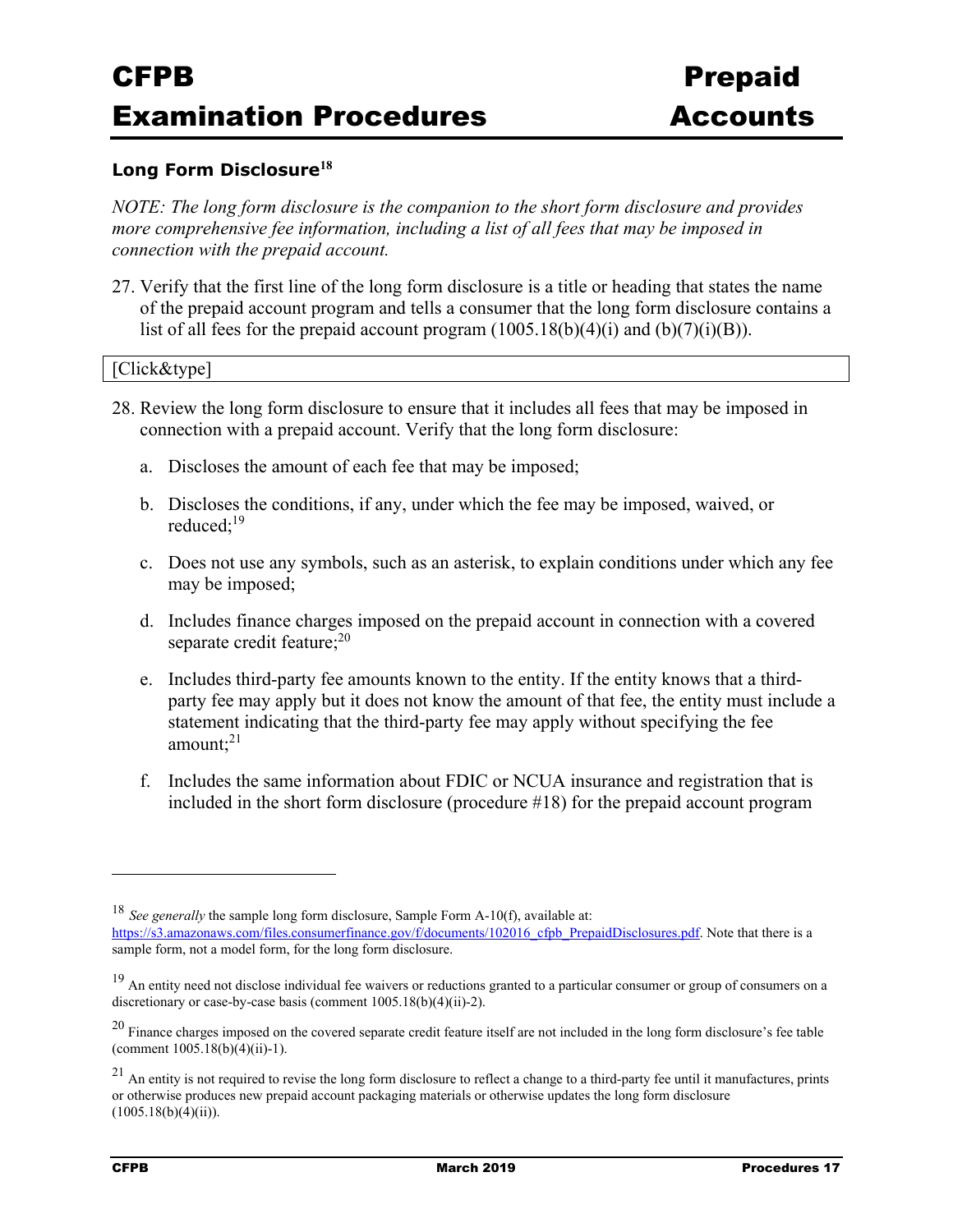### Long Form Disclosure[18]

*NOTE: The long form disclosure is the companion to the short form disclosure and provides more comprehensive fee information, including a list of all fees that may be imposed in connection with the prepaid account.*

27. Verify that the first line of the long form disclosure is a title or heading that states the name of the prepaid account program and tells a consumer that the long form disclosure contains a list of all fees for the prepaid account program (1005.18(b)(4)(i) and (b)(7)(i)(B)).

[Click&type]

28. Review the long form disclosure to ensure that it includes all fees that may be imposed in connection with a prepaid account. Verify that the long form disclosure:

    a. Discloses the amount of each fee that may be imposed;

    b. Discloses the conditions, if any, under which the fee may be imposed, waived, or reduced;[19]

    c. Does not use any symbols, such as an asterisk, to explain conditions under which any fee may be imposed;

    d. Includes finance charges imposed on the prepaid account in connection with a covered separate credit feature;[20]

    e. Includes third-party fee amounts known to the entity. If the entity knows that a third-party fee may apply but it does not know the amount of that fee, the entity must include a statement indicating that the third-party fee may apply without specifying the fee amount;[21]

    f. Includes the same information about FDIC or NCUA insurance and registration that is included in the short form disclosure (procedure #18) for the prepaid account program

---

[18] *See generally* the sample long form disclosure, Sample Form A-10(f), available at: https://s3.amazonaws.com/files.consumerfinance.gov/f/documents/102016_cfpb_PrepaidDisclosures.pdf. Note that there is a sample form, not a model form, for the long form disclosure.

[19] An entity need not disclose individual fee waivers or reductions granted to a particular consumer or group of consumers on a discretionary or case-by-case basis (comment 1005.18(b)(4)(ii)-2).

[20] Finance charges imposed on the covered separate credit feature itself are not included in the long form disclosure's fee table (comment 1005.18(b)(4)(ii)-1).

[21] An entity is not required to revise the long form disclosure to reflect a change to a third-party fee until it manufactures, prints or otherwise produces new prepaid account packaging materials or otherwise updates the long form disclosure (1005.18(b)(4)(ii)).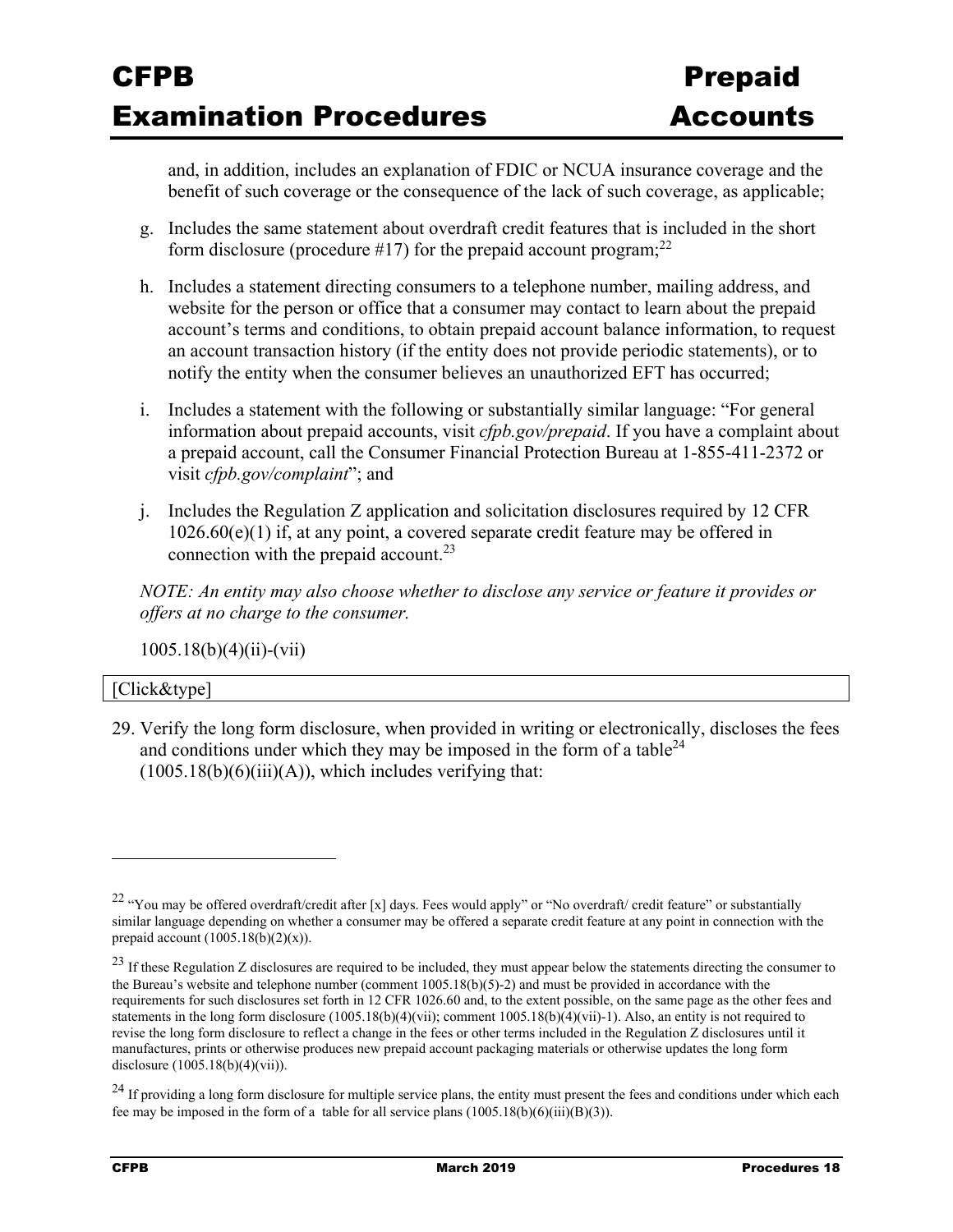and, in addition, includes an explanation of FDIC or NCUA insurance coverage and the benefit of such coverage or the consequence of the lack of such coverage, as applicable;

g. Includes the same statement about overdraft credit features that is included in the short form disclosure (procedure #17) for the prepaid account program;[22]

h. Includes a statement directing consumers to a telephone number, mailing address, and website for the person or office that a consumer may contact to learn about the prepaid account's terms and conditions, to obtain prepaid account balance information, to request an account transaction history (if the entity does not provide periodic statements), or to notify the entity when the consumer believes an unauthorized EFT has occurred;

i. Includes a statement with the following or substantially similar language: "For general information about prepaid accounts, visit *cfpb.gov/prepaid*. If you have a complaint about a prepaid account, call the Consumer Financial Protection Bureau at 1-855-411-2372 or visit *cfpb.gov/complaint*"; and

j. Includes the Regulation Z application and solicitation disclosures required by 12 CFR 1026.60(e)(1) if, at any point, a covered separate credit feature may be offered in connection with the prepaid account.[23]

*NOTE: An entity may also choose whether to disclose any service or feature it provides or offers at no charge to the consumer.*

1005.18(b)(4)(ii)-(vii)

[Click&type]

29. Verify the long form disclosure, when provided in writing or electronically, discloses the fees and conditions under which they may be imposed in the form of a table[24] (1005.18(b)(6)(iii)(A)), which includes verifying that:

---

[22] "You may be offered overdraft/credit after [x] days. Fees would apply" or "No overdraft/ credit feature" or substantially similar language depending on whether a consumer may be offered a separate credit feature at any point in connection with the prepaid account (1005.18(b)(2)(x)).

[23] If these Regulation Z disclosures are required to be included, they must appear below the statements directing the consumer to the Bureau's website and telephone number (comment 1005.18(b)(5)-2) and must be provided in accordance with the requirements for such disclosures set forth in 12 CFR 1026.60 and, to the extent possible, on the same page as the other fees and statements in the long form disclosure (1005.18(b)(4)(vii); comment 1005.18(b)(4)(vii)-1). Also, an entity is not required to revise the long form disclosure to reflect a change in the fees or other terms included in the Regulation Z disclosures until it manufactures, prints or otherwise produces new prepaid account packaging materials or otherwise updates the long form disclosure (1005.18(b)(4)(vii)).

[24] If providing a long form disclosure for multiple service plans, the entity must present the fees and conditions under which each fee may be imposed in the form of a table for all service plans (1005.18(b)(6)(iii)(B)(3)).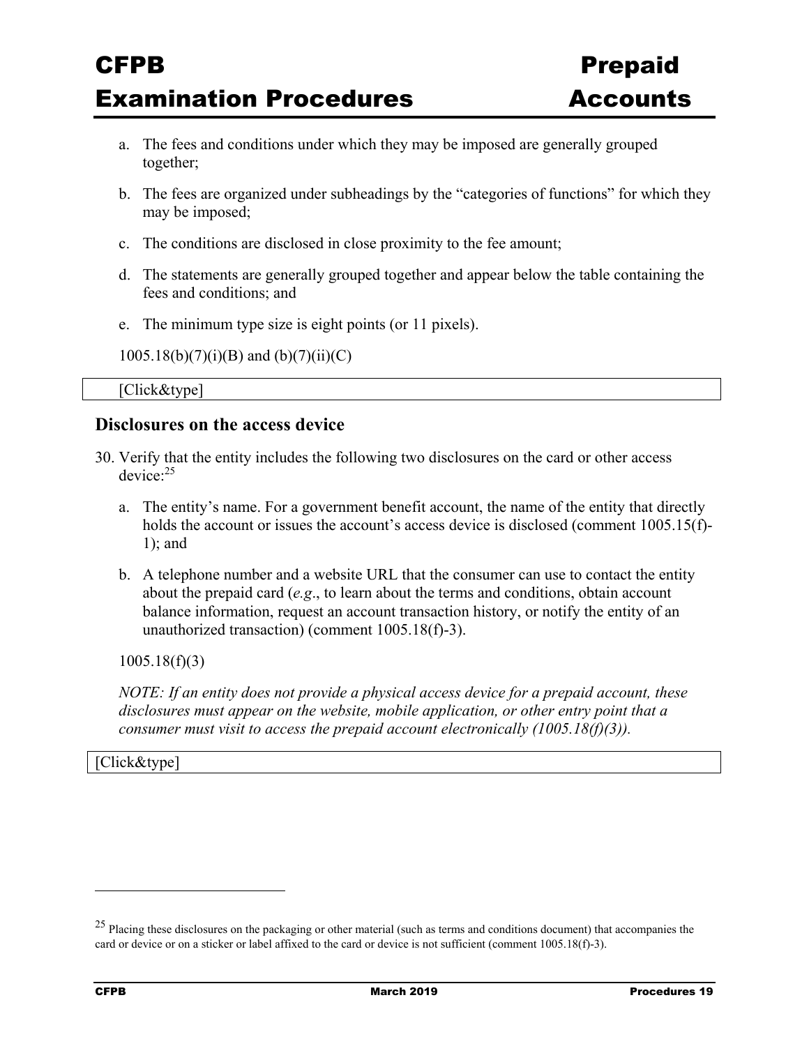a. The fees and conditions under which they may be imposed are generally grouped together;

b. The fees are organized under subheadings by the "categories of functions" for which they may be imposed;

c. The conditions are disclosed in close proximity to the fee amount;

d. The statements are generally grouped together and appear below the table containing the fees and conditions; and

e. The minimum type size is eight points (or 11 pixels).

1005.18(b)(7)(i)(B) and (b)(7)(ii)(C)

[Click&type]

## Disclosures on the access device

30. Verify that the entity includes the following two disclosures on the card or other access device:[25]

    a. The entity's name. For a government benefit account, the name of the entity that directly holds the account or issues the account's access device is disclosed (comment 1005.15(f)-1); and

    b. A telephone number and a website URL that the consumer can use to contact the entity about the prepaid card (*e.g*., to learn about the terms and conditions, obtain account balance information, request an account transaction history, or notify the entity of an unauthorized transaction) (comment 1005.18(f)-3).

    1005.18(f)(3)

    *NOTE: If an entity does not provide a physical access device for a prepaid account, these disclosures must appear on the website, mobile application, or other entry point that a consumer must visit to access the prepaid account electronically (1005.18(f)(3)).*

[Click&type]

---

[25] Placing these disclosures on the packaging or other material (such as terms and conditions document) that accompanies the card or device or on a sticker or label affixed to the card or device is not sufficient (comment 1005.18(f)-3).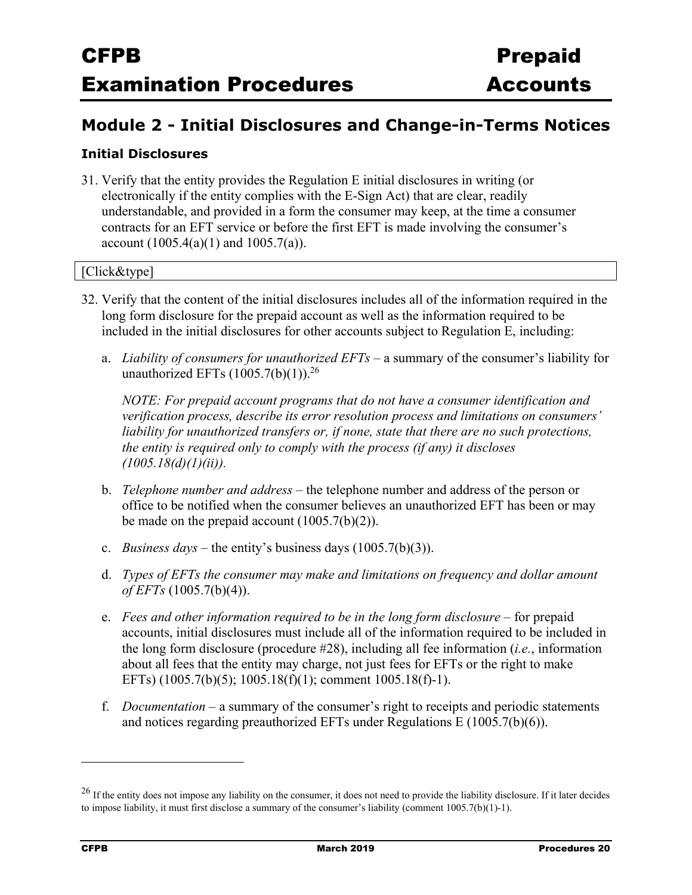## Module 2 - Initial Disclosures and Change-in-Terms Notices

### Initial Disclosures

31. Verify that the entity provides the Regulation E initial disclosures in writing (or electronically if the entity complies with the E-Sign Act) that are clear, readily understandable, and provided in a form the consumer may keep, at the time a consumer contracts for an EFT service or before the first EFT is made involving the consumer's account (1005.4(a)(1) and 1005.7(a)).

[Click&type]

32. Verify that the content of the initial disclosures includes all of the information required in the long form disclosure for the prepaid account as well as the information required to be included in the initial disclosures for other accounts subject to Regulation E, including:

    a. *Liability of consumers for unauthorized EFTs* – a summary of the consumer's liability for unauthorized EFTs (1005.7(b)(1)).[26]

    *NOTE: For prepaid account programs that do not have a consumer identification and verification process, describe its error resolution process and limitations on consumers' liability for unauthorized transfers or, if none, state that there are no such protections, the entity is required only to comply with the process (if any) it discloses (1005.18(d)(1)(ii)).*

    b. *Telephone number and address* – the telephone number and address of the person or office to be notified when the consumer believes an unauthorized EFT has been or may be made on the prepaid account (1005.7(b)(2)).

    c. *Business days* – the entity's business days (1005.7(b)(3)).

    d. *Types of EFTs the consumer may make and limitations on frequency and dollar amount of EFTs* (1005.7(b)(4)).

    e. *Fees and other information required to be in the long form disclosure* – for prepaid accounts, initial disclosures must include all of the information required to be included in the long form disclosure (procedure #28), including all fee information (*i.e.*, information about all fees that the entity may charge, not just fees for EFTs or the right to make EFTs) (1005.7(b)(5); 1005.18(f)(1); comment 1005.18(f)-1).

    f. *Documentation* – a summary of the consumer's right to receipts and periodic statements and notices regarding preauthorized EFTs under Regulations E (1005.7(b)(6)).

---

[26] If the entity does not impose any liability on the consumer, it does not need to provide the liability disclosure. If it later decides to impose liability, it must first disclose a summary of the consumer's liability (comment 1005.7(b)(1)-1).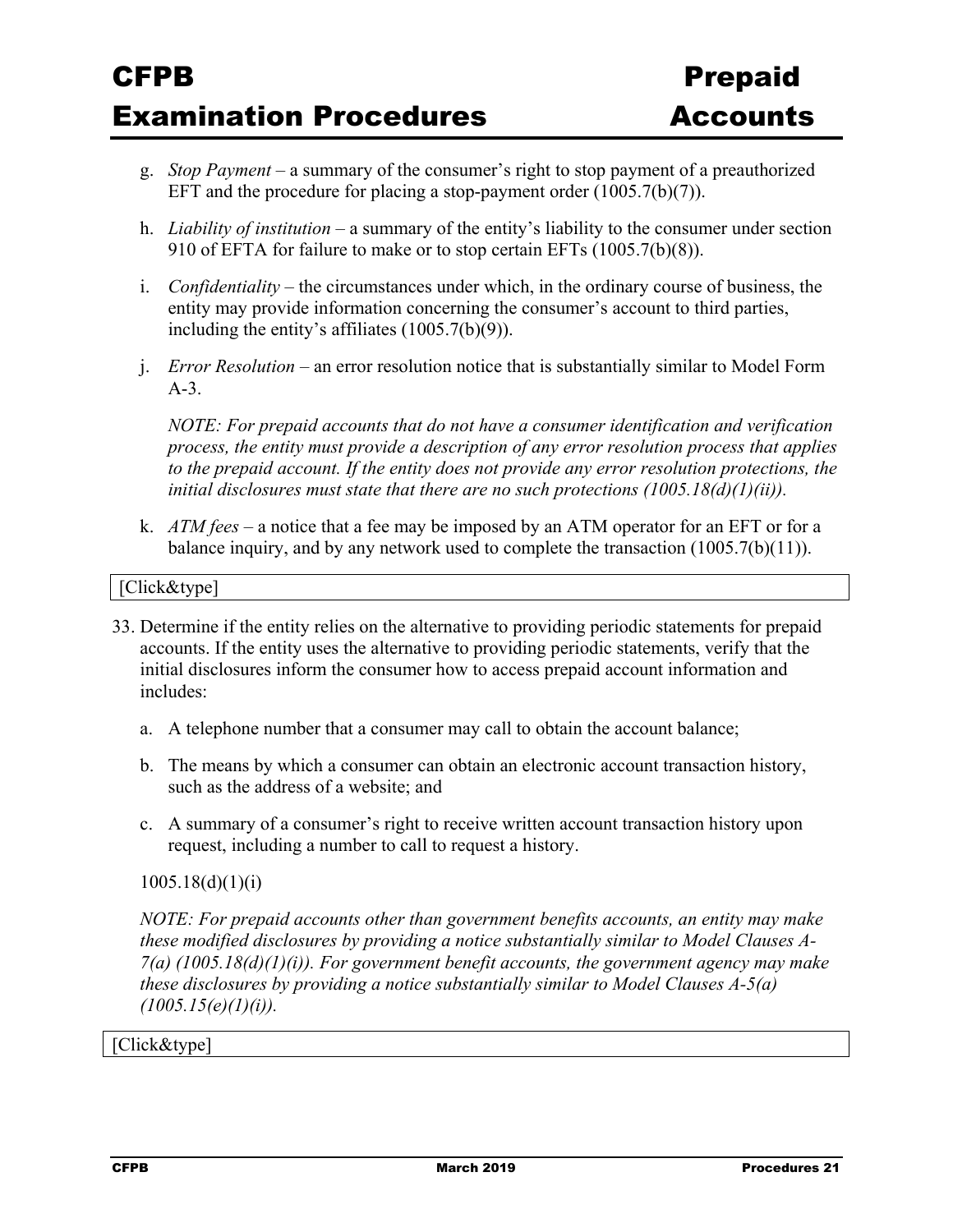g. *Stop Payment* – a summary of the consumer's right to stop payment of a preauthorized EFT and the procedure for placing a stop-payment order (1005.7(b)(7)).

h. *Liability of institution* – a summary of the entity's liability to the consumer under section 910 of EFTA for failure to make or to stop certain EFTs (1005.7(b)(8)).

i. *Confidentiality* – the circumstances under which, in the ordinary course of business, the entity may provide information concerning the consumer's account to third parties, including the entity's affiliates (1005.7(b)(9)).

j. *Error Resolution* – an error resolution notice that is substantially similar to Model Form A-3.

   *NOTE: For prepaid accounts that do not have a consumer identification and verification process, the entity must provide a description of any error resolution process that applies to the prepaid account. If the entity does not provide any error resolution protections, the initial disclosures must state that there are no such protections (1005.18(d)(1)(ii)).*

k. *ATM fees* – a notice that a fee may be imposed by an ATM operator for an EFT or for a balance inquiry, and by any network used to complete the transaction (1005.7(b)(11)).

[Click&type]

33. Determine if the entity relies on the alternative to providing periodic statements for prepaid accounts. If the entity uses the alternative to providing periodic statements, verify that the initial disclosures inform the consumer how to access prepaid account information and includes:

    a. A telephone number that a consumer may call to obtain the account balance;

    b. The means by which a consumer can obtain an electronic account transaction history, such as the address of a website; and

    c. A summary of a consumer's right to receive written account transaction history upon request, including a number to call to request a history.

    1005.18(d)(1)(i)

    *NOTE: For prepaid accounts other than government benefits accounts, an entity may make these modified disclosures by providing a notice substantially similar to Model Clauses A-7(a) (1005.18(d)(1)(i)). For government benefit accounts, the government agency may make these disclosures by providing a notice substantially similar to Model Clauses A-5(a) (1005.15(e)(1)(i)).*

[Click&type]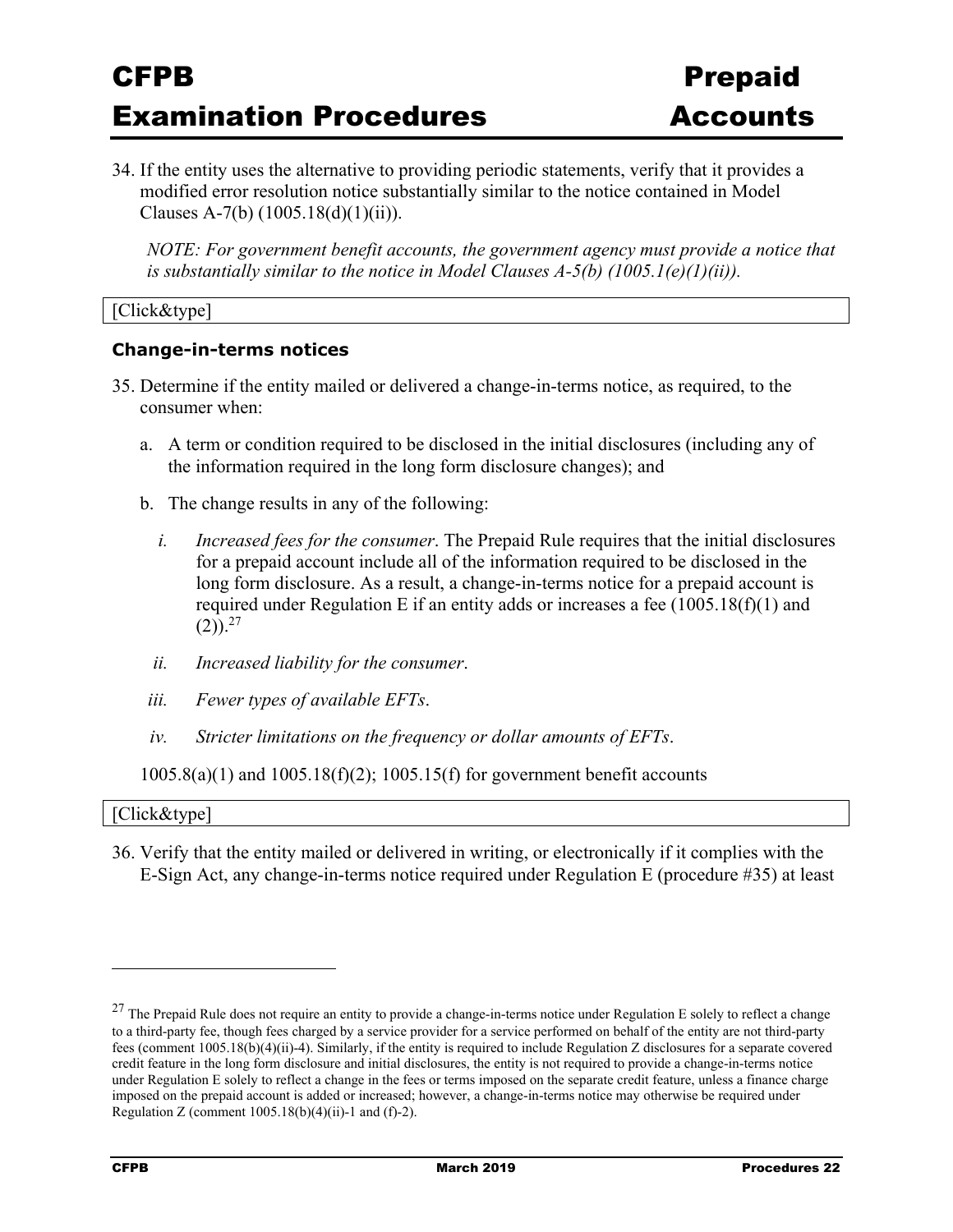34. If the entity uses the alternative to providing periodic statements, verify that it provides a modified error resolution notice substantially similar to the notice contained in Model Clauses A-7(b) (1005.18(d)(1)(ii)).

    *NOTE: For government benefit accounts, the government agency must provide a notice that is substantially similar to the notice in Model Clauses A-5(b) (1005.1(e)(1)(ii)).*

[Click&type]

### Change-in-terms notices

35. Determine if the entity mailed or delivered a change-in-terms notice, as required, to the consumer when:

    a. A term or condition required to be disclosed in the initial disclosures (including any of the information required in the long form disclosure changes); and

    b. The change results in any of the following:

       i. *Increased fees for the consumer*. The Prepaid Rule requires that the initial disclosures for a prepaid account include all of the information required to be disclosed in the long form disclosure. As a result, a change-in-terms notice for a prepaid account is required under Regulation E if an entity adds or increases a fee (1005.18(f)(1) and (2)).[27]

       ii. *Increased liability for the consumer*.

       iii. *Fewer types of available EFTs*.

       iv. *Stricter limitations on the frequency or dollar amounts of EFTs*.

    1005.8(a)(1) and 1005.18(f)(2); 1005.15(f) for government benefit accounts

[Click&type]

36. Verify that the entity mailed or delivered in writing, or electronically if it complies with the E-Sign Act, any change-in-terms notice required under Regulation E (procedure #35) at least

---

[27] The Prepaid Rule does not require an entity to provide a change-in-terms notice under Regulation E solely to reflect a change to a third-party fee, though fees charged by a service provider for a service performed on behalf of the entity are not third-party fees (comment 1005.18(b)(4)(ii)-4). Similarly, if the entity is required to include Regulation Z disclosures for a separate covered credit feature in the long form disclosure and initial disclosures, the entity is not required to provide a change-in-terms notice under Regulation E solely to reflect a change in the fees or terms imposed on the separate credit feature, unless a finance charge imposed on the prepaid account is added or increased; however, a change-in-terms notice may otherwise be required under Regulation Z (comment 1005.18(b)(4)(ii)-1 and (f)-2).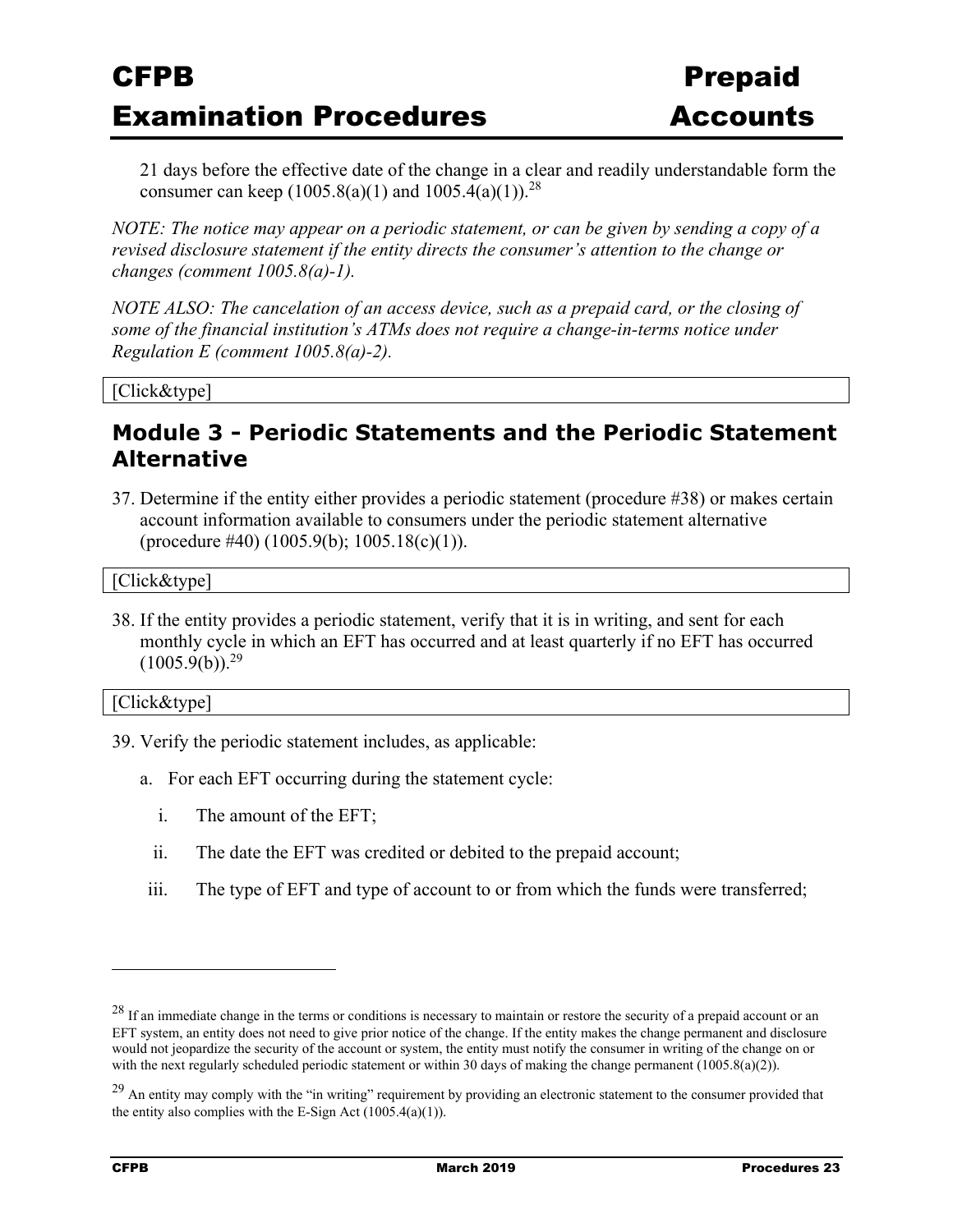21 days before the effective date of the change in a clear and readily understandable form the consumer can keep (1005.8(a)(1) and 1005.4(a)(1)).[28]

*NOTE: The notice may appear on a periodic statement, or can be given by sending a copy of a revised disclosure statement if the entity directs the consumer's attention to the change or changes (comment 1005.8(a)-1).*

*NOTE ALSO: The cancelation of an access device, such as a prepaid card, or the closing of some of the financial institution's ATMs does not require a change-in-terms notice under Regulation E (comment 1005.8(a)-2).*

[Click&type]

## Module 3 - Periodic Statements and the Periodic Statement Alternative

37. Determine if the entity either provides a periodic statement (procedure #38) or makes certain account information available to consumers under the periodic statement alternative (procedure #40) (1005.9(b); 1005.18(c)(1)).

[Click&type]

38. If the entity provides a periodic statement, verify that it is in writing, and sent for each monthly cycle in which an EFT has occurred and at least quarterly if no EFT has occurred (1005.9(b)).[29]

[Click&type]

39. Verify the periodic statement includes, as applicable:

    a. For each EFT occurring during the statement cycle:

        i. The amount of the EFT;

        ii. The date the EFT was credited or debited to the prepaid account;

        iii. The type of EFT and type of account to or from which the funds were transferred;

---

[28] If an immediate change in the terms or conditions is necessary to maintain or restore the security of a prepaid account or an EFT system, an entity does not need to give prior notice of the change. If the entity makes the change permanent and disclosure would not jeopardize the security of the account or system, the entity must notify the consumer in writing of the change on or with the next regularly scheduled periodic statement or within 30 days of making the change permanent (1005.8(a)(2)).

[29] An entity may comply with the "in writing" requirement by providing an electronic statement to the consumer provided that the entity also complies with the E-Sign Act (1005.4(a)(1)).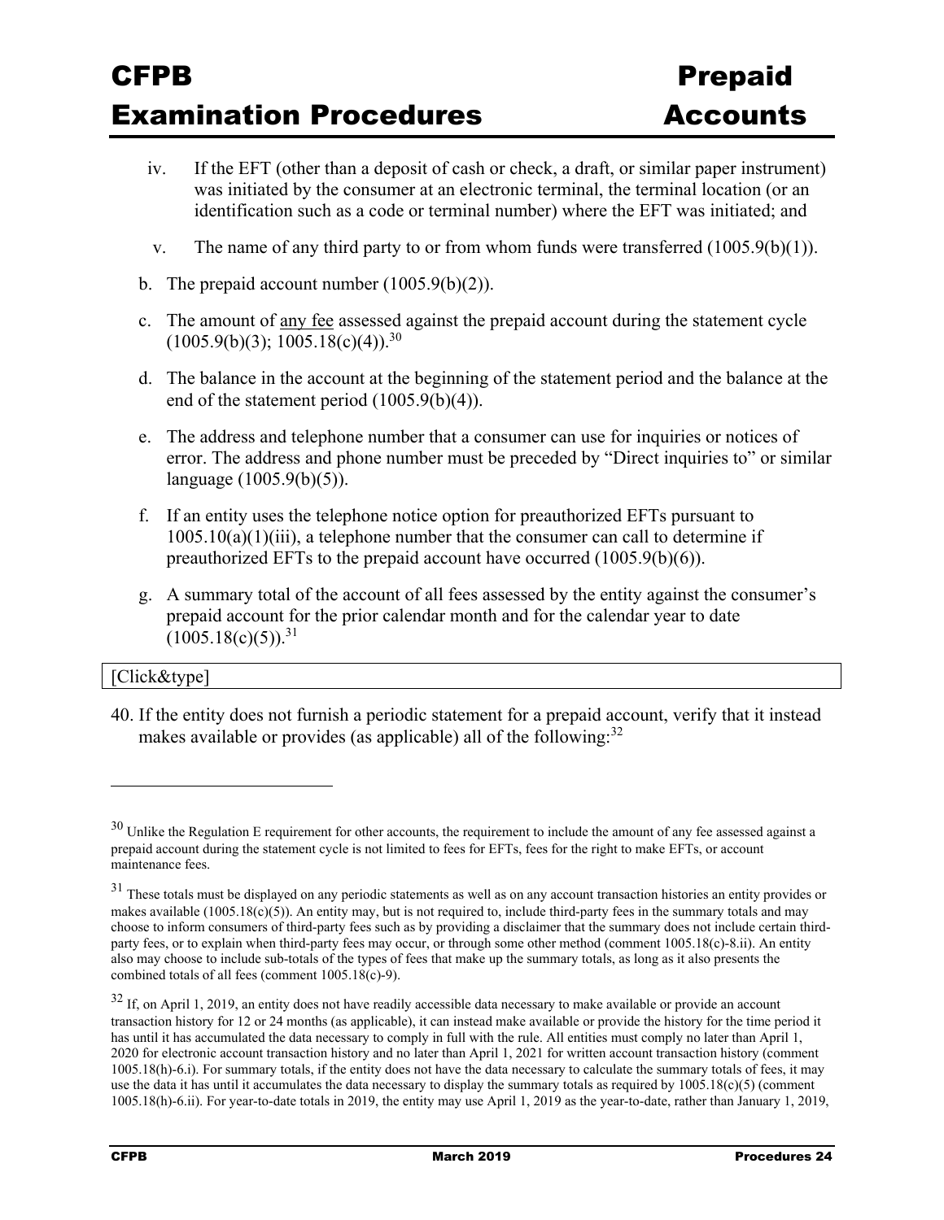iv. If the EFT (other than a deposit of cash or check, a draft, or similar paper instrument) was initiated by the consumer at an electronic terminal, the terminal location (or an identification such as a code or terminal number) where the EFT was initiated; and

v. The name of any third party to or from whom funds were transferred (1005.9(b)(1)).

b. The prepaid account number (1005.9(b)(2)).

c. The amount of <u>any fee</u> assessed against the prepaid account during the statement cycle (1005.9(b)(3); 1005.18(c)(4)).[30]

d. The balance in the account at the beginning of the statement period and the balance at the end of the statement period (1005.9(b)(4)).

e. The address and telephone number that a consumer can use for inquiries or notices of error. The address and phone number must be preceded by "Direct inquiries to" or similar language (1005.9(b)(5)).

f. If an entity uses the telephone notice option for preauthorized EFTs pursuant to 1005.10(a)(1)(iii), a telephone number that the consumer can call to determine if preauthorized EFTs to the prepaid account have occurred (1005.9(b)(6)).

g. A summary total of the account of all fees assessed by the entity against the consumer's prepaid account for the prior calendar month and for the calendar year to date (1005.18(c)(5)).[31]

[Click&type]

40. If the entity does not furnish a periodic statement for a prepaid account, verify that it instead makes available or provides (as applicable) all of the following:[32]

---

[30] Unlike the Regulation E requirement for other accounts, the requirement to include the amount of any fee assessed against a prepaid account during the statement cycle is not limited to fees for EFTs, fees for the right to make EFTs, or account maintenance fees.

[31] These totals must be displayed on any periodic statements as well as on any account transaction histories an entity provides or makes available (1005.18(c)(5)). An entity may, but is not required to, include third-party fees in the summary totals and may choose to inform consumers of third-party fees such as by providing a disclaimer that the summary does not include certain third-party fees, or to explain when third-party fees may occur, or through some other method (comment 1005.18(c)-8.ii). An entity also may choose to include sub-totals of the types of fees that make up the summary totals, as long as it also presents the combined totals of all fees (comment 1005.18(c)-9).

[32] If, on April 1, 2019, an entity does not have readily accessible data necessary to make available or provide an account transaction history for 12 or 24 months (as applicable), it can instead make available or provide the history for the time period it has until it has accumulated the data necessary to comply in full with the rule. All entities must comply no later than April 1, 2020 for electronic account transaction history and no later than April 1, 2021 for written account transaction history (comment 1005.18(h)-6.i). For summary totals, if the entity does not have the data necessary to calculate the summary totals of fees, it may use the data it has until it accumulates the data necessary to display the summary totals as required by 1005.18(c)(5) (comment 1005.18(h)-6.ii). For year-to-date totals in 2019, the entity may use April 1, 2019 as the year-to-date, rather than January 1, 2019,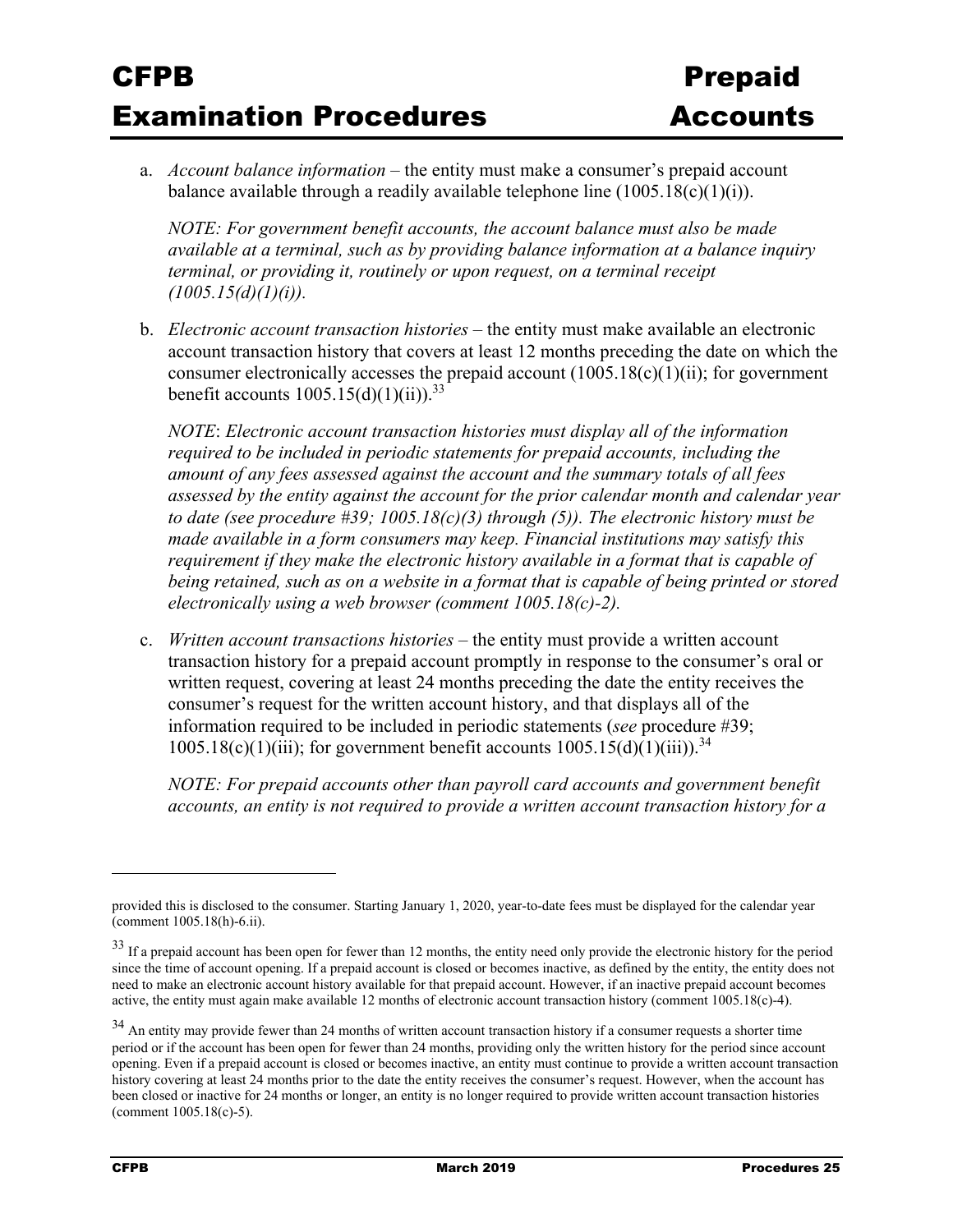a. *Account balance information* – the entity must make a consumer's prepaid account balance available through a readily available telephone line (1005.18(c)(1)(i)).

   *NOTE: For government benefit accounts, the account balance must also be made available at a terminal, such as by providing balance information at a balance inquiry terminal, or providing it, routinely or upon request, on a terminal receipt (1005.15(d)(1)(i)).*

b. *Electronic account transaction histories* – the entity must make available an electronic account transaction history that covers at least 12 months preceding the date on which the consumer electronically accesses the prepaid account (1005.18(c)(1)(ii); for government benefit accounts 1005.15(d)(1)(ii)).[33]

   *NOTE*: *Electronic account transaction histories must display all of the information required to be included in periodic statements for prepaid accounts, including the amount of any fees assessed against the account and the summary totals of all fees assessed by the entity against the account for the prior calendar month and calendar year to date (see procedure #39; 1005.18(c)(3) through (5)). The electronic history must be made available in a form consumers may keep. Financial institutions may satisfy this requirement if they make the electronic history available in a format that is capable of being retained, such as on a website in a format that is capable of being printed or stored electronically using a web browser (comment 1005.18(c)-2).*

c. *Written account transactions histories* – the entity must provide a written account transaction history for a prepaid account promptly in response to the consumer's oral or written request, covering at least 24 months preceding the date the entity receives the consumer's request for the written account history, and that displays all of the information required to be included in periodic statements (*see* procedure #39; 1005.18(c)(1)(iii); for government benefit accounts 1005.15(d)(1)(iii)).[34]

   *NOTE: For prepaid accounts other than payroll card accounts and government benefit accounts, an entity is not required to provide a written account transaction history for a*

---

provided this is disclosed to the consumer. Starting January 1, 2020, year-to-date fees must be displayed for the calendar year (comment 1005.18(h)-6.ii).

[33] If a prepaid account has been open for fewer than 12 months, the entity need only provide the electronic history for the period since the time of account opening. If a prepaid account is closed or becomes inactive, as defined by the entity, the entity does not need to make an electronic account history available for that prepaid account. However, if an inactive prepaid account becomes active, the entity must again make available 12 months of electronic account transaction history (comment 1005.18(c)-4).

[34] An entity may provide fewer than 24 months of written account transaction history if a consumer requests a shorter time period or if the account has been open for fewer than 24 months, providing only the written history for the period since account opening. Even if a prepaid account is closed or becomes inactive, an entity must continue to provide a written account transaction history covering at least 24 months prior to the date the entity receives the consumer's request. However, when the account has been closed or inactive for 24 months or longer, an entity is no longer required to provide written account transaction histories (comment 1005.18(c)-5).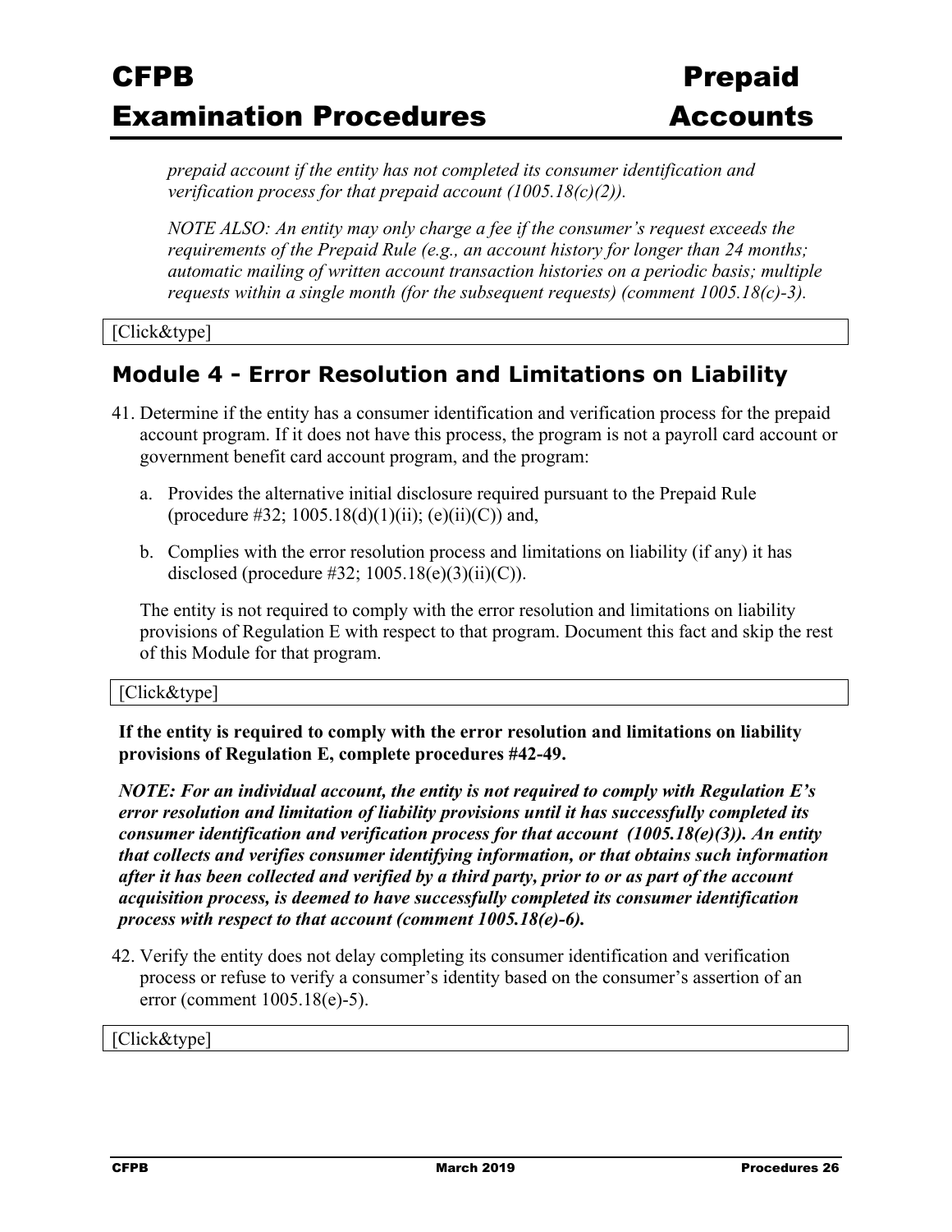*prepaid account if the entity has not completed its consumer identification and verification process for that prepaid account (1005.18(c)(2)).*

*NOTE ALSO: An entity may only charge a fee if the consumer's request exceeds the requirements of the Prepaid Rule (e.g., an account history for longer than 24 months; automatic mailing of written account transaction histories on a periodic basis; multiple requests within a single month (for the subsequent requests) (comment 1005.18(c)-3).*

[Click&type]

## Module 4 - Error Resolution and Limitations on Liability

41. Determine if the entity has a consumer identification and verification process for the prepaid account program. If it does not have this process, the program is not a payroll card account or government benefit card account program, and the program:

    a. Provides the alternative initial disclosure required pursuant to the Prepaid Rule (procedure #32; 1005.18(d)(1)(ii); (e)(ii)(C)) and,

    b. Complies with the error resolution process and limitations on liability (if any) it has disclosed (procedure #32; 1005.18(e)(3)(ii)(C)).

    The entity is not required to comply with the error resolution and limitations on liability provisions of Regulation E with respect to that program. Document this fact and skip the rest of this Module for that program.

[Click&type]

**If the entity is required to comply with the error resolution and limitations on liability provisions of Regulation E, complete procedures #42-49.**

***NOTE: For an individual account, the entity is not required to comply with Regulation E's error resolution and limitation of liability provisions until it has successfully completed its consumer identification and verification process for that account (1005.18(e)(3)). An entity that collects and verifies consumer identifying information, or that obtains such information after it has been collected and verified by a third party, prior to or as part of the account acquisition process, is deemed to have successfully completed its consumer identification process with respect to that account (comment 1005.18(e)-6).***

42. Verify the entity does not delay completing its consumer identification and verification process or refuse to verify a consumer's identity based on the consumer's assertion of an error (comment 1005.18(e)-5).

[Click&type]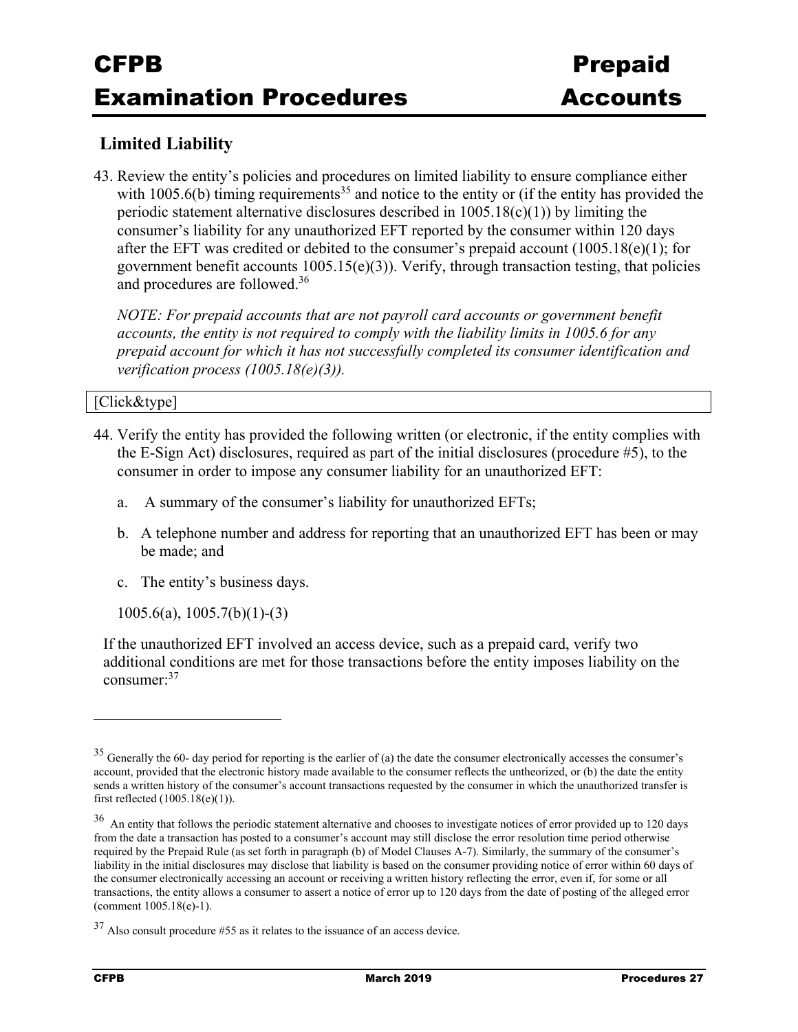## Limited Liability

43. Review the entity's policies and procedures on limited liability to ensure compliance either with 1005.6(b) timing requirements[35] and notice to the entity or (if the entity has provided the periodic statement alternative disclosures described in 1005.18(c)(1)) by limiting the consumer's liability for any unauthorized EFT reported by the consumer within 120 days after the EFT was credited or debited to the consumer's prepaid account (1005.18(e)(1); for government benefit accounts 1005.15(e)(3)). Verify, through transaction testing, that policies and procedures are followed.[36]

    *NOTE: For prepaid accounts that are not payroll card accounts or government benefit accounts, the entity is not required to comply with the liability limits in 1005.6 for any prepaid account for which it has not successfully completed its consumer identification and verification process (1005.18(e)(3)).*

[Click&type]

44. Verify the entity has provided the following written (or electronic, if the entity complies with the E-Sign Act) disclosures, required as part of the initial disclosures (procedure #5), to the consumer in order to impose any consumer liability for an unauthorized EFT:

    a. A summary of the consumer's liability for unauthorized EFTs;

    b. A telephone number and address for reporting that an unauthorized EFT has been or may be made; and

    c. The entity's business days.

    1005.6(a), 1005.7(b)(1)-(3)

    If the unauthorized EFT involved an access device, such as a prepaid card, verify two additional conditions are met for those transactions before the entity imposes liability on the consumer:[37]

---

[35] Generally the 60- day period for reporting is the earlier of (a) the date the consumer electronically accesses the consumer's account, provided that the electronic history made available to the consumer reflects the untheorized, or (b) the date the entity sends a written history of the consumer's account transactions requested by the consumer in which the unauthorized transfer is first reflected (1005.18(e)(1)).

[36] An entity that follows the periodic statement alternative and chooses to investigate notices of error provided up to 120 days from the date a transaction has posted to a consumer's account may still disclose the error resolution time period otherwise required by the Prepaid Rule (as set forth in paragraph (b) of Model Clauses A-7). Similarly, the summary of the consumer's liability in the initial disclosures may disclose that liability is based on the consumer providing notice of error within 60 days of the consumer electronically accessing an account or receiving a written history reflecting the error, even if, for some or all transactions, the entity allows a consumer to assert a notice of error up to 120 days from the date of posting of the alleged error (comment 1005.18(e)-1).

[37] Also consult procedure #55 as it relates to the issuance of an access device.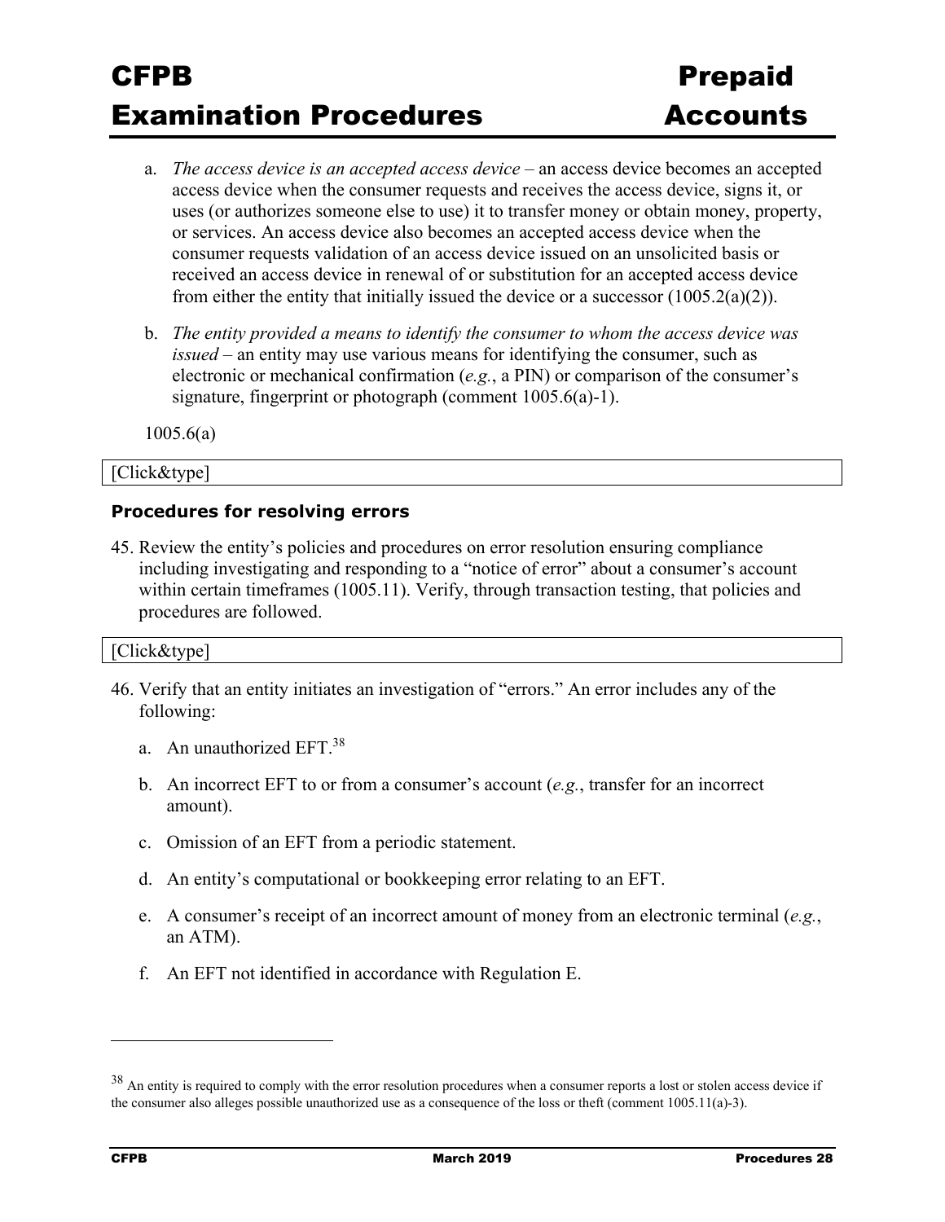a. *The access device is an accepted access device* – an access device becomes an accepted access device when the consumer requests and receives the access device, signs it, or uses (or authorizes someone else to use) it to transfer money or obtain money, property, or services. An access device also becomes an accepted access device when the consumer requests validation of an access device issued on an unsolicited basis or received an access device in renewal of or substitution for an accepted access device from either the entity that initially issued the device or a successor (1005.2(a)(2)).

b. *The entity provided a means to identify the consumer to whom the access device was issued* – an entity may use various means for identifying the consumer, such as electronic or mechanical confirmation (*e.g.*, a PIN) or comparison of the consumer's signature, fingerprint or photograph (comment 1005.6(a)-1).

1005.6(a)

[Click&type]

### Procedures for resolving errors

45. Review the entity's policies and procedures on error resolution ensuring compliance including investigating and responding to a "notice of error" about a consumer's account within certain timeframes (1005.11). Verify, through transaction testing, that policies and procedures are followed.

[Click&type]

46. Verify that an entity initiates an investigation of "errors." An error includes any of the following:

    a. An unauthorized EFT.[38]

    b. An incorrect EFT to or from a consumer's account (*e.g.*, transfer for an incorrect amount).

    c. Omission of an EFT from a periodic statement.

    d. An entity's computational or bookkeeping error relating to an EFT.

    e. A consumer's receipt of an incorrect amount of money from an electronic terminal (*e.g.*, an ATM).

    f. An EFT not identified in accordance with Regulation E.

---

[38] An entity is required to comply with the error resolution procedures when a consumer reports a lost or stolen access device if the consumer also alleges possible unauthorized use as a consequence of the loss or theft (comment 1005.11(a)-3).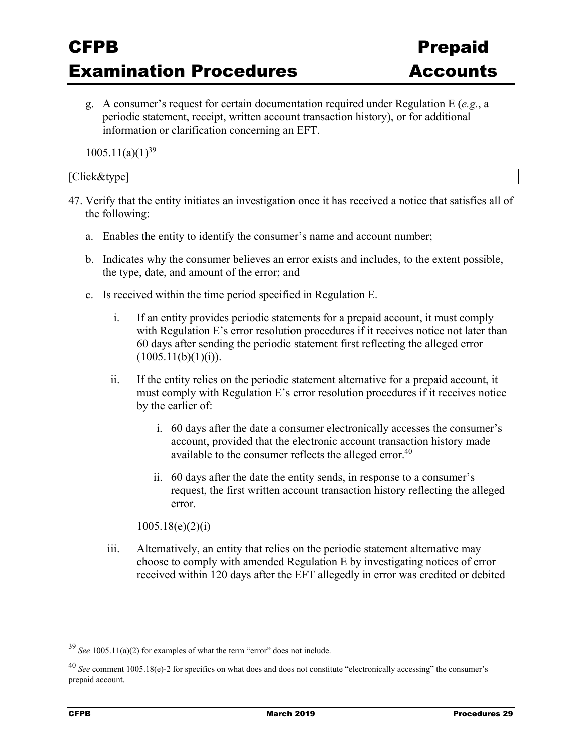g. A consumer's request for certain documentation required under Regulation E (*e.g.*, a periodic statement, receipt, written account transaction history), or for additional information or clarification concerning an EFT.

1005.11(a)(1)[39]

[Click&type]

47. Verify that the entity initiates an investigation once it has received a notice that satisfies all of the following:

    a. Enables the entity to identify the consumer's name and account number;

    b. Indicates why the consumer believes an error exists and includes, to the extent possible, the type, date, and amount of the error; and

    c. Is received within the time period specified in Regulation E.

        i. If an entity provides periodic statements for a prepaid account, it must comply with Regulation E's error resolution procedures if it receives notice not later than 60 days after sending the periodic statement first reflecting the alleged error (1005.11(b)(1)(i)).

        ii. If the entity relies on the periodic statement alternative for a prepaid account, it must comply with Regulation E's error resolution procedures if it receives notice by the earlier of:

            i. 60 days after the date a consumer electronically accesses the consumer's account, provided that the electronic account transaction history made available to the consumer reflects the alleged error.[40]

            ii. 60 days after the date the entity sends, in response to a consumer's request, the first written account transaction history reflecting the alleged error.

        1005.18(e)(2)(i)

        iii. Alternatively, an entity that relies on the periodic statement alternative may choose to comply with amended Regulation E by investigating notices of error received within 120 days after the EFT allegedly in error was credited or debited

---

[39] *See* 1005.11(a)(2) for examples of what the term "error" does not include.

[40] *See* comment 1005.18(e)-2 for specifics on what does and does not constitute "electronically accessing" the consumer's prepaid account.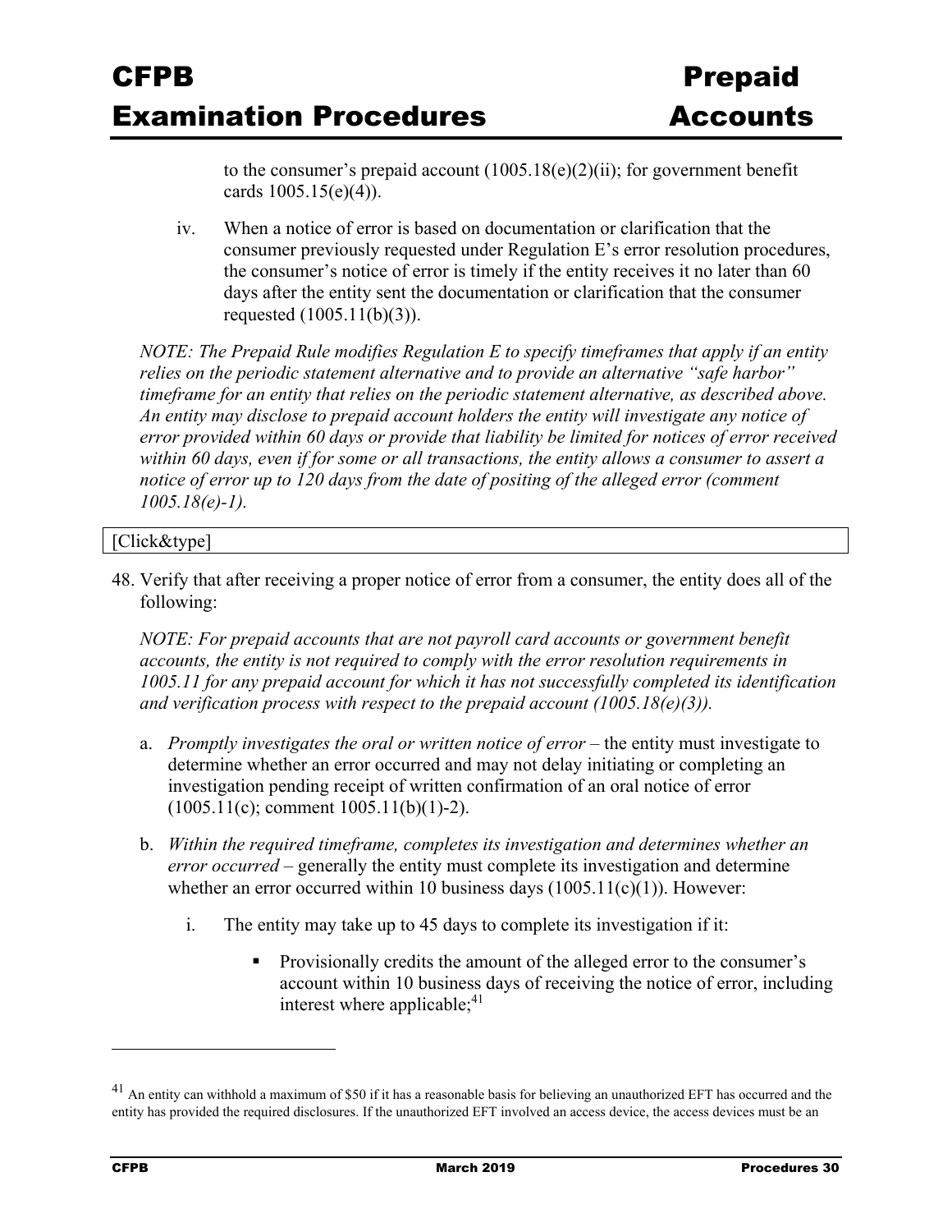to the consumer's prepaid account (1005.18(e)(2)(ii); for government benefit cards 1005.15(e)(4)).

iv. When a notice of error is based on documentation or clarification that the consumer previously requested under Regulation E's error resolution procedures, the consumer's notice of error is timely if the entity receives it no later than 60 days after the entity sent the documentation or clarification that the consumer requested (1005.11(b)(3)).

*NOTE: The Prepaid Rule modifies Regulation E to specify timeframes that apply if an entity relies on the periodic statement alternative and to provide an alternative "safe harbor" timeframe for an entity that relies on the periodic statement alternative, as described above. An entity may disclose to prepaid account holders the entity will investigate any notice of error provided within 60 days or provide that liability be limited for notices of error received within 60 days, even if for some or all transactions, the entity allows a consumer to assert a notice of error up to 120 days from the date of positing of the alleged error (comment 1005.18(e)-1).*

[Click&type]

48. Verify that after receiving a proper notice of error from a consumer, the entity does all of the following:

*NOTE: For prepaid accounts that are not payroll card accounts or government benefit accounts, the entity is not required to comply with the error resolution requirements in 1005.11 for any prepaid account for which it has not successfully completed its identification and verification process with respect to the prepaid account (1005.18(e)(3)).*

a. *Promptly investigates the oral or written notice of error* – the entity must investigate to determine whether an error occurred and may not delay initiating or completing an investigation pending receipt of written confirmation of an oral notice of error (1005.11(c); comment 1005.11(b)(1)-2).

b. *Within the required timeframe, completes its investigation and determines whether an error occurred* – generally the entity must complete its investigation and determine whether an error occurred within 10 business days (1005.11(c)(1)). However:

   i. The entity may take up to 45 days to complete its investigation if it:

      - Provisionally credits the amount of the alleged error to the consumer's account within 10 business days of receiving the notice of error, including interest where applicable;[41]

[41] An entity can withhold a maximum of $50 if it has a reasonable basis for believing an unauthorized EFT has occurred and the entity has provided the required disclosures. If the unauthorized EFT involved an access device, the access devices must be an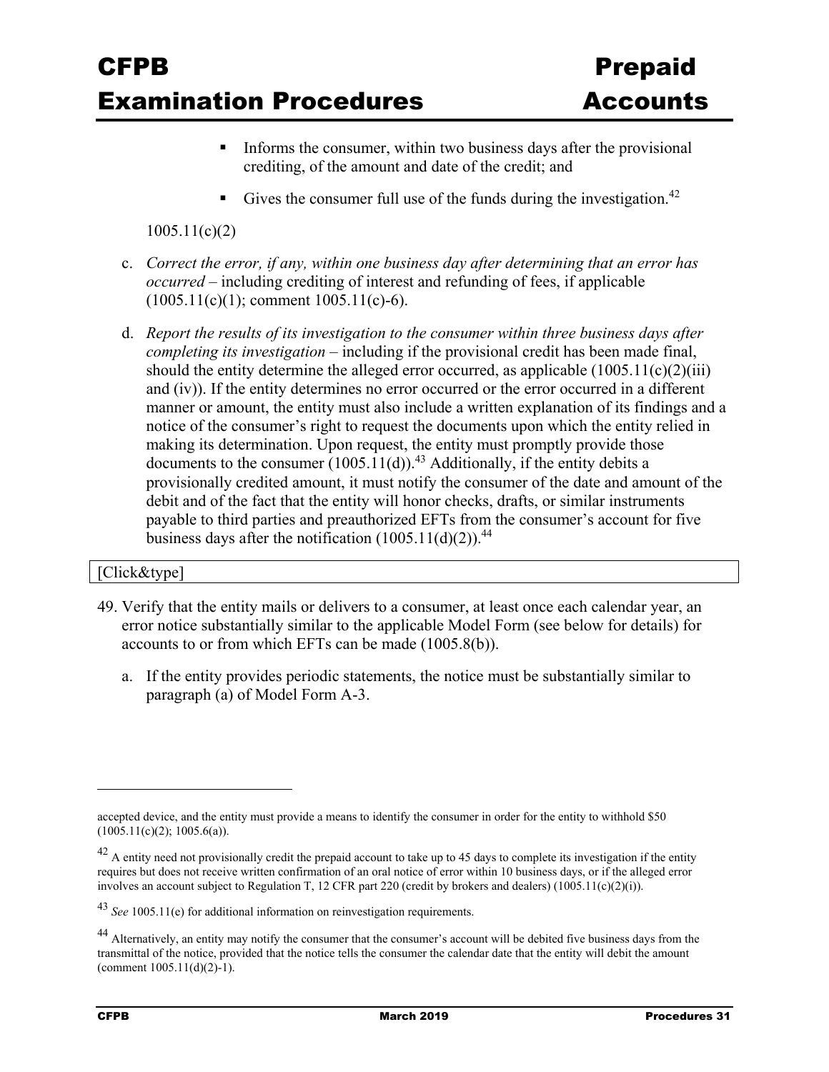- Informs the consumer, within two business days after the provisional crediting, of the amount and date of the credit; and
- Gives the consumer full use of the funds during the investigation.[42]

1005.11(c)(2)

c. *Correct the error, if any, within one business day after determining that an error has occurred* – including crediting of interest and refunding of fees, if applicable (1005.11(c)(1); comment 1005.11(c)-6).

d. *Report the results of its investigation to the consumer within three business days after completing its investigation* – including if the provisional credit has been made final, should the entity determine the alleged error occurred, as applicable (1005.11(c)(2)(iii) and (iv)). If the entity determines no error occurred or the error occurred in a different manner or amount, the entity must also include a written explanation of its findings and a notice of the consumer's right to request the documents upon which the entity relied in making its determination. Upon request, the entity must promptly provide those documents to the consumer (1005.11(d)).[43] Additionally, if the entity debits a provisionally credited amount, it must notify the consumer of the date and amount of the debit and of the fact that the entity will honor checks, drafts, or similar instruments payable to third parties and preauthorized EFTs from the consumer's account for five business days after the notification (1005.11(d)(2)).[44]

[Click&type]

49. Verify that the entity mails or delivers to a consumer, at least once each calendar year, an error notice substantially similar to the applicable Model Form (see below for details) for accounts to or from which EFTs can be made (1005.8(b)).

    a. If the entity provides periodic statements, the notice must be substantially similar to paragraph (a) of Model Form A-3.

---

accepted device, and the entity must provide a means to identify the consumer in order for the entity to withhold $50 (1005.11(c)(2); 1005.6(a)).

[42] A entity need not provisionally credit the prepaid account to take up to 45 days to complete its investigation if the entity requires but does not receive written confirmation of an oral notice of error within 10 business days, or if the alleged error involves an account subject to Regulation T, 12 CFR part 220 (credit by brokers and dealers) (1005.11(c)(2)(i)).

[43] *See* 1005.11(e) for additional information on reinvestigation requirements.

[44] Alternatively, an entity may notify the consumer that the consumer's account will be debited five business days from the transmittal of the notice, provided that the notice tells the consumer the calendar date that the entity will debit the amount (comment 1005.11(d)(2)-1).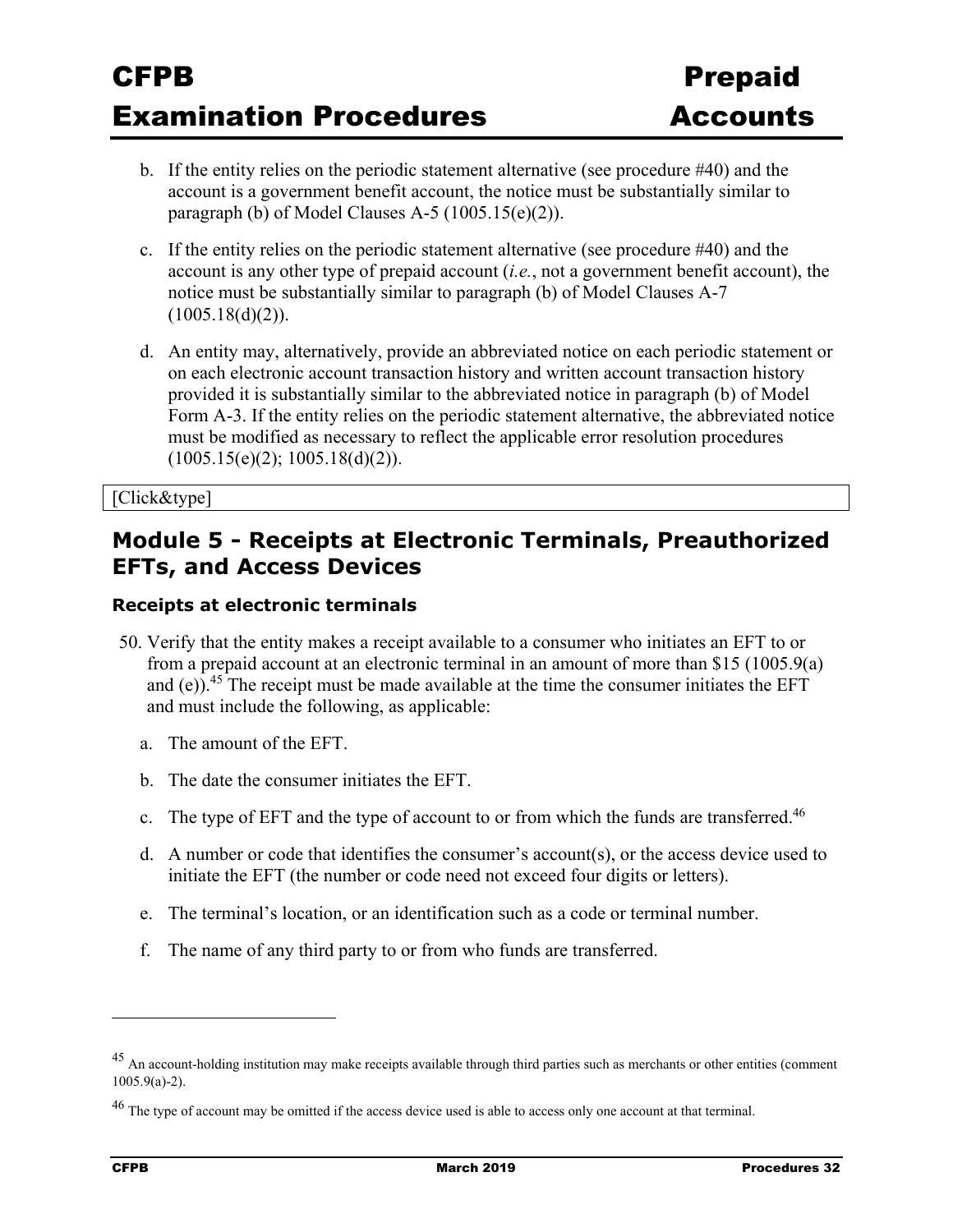b. If the entity relies on the periodic statement alternative (see procedure #40) and the account is a government benefit account, the notice must be substantially similar to paragraph (b) of Model Clauses A-5 (1005.15(e)(2)).

c. If the entity relies on the periodic statement alternative (see procedure #40) and the account is any other type of prepaid account (*i.e.*, not a government benefit account), the notice must be substantially similar to paragraph (b) of Model Clauses A-7 (1005.18(d)(2)).

d. An entity may, alternatively, provide an abbreviated notice on each periodic statement or on each electronic account transaction history and written account transaction history provided it is substantially similar to the abbreviated notice in paragraph (b) of Model Form A-3. If the entity relies on the periodic statement alternative, the abbreviated notice must be modified as necessary to reflect the applicable error resolution procedures (1005.15(e)(2); 1005.18(d)(2)).

[Click&type]

## Module 5 - Receipts at Electronic Terminals, Preauthorized EFTs, and Access Devices

### Receipts at electronic terminals

50. Verify that the entity makes a receipt available to a consumer who initiates an EFT to or from a prepaid account at an electronic terminal in an amount of more than $15 (1005.9(a) and (e)).[45] The receipt must be made available at the time the consumer initiates the EFT and must include the following, as applicable:

    a. The amount of the EFT.

    b. The date the consumer initiates the EFT.

    c. The type of EFT and the type of account to or from which the funds are transferred.[46]

    d. A number or code that identifies the consumer's account(s), or the access device used to initiate the EFT (the number or code need not exceed four digits or letters).

    e. The terminal's location, or an identification such as a code or terminal number.

    f. The name of any third party to or from who funds are transferred.

---

[45] An account-holding institution may make receipts available through third parties such as merchants or other entities (comment 1005.9(a)-2).

[46] The type of account may be omitted if the access device used is able to access only one account at that terminal.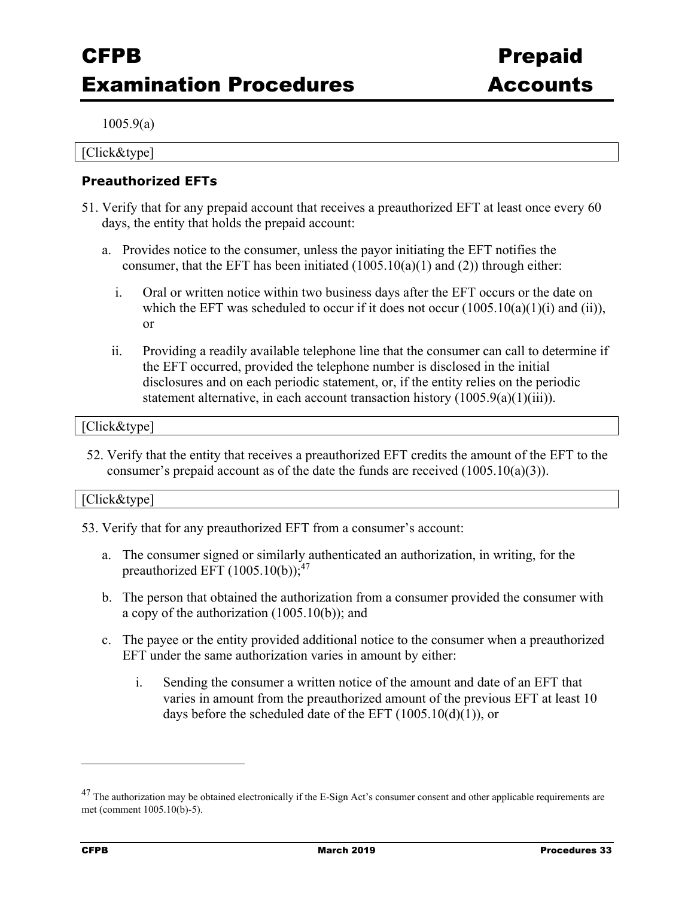1005.9(a)

[Click&type]

### Preauthorized EFTs

51. Verify that for any prepaid account that receives a preauthorized EFT at least once every 60 days, the entity that holds the prepaid account:

    a. Provides notice to the consumer, unless the payor initiating the EFT notifies the consumer, that the EFT has been initiated (1005.10(a)(1) and (2)) through either:

       i. Oral or written notice within two business days after the EFT occurs or the date on which the EFT was scheduled to occur if it does not occur (1005.10(a)(1)(i) and (ii)), or

       ii. Providing a readily available telephone line that the consumer can call to determine if the EFT occurred, provided the telephone number is disclosed in the initial disclosures and on each periodic statement, or, if the entity relies on the periodic statement alternative, in each account transaction history (1005.9(a)(1)(iii)).

[Click&type]

52. Verify that the entity that receives a preauthorized EFT credits the amount of the EFT to the consumer's prepaid account as of the date the funds are received (1005.10(a)(3)).

[Click&type]

53. Verify that for any preauthorized EFT from a consumer's account:

    a. The consumer signed or similarly authenticated an authorization, in writing, for the preauthorized EFT (1005.10(b));[47]

    b. The person that obtained the authorization from a consumer provided the consumer with a copy of the authorization (1005.10(b)); and

    c. The payee or the entity provided additional notice to the consumer when a preauthorized EFT under the same authorization varies in amount by either:

       i. Sending the consumer a written notice of the amount and date of an EFT that varies in amount from the preauthorized amount of the previous EFT at least 10 days before the scheduled date of the EFT (1005.10(d)(1)), or

---

[47] The authorization may be obtained electronically if the E-Sign Act's consumer consent and other applicable requirements are met (comment 1005.10(b)-5).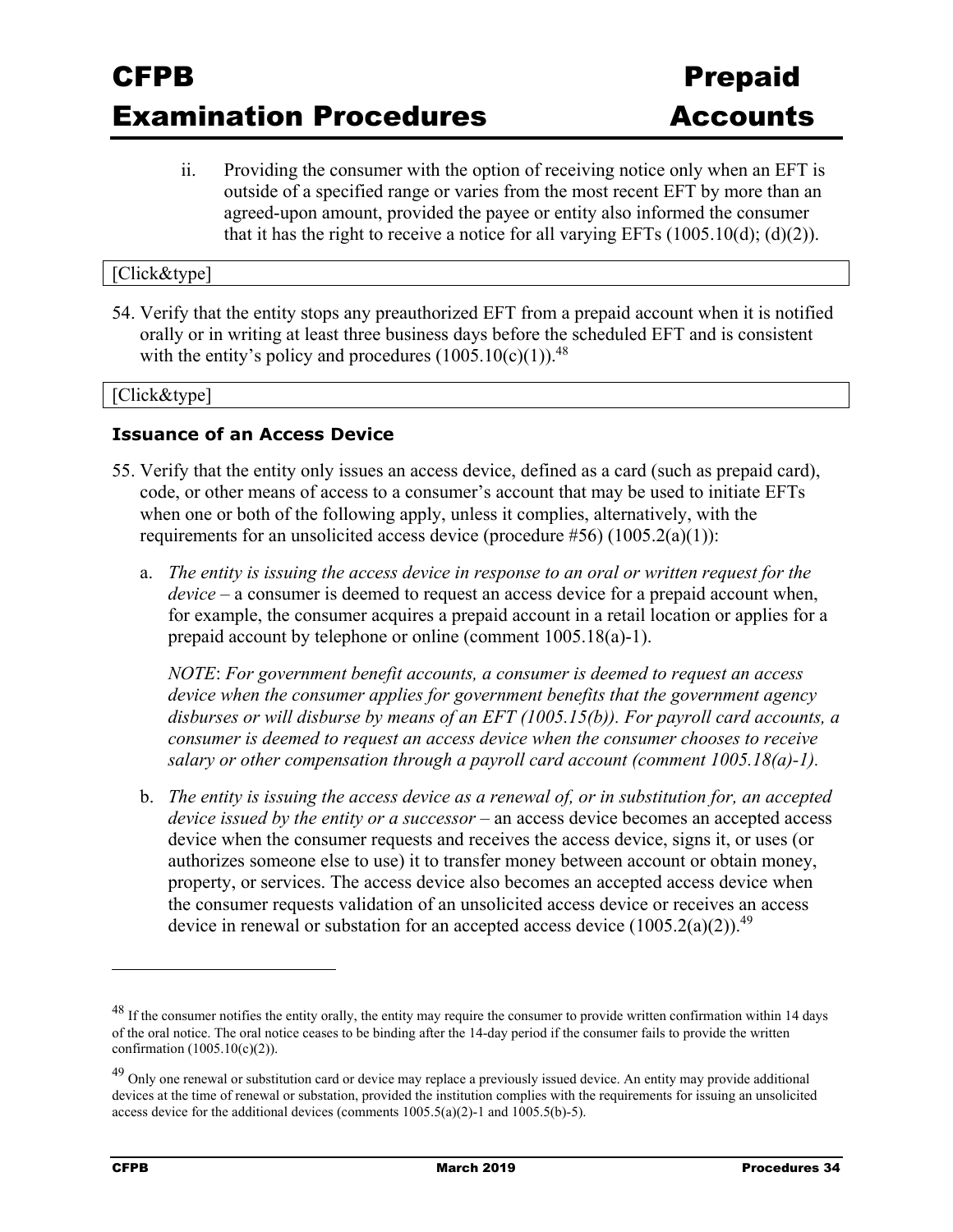ii. Providing the consumer with the option of receiving notice only when an EFT is outside of a specified range or varies from the most recent EFT by more than an agreed-upon amount, provided the payee or entity also informed the consumer that it has the right to receive a notice for all varying EFTs (1005.10(d); (d)(2)).

[Click&type]

54. Verify that the entity stops any preauthorized EFT from a prepaid account when it is notified orally or in writing at least three business days before the scheduled EFT and is consistent with the entity's policy and procedures (1005.10(c)(1)).[48]

[Click&type]

### Issuance of an Access Device

55. Verify that the entity only issues an access device, defined as a card (such as prepaid card), code, or other means of access to a consumer's account that may be used to initiate EFTs when one or both of the following apply, unless it complies, alternatively, with the requirements for an unsolicited access device (procedure #56) (1005.2(a)(1)):

    a. *The entity is issuing the access device in response to an oral or written request for the device* – a consumer is deemed to request an access device for a prepaid account when, for example, the consumer acquires a prepaid account in a retail location or applies for a prepaid account by telephone or online (comment 1005.18(a)-1).

       *NOTE*: *For government benefit accounts, a consumer is deemed to request an access device when the consumer applies for government benefits that the government agency disburses or will disburse by means of an EFT (1005.15(b)). For payroll card accounts, a consumer is deemed to request an access device when the consumer chooses to receive salary or other compensation through a payroll card account (comment 1005.18(a)-1).*

    b. *The entity is issuing the access device as a renewal of, or in substitution for, an accepted device issued by the entity or a successor* – an access device becomes an accepted access device when the consumer requests and receives the access device, signs it, or uses (or authorizes someone else to use) it to transfer money between account or obtain money, property, or services. The access device also becomes an accepted access device when the consumer requests validation of an unsolicited access device or receives an access device in renewal or substation for an accepted access device (1005.2(a)(2)).[49]

---

[48] If the consumer notifies the entity orally, the entity may require the consumer to provide written confirmation within 14 days of the oral notice. The oral notice ceases to be binding after the 14-day period if the consumer fails to provide the written confirmation (1005.10(c)(2)).

[49] Only one renewal or substitution card or device may replace a previously issued device. An entity may provide additional devices at the time of renewal or substation, provided the institution complies with the requirements for issuing an unsolicited access device for the additional devices (comments 1005.5(a)(2)-1 and 1005.5(b)-5).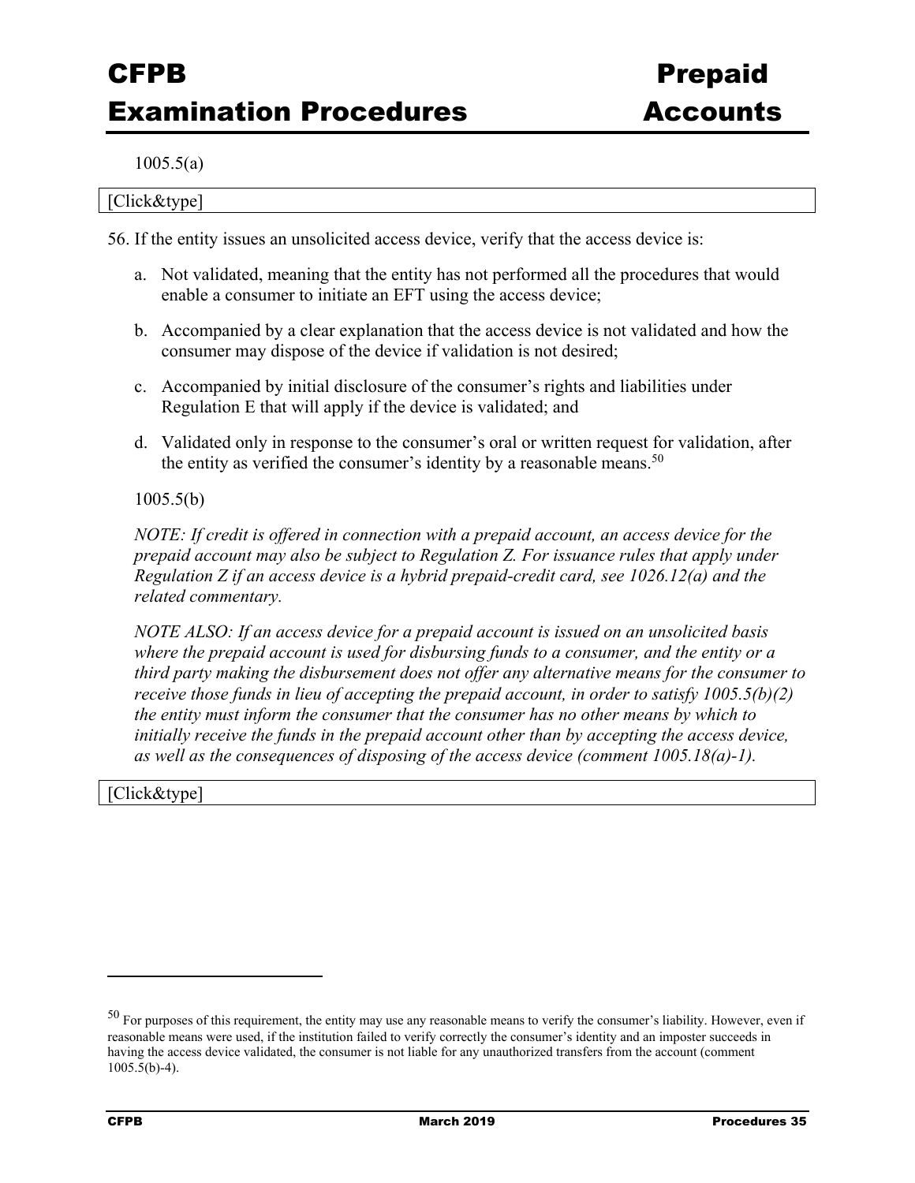1005.5(a)

[Click&type]

56. If the entity issues an unsolicited access device, verify that the access device is:

   a. Not validated, meaning that the entity has not performed all the procedures that would enable a consumer to initiate an EFT using the access device;

   b. Accompanied by a clear explanation that the access device is not validated and how the consumer may dispose of the device if validation is not desired;

   c. Accompanied by initial disclosure of the consumer's rights and liabilities under Regulation E that will apply if the device is validated; and

   d. Validated only in response to the consumer's oral or written request for validation, after the entity as verified the consumer's identity by a reasonable means.[50]

1005.5(b)

*NOTE: If credit is offered in connection with a prepaid account, an access device for the prepaid account may also be subject to Regulation Z. For issuance rules that apply under Regulation Z if an access device is a hybrid prepaid-credit card, see 1026.12(a) and the related commentary.*

*NOTE ALSO: If an access device for a prepaid account is issued on an unsolicited basis where the prepaid account is used for disbursing funds to a consumer, and the entity or a third party making the disbursement does not offer any alternative means for the consumer to receive those funds in lieu of accepting the prepaid account, in order to satisfy 1005.5(b)(2) the entity must inform the consumer that the consumer has no other means by which to initially receive the funds in the prepaid account other than by accepting the access device, as well as the consequences of disposing of the access device (comment 1005.18(a)-1).*

[Click&type]

---

[50] For purposes of this requirement, the entity may use any reasonable means to verify the consumer's liability. However, even if reasonable means were used, if the institution failed to verify correctly the consumer's identity and an imposter succeeds in having the access device validated, the consumer is not liable for any unauthorized transfers from the account (comment 1005.5(b)-4).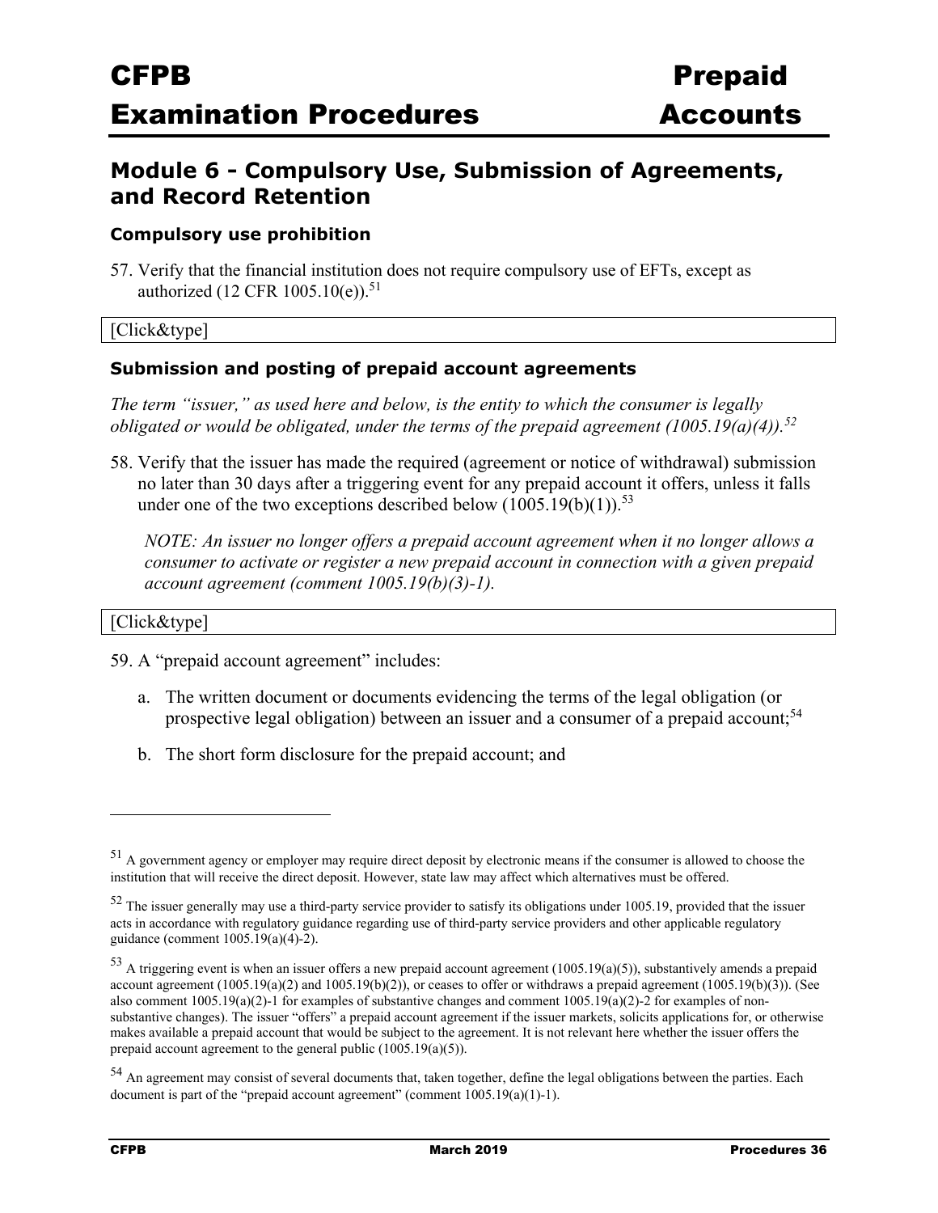## Module 6 - Compulsory Use, Submission of Agreements, and Record Retention

### Compulsory use prohibition

57. Verify that the financial institution does not require compulsory use of EFTs, except as authorized (12 CFR 1005.10(e)).[51]

[Click&type]

### Submission and posting of prepaid account agreements

*The term "issuer," as used here and below, is the entity to which the consumer is legally obligated or would be obligated, under the terms of the prepaid agreement (1005.19(a)(4)).[52]*

58. Verify that the issuer has made the required (agreement or notice of withdrawal) submission no later than 30 days after a triggering event for any prepaid account it offers, unless it falls under one of the two exceptions described below (1005.19(b)(1)).[53]

    *NOTE: An issuer no longer offers a prepaid account agreement when it no longer allows a consumer to activate or register a new prepaid account in connection with a given prepaid account agreement (comment 1005.19(b)(3)-1).*

[Click&type]

59. A "prepaid account agreement" includes:

    a. The written document or documents evidencing the terms of the legal obligation (or prospective legal obligation) between an issuer and a consumer of a prepaid account;[54]

    b. The short form disclosure for the prepaid account; and

---

[51] A government agency or employer may require direct deposit by electronic means if the consumer is allowed to choose the institution that will receive the direct deposit. However, state law may affect which alternatives must be offered.

[52] The issuer generally may use a third-party service provider to satisfy its obligations under 1005.19, provided that the issuer acts in accordance with regulatory guidance regarding use of third-party service providers and other applicable regulatory guidance (comment 1005.19(a)(4)-2).

[53] A triggering event is when an issuer offers a new prepaid account agreement (1005.19(a)(5)), substantively amends a prepaid account agreement (1005.19(a)(2) and 1005.19(b)(2)), or ceases to offer or withdraws a prepaid agreement (1005.19(b)(3)). (See also comment 1005.19(a)(2)-1 for examples of substantive changes and comment 1005.19(a)(2)-2 for examples of non-substantive changes). The issuer "offers" a prepaid account agreement if the issuer markets, solicits applications for, or otherwise makes available a prepaid account that would be subject to the agreement. It is not relevant here whether the issuer offers the prepaid account agreement to the general public (1005.19(a)(5)).

[54] An agreement may consist of several documents that, taken together, define the legal obligations between the parties. Each document is part of the "prepaid account agreement" (comment 1005.19(a)(1)-1).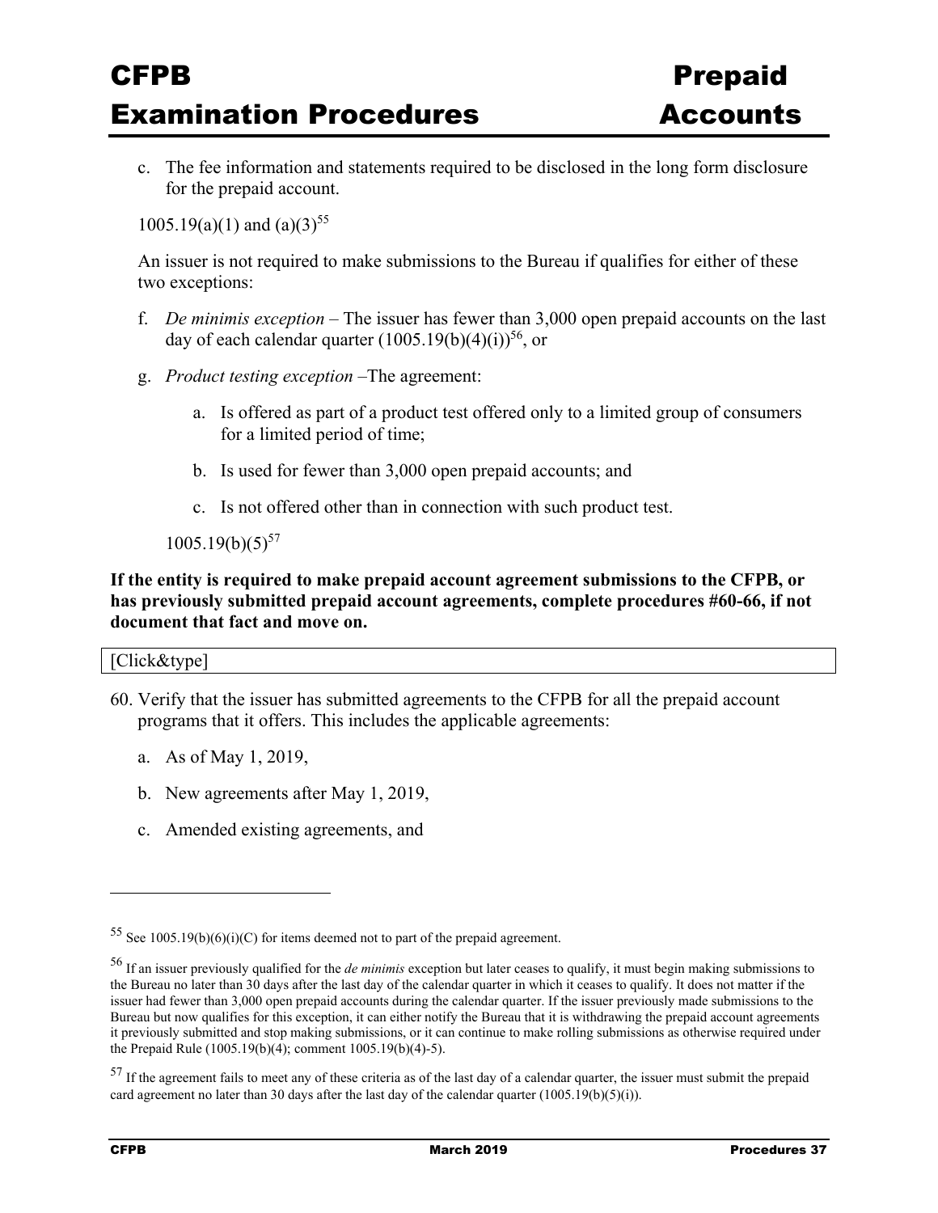c. The fee information and statements required to be disclosed in the long form disclosure for the prepaid account.

1005.19(a)(1) and (a)(3)[55]

An issuer is not required to make submissions to the Bureau if qualifies for either of these two exceptions:

f. *De minimis exception* – The issuer has fewer than 3,000 open prepaid accounts on the last day of each calendar quarter (1005.19(b)(4)(i))[56], or

g. *Product testing exception* –The agreement:

   a. Is offered as part of a product test offered only to a limited group of consumers for a limited period of time;

   b. Is used for fewer than 3,000 open prepaid accounts; and

   c. Is not offered other than in connection with such product test.

1005.19(b)(5)[57]

**If the entity is required to make prepaid account agreement submissions to the CFPB, or has previously submitted prepaid account agreements, complete procedures #60-66, if not document that fact and move on.**

| [Click&type] |
|---|

60. Verify that the issuer has submitted agreements to the CFPB for all the prepaid account programs that it offers. This includes the applicable agreements:

    a. As of May 1, 2019,

    b. New agreements after May 1, 2019,

    c. Amended existing agreements, and

---

[55] See 1005.19(b)(6)(i)(C) for items deemed not to part of the prepaid agreement.

[56] If an issuer previously qualified for the *de minimis* exception but later ceases to qualify, it must begin making submissions to the Bureau no later than 30 days after the last day of the calendar quarter in which it ceases to qualify. It does not matter if the issuer had fewer than 3,000 open prepaid accounts during the calendar quarter. If the issuer previously made submissions to the Bureau but now qualifies for this exception, it can either notify the Bureau that it is withdrawing the prepaid account agreements it previously submitted and stop making submissions, or it can continue to make rolling submissions as otherwise required under the Prepaid Rule (1005.19(b)(4); comment 1005.19(b)(4)-5).

[57] If the agreement fails to meet any of these criteria as of the last day of a calendar quarter, the issuer must submit the prepaid card agreement no later than 30 days after the last day of the calendar quarter (1005.19(b)(5)(i)).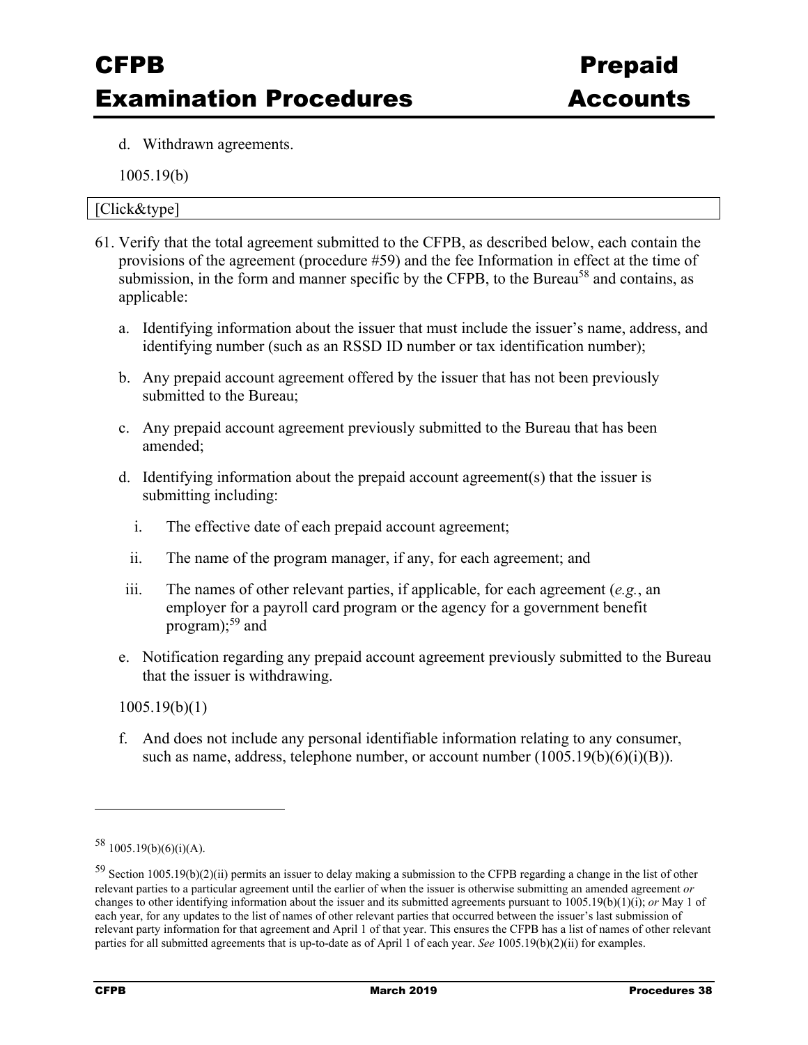d. Withdrawn agreements.

1005.19(b)

| [Click&type] |
| --- |

61. Verify that the total agreement submitted to the CFPB, as described below, each contain the provisions of the agreement (procedure #59) and the fee Information in effect at the time of submission, in the form and manner specific by the CFPB, to the Bureau[58] and contains, as applicable:

    a. Identifying information about the issuer that must include the issuer's name, address, and identifying number (such as an RSSD ID number or tax identification number);

    b. Any prepaid account agreement offered by the issuer that has not been previously submitted to the Bureau;

    c. Any prepaid account agreement previously submitted to the Bureau that has been amended;

    d. Identifying information about the prepaid account agreement(s) that the issuer is submitting including:

        i. The effective date of each prepaid account agreement;

        ii. The name of the program manager, if any, for each agreement; and

        iii. The names of other relevant parties, if applicable, for each agreement (*e.g.*, an employer for a payroll card program or the agency for a government benefit program);[59] and

    e. Notification regarding any prepaid account agreement previously submitted to the Bureau that the issuer is withdrawing.

    1005.19(b)(1)

    f. And does not include any personal identifiable information relating to any consumer, such as name, address, telephone number, or account number (1005.19(b)(6)(i)(B)).

---

[58] 1005.19(b)(6)(i)(A).

[59] Section 1005.19(b)(2)(ii) permits an issuer to delay making a submission to the CFPB regarding a change in the list of other relevant parties to a particular agreement until the earlier of when the issuer is otherwise submitting an amended agreement *or* changes to other identifying information about the issuer and its submitted agreements pursuant to 1005.19(b)(1)(i); *or* May 1 of each year, for any updates to the list of names of other relevant parties that occurred between the issuer's last submission of relevant party information for that agreement and April 1 of that year. This ensures the CFPB has a list of names of other relevant parties for all submitted agreements that is up-to-date as of April 1 of each year. *See* 1005.19(b)(2)(ii) for examples.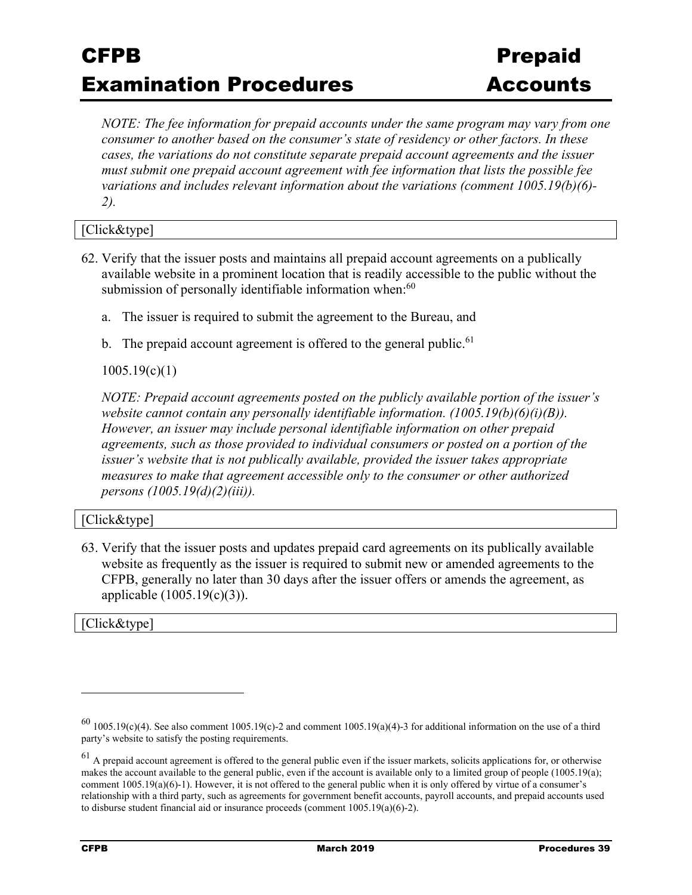*NOTE: The fee information for prepaid accounts under the same program may vary from one consumer to another based on the consumer's state of residency or other factors. In these cases, the variations do not constitute separate prepaid account agreements and the issuer must submit one prepaid account agreement with fee information that lists the possible fee variations and includes relevant information about the variations (comment 1005.19(b)(6)-2).*

[Click&type]

62. Verify that the issuer posts and maintains all prepaid account agreements on a publically available website in a prominent location that is readily accessible to the public without the submission of personally identifiable information when:[60]

    a. The issuer is required to submit the agreement to the Bureau, and

    b. The prepaid account agreement is offered to the general public.[61]

    1005.19(c)(1)

    *NOTE: Prepaid account agreements posted on the publicly available portion of the issuer's website cannot contain any personally identifiable information. (1005.19(b)(6)(i)(B)). However, an issuer may include personal identifiable information on other prepaid agreements, such as those provided to individual consumers or posted on a portion of the issuer's website that is not publically available, provided the issuer takes appropriate measures to make that agreement accessible only to the consumer or other authorized persons (1005.19(d)(2)(iii)).*

[Click&type]

63. Verify that the issuer posts and updates prepaid card agreements on its publically available website as frequently as the issuer is required to submit new or amended agreements to the CFPB, generally no later than 30 days after the issuer offers or amends the agreement, as applicable (1005.19(c)(3)).

[Click&type]

---

[60] 1005.19(c)(4). See also comment 1005.19(c)-2 and comment 1005.19(a)(4)-3 for additional information on the use of a third party's website to satisfy the posting requirements.

[61] A prepaid account agreement is offered to the general public even if the issuer markets, solicits applications for, or otherwise makes the account available to the general public, even if the account is available only to a limited group of people (1005.19(a); comment 1005.19(a)(6)-1). However, it is not offered to the general public when it is only offered by virtue of a consumer's relationship with a third party, such as agreements for government benefit accounts, payroll accounts, and prepaid accounts used to disburse student financial aid or insurance proceeds (comment 1005.19(a)(6)-2).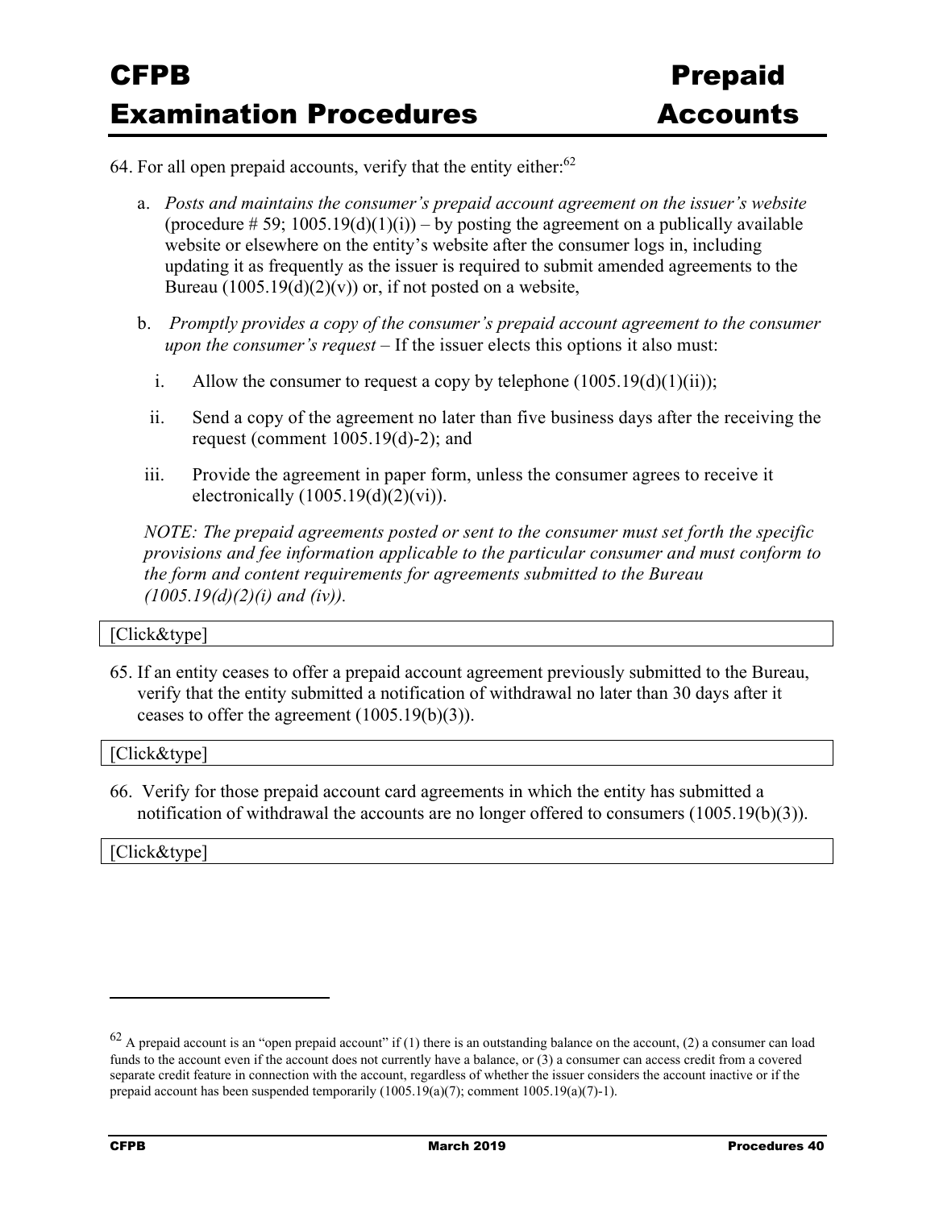64. For all open prepaid accounts, verify that the entity either:[62]

   a. *Posts and maintains the consumer's prepaid account agreement on the issuer's website* (procedure # 59; 1005.19(d)(1)(i)) – by posting the agreement on a publically available website or elsewhere on the entity's website after the consumer logs in, including updating it as frequently as the issuer is required to submit amended agreements to the Bureau (1005.19(d)(2)(v)) or, if not posted on a website,

   b. *Promptly provides a copy of the consumer's prepaid account agreement to the consumer upon the consumer's request* – If the issuer elects this options it also must:

      i. Allow the consumer to request a copy by telephone (1005.19(d)(1)(ii));

      ii. Send a copy of the agreement no later than five business days after the receiving the request (comment 1005.19(d)-2); and

      iii. Provide the agreement in paper form, unless the consumer agrees to receive it electronically (1005.19(d)(2)(vi)).

   *NOTE: The prepaid agreements posted or sent to the consumer must set forth the specific provisions and fee information applicable to the particular consumer and must conform to the form and content requirements for agreements submitted to the Bureau (1005.19(d)(2)(i) and (iv)).*

[Click&type]

65. If an entity ceases to offer a prepaid account agreement previously submitted to the Bureau, verify that the entity submitted a notification of withdrawal no later than 30 days after it ceases to offer the agreement (1005.19(b)(3)).

[Click&type]

66. Verify for those prepaid account card agreements in which the entity has submitted a notification of withdrawal the accounts are no longer offered to consumers (1005.19(b)(3)).

[Click&type]

---

[62] A prepaid account is an "open prepaid account" if (1) there is an outstanding balance on the account, (2) a consumer can load funds to the account even if the account does not currently have a balance, or (3) a consumer can access credit from a covered separate credit feature in connection with the account, regardless of whether the issuer considers the account inactive or if the prepaid account has been suspended temporarily (1005.19(a)(7); comment 1005.19(a)(7)-1).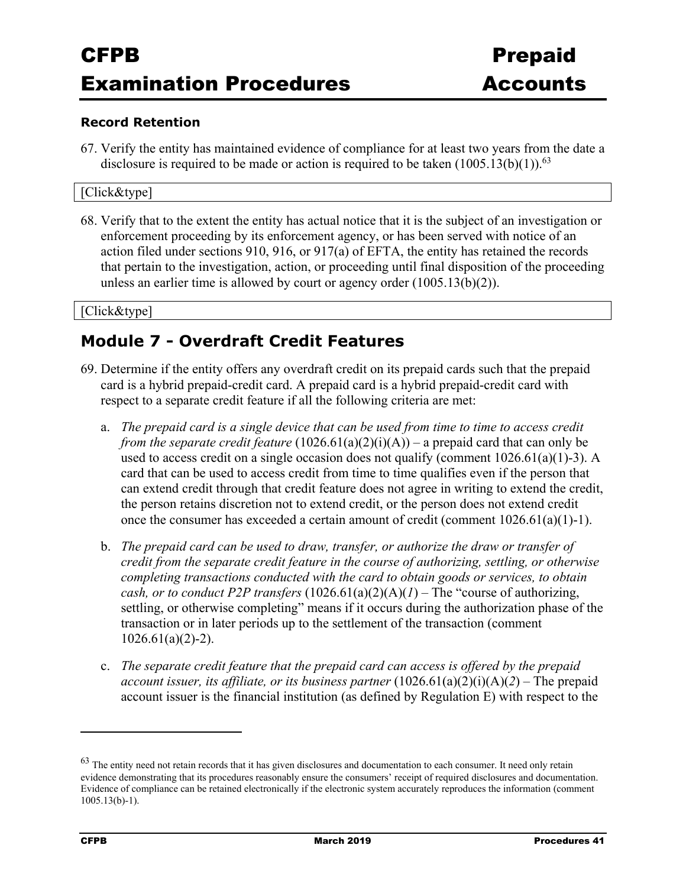### Record Retention

67. Verify the entity has maintained evidence of compliance for at least two years from the date a disclosure is required to be made or action is required to be taken (1005.13(b)(1)).[63]

[Click&type]

68. Verify that to the extent the entity has actual notice that it is the subject of an investigation or enforcement proceeding by its enforcement agency, or has been served with notice of an action filed under sections 910, 916, or 917(a) of EFTA, the entity has retained the records that pertain to the investigation, action, or proceeding until final disposition of the proceeding unless an earlier time is allowed by court or agency order (1005.13(b)(2)).

[Click&type]

## Module 7 - Overdraft Credit Features

69. Determine if the entity offers any overdraft credit on its prepaid cards such that the prepaid card is a hybrid prepaid-credit card. A prepaid card is a hybrid prepaid-credit card with respect to a separate credit feature if all the following criteria are met:

    a. *The prepaid card is a single device that can be used from time to time to access credit from the separate credit feature* (1026.61(a)(2)(i)(A)) – a prepaid card that can only be used to access credit on a single occasion does not qualify (comment 1026.61(a)(1)-3). A card that can be used to access credit from time to time qualifies even if the person that can extend credit through that credit feature does not agree in writing to extend the credit, the person retains discretion not to extend credit, or the person does not extend credit once the consumer has exceeded a certain amount of credit (comment 1026.61(a)(1)-1).

    b. *The prepaid card can be used to draw, transfer, or authorize the draw or transfer of credit from the separate credit feature in the course of authorizing, settling, or otherwise completing transactions conducted with the card to obtain goods or services, to obtain cash, or to conduct P2P transfers* (1026.61(a)(2)(A)(*1*) – The "course of authorizing, settling, or otherwise completing" means if it occurs during the authorization phase of the transaction or in later periods up to the settlement of the transaction (comment 1026.61(a)(2)-2).

    c. *The separate credit feature that the prepaid card can access is offered by the prepaid account issuer, its affiliate, or its business partner* (1026.61(a)(2)(i)(A)(*2*) – The prepaid account issuer is the financial institution (as defined by Regulation E) with respect to the

---

[63] The entity need not retain records that it has given disclosures and documentation to each consumer. It need only retain evidence demonstrating that its procedures reasonably ensure the consumers' receipt of required disclosures and documentation. Evidence of compliance can be retained electronically if the electronic system accurately reproduces the information (comment 1005.13(b)-1).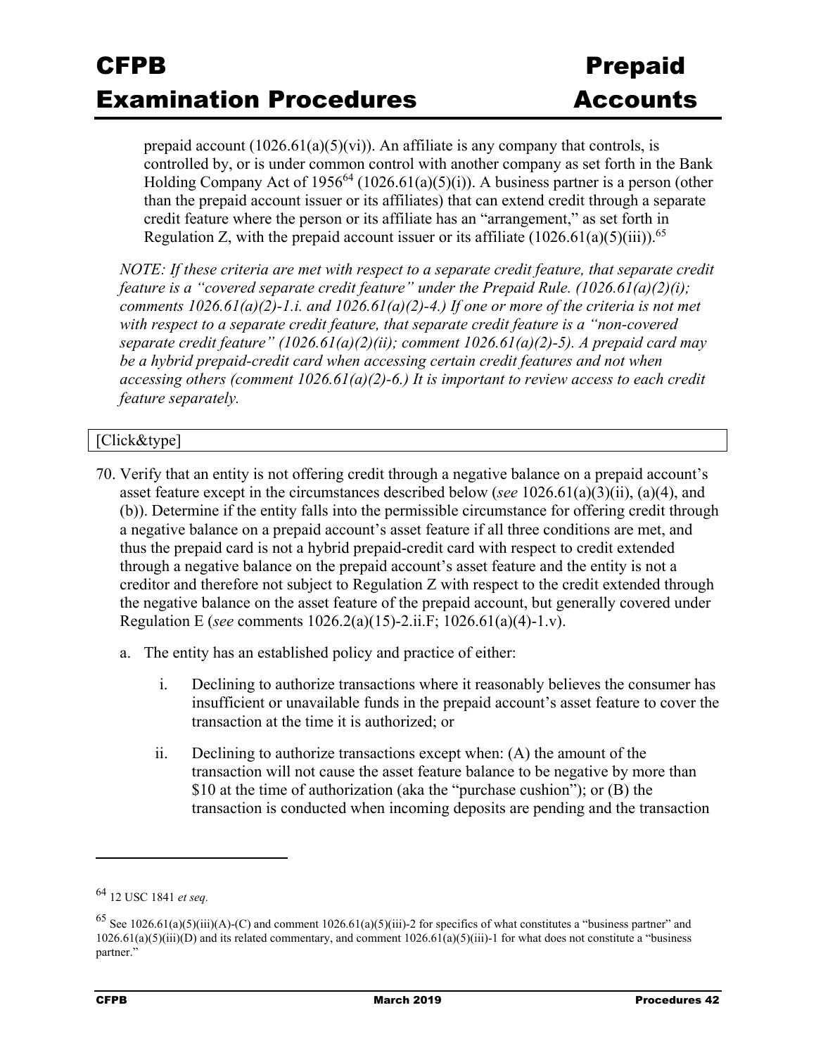prepaid account (1026.61(a)(5)(vi)). An affiliate is any company that controls, is controlled by, or is under common control with another company as set forth in the Bank Holding Company Act of 1956[64] (1026.61(a)(5)(i)). A business partner is a person (other than the prepaid account issuer or its affiliates) that can extend credit through a separate credit feature where the person or its affiliate has an "arrangement," as set forth in Regulation Z, with the prepaid account issuer or its affiliate (1026.61(a)(5)(iii)).[65]

*NOTE: If these criteria are met with respect to a separate credit feature, that separate credit feature is a "covered separate credit feature" under the Prepaid Rule. (1026.61(a)(2)(i); comments 1026.61(a)(2)-1.i. and 1026.61(a)(2)-4.) If one or more of the criteria is not met with respect to a separate credit feature, that separate credit feature is a "non-covered separate credit feature" (1026.61(a)(2)(ii); comment 1026.61(a)(2)-5). A prepaid card may be a hybrid prepaid-credit card when accessing certain credit features and not when accessing others (comment 1026.61(a)(2)-6.) It is important to review access to each credit feature separately.*

| [Click&type] |
|---|

70. Verify that an entity is not offering credit through a negative balance on a prepaid account's asset feature except in the circumstances described below (*see* 1026.61(a)(3)(ii), (a)(4), and (b)). Determine if the entity falls into the permissible circumstance for offering credit through a negative balance on a prepaid account's asset feature if all three conditions are met, and thus the prepaid card is not a hybrid prepaid-credit card with respect to credit extended through a negative balance on the prepaid account's asset feature and the entity is not a creditor and therefore not subject to Regulation Z with respect to the credit extended through the negative balance on the asset feature of the prepaid account, but generally covered under Regulation E (*see* comments 1026.2(a)(15)-2.ii.F; 1026.61(a)(4)-1.v).

    a. The entity has an established policy and practice of either:

        i. Declining to authorize transactions where it reasonably believes the consumer has insufficient or unavailable funds in the prepaid account's asset feature to cover the transaction at the time it is authorized; or

        ii. Declining to authorize transactions except when: (A) the amount of the transaction will not cause the asset feature balance to be negative by more than \$10 at the time of authorization (aka the "purchase cushion"); or (B) the transaction is conducted when incoming deposits are pending and the transaction

---

[64] 12 USC 1841 *et seq.*

[65] See 1026.61(a)(5)(iii)(A)-(C) and comment 1026.61(a)(5)(iii)-2 for specifics of what constitutes a "business partner" and 1026.61(a)(5)(iii)(D) and its related commentary, and comment 1026.61(a)(5)(iii)-1 for what does not constitute a "business partner."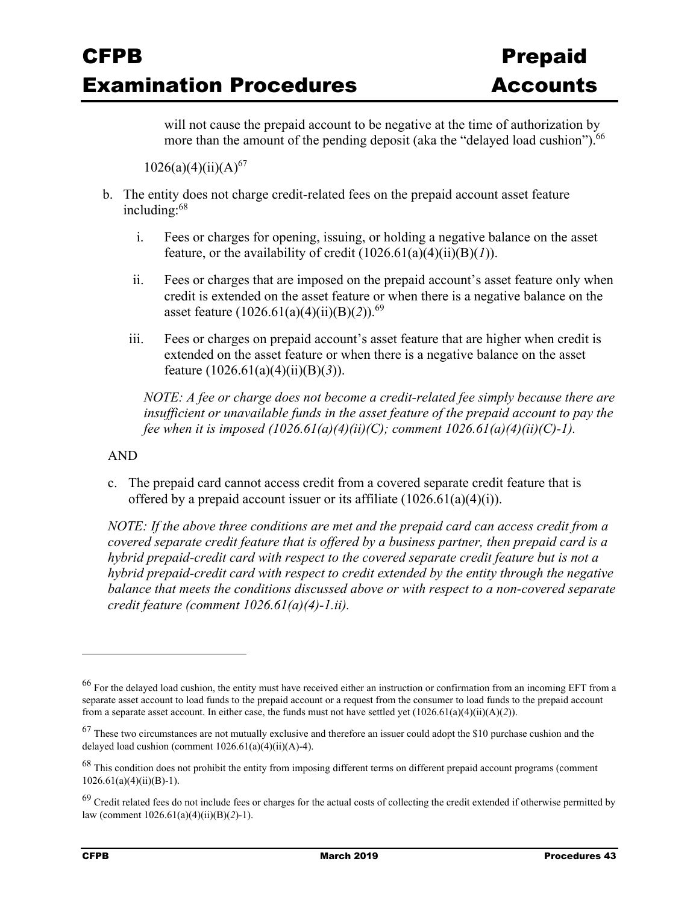will not cause the prepaid account to be negative at the time of authorization by more than the amount of the pending deposit (aka the "delayed load cushion").[66]

1026(a)(4)(ii)(A)[67]

b. The entity does not charge credit-related fees on the prepaid account asset feature including:[68]

   i. Fees or charges for opening, issuing, or holding a negative balance on the asset feature, or the availability of credit (1026.61(a)(4)(ii)(B)(*1*)).

   ii. Fees or charges that are imposed on the prepaid account's asset feature only when credit is extended on the asset feature or when there is a negative balance on the asset feature (1026.61(a)(4)(ii)(B)(*2*)).[69]

   iii. Fees or charges on prepaid account's asset feature that are higher when credit is extended on the asset feature or when there is a negative balance on the asset feature (1026.61(a)(4)(ii)(B)(*3*)).

   *NOTE: A fee or charge does not become a credit-related fee simply because there are insufficient or unavailable funds in the asset feature of the prepaid account to pay the fee when it is imposed (1026.61(a)(4)(ii)(C); comment 1026.61(a)(4)(ii)(C)-1).*

AND

c. The prepaid card cannot access credit from a covered separate credit feature that is offered by a prepaid account issuer or its affiliate (1026.61(a)(4)(i)).

*NOTE: If the above three conditions are met and the prepaid card can access credit from a covered separate credit feature that is offered by a business partner, then prepaid card is a hybrid prepaid-credit card with respect to the covered separate credit feature but is not a hybrid prepaid-credit card with respect to credit extended by the entity through the negative balance that meets the conditions discussed above or with respect to a non-covered separate credit feature (comment 1026.61(a)(4)-1.ii).*

---

[66] For the delayed load cushion, the entity must have received either an instruction or confirmation from an incoming EFT from a separate asset account to load funds to the prepaid account or a request from the consumer to load funds to the prepaid account from a separate asset account. In either case, the funds must not have settled yet (1026.61(a)(4)(ii)(A)(*2*)).

[67] These two circumstances are not mutually exclusive and therefore an issuer could adopt the $10 purchase cushion and the delayed load cushion (comment 1026.61(a)(4)(ii)(A)-4).

[68] This condition does not prohibit the entity from imposing different terms on different prepaid account programs (comment 1026.61(a)(4)(ii)(B)-1).

[69] Credit related fees do not include fees or charges for the actual costs of collecting the credit extended if otherwise permitted by law (comment 1026.61(a)(4)(ii)(B)(*2*)-1).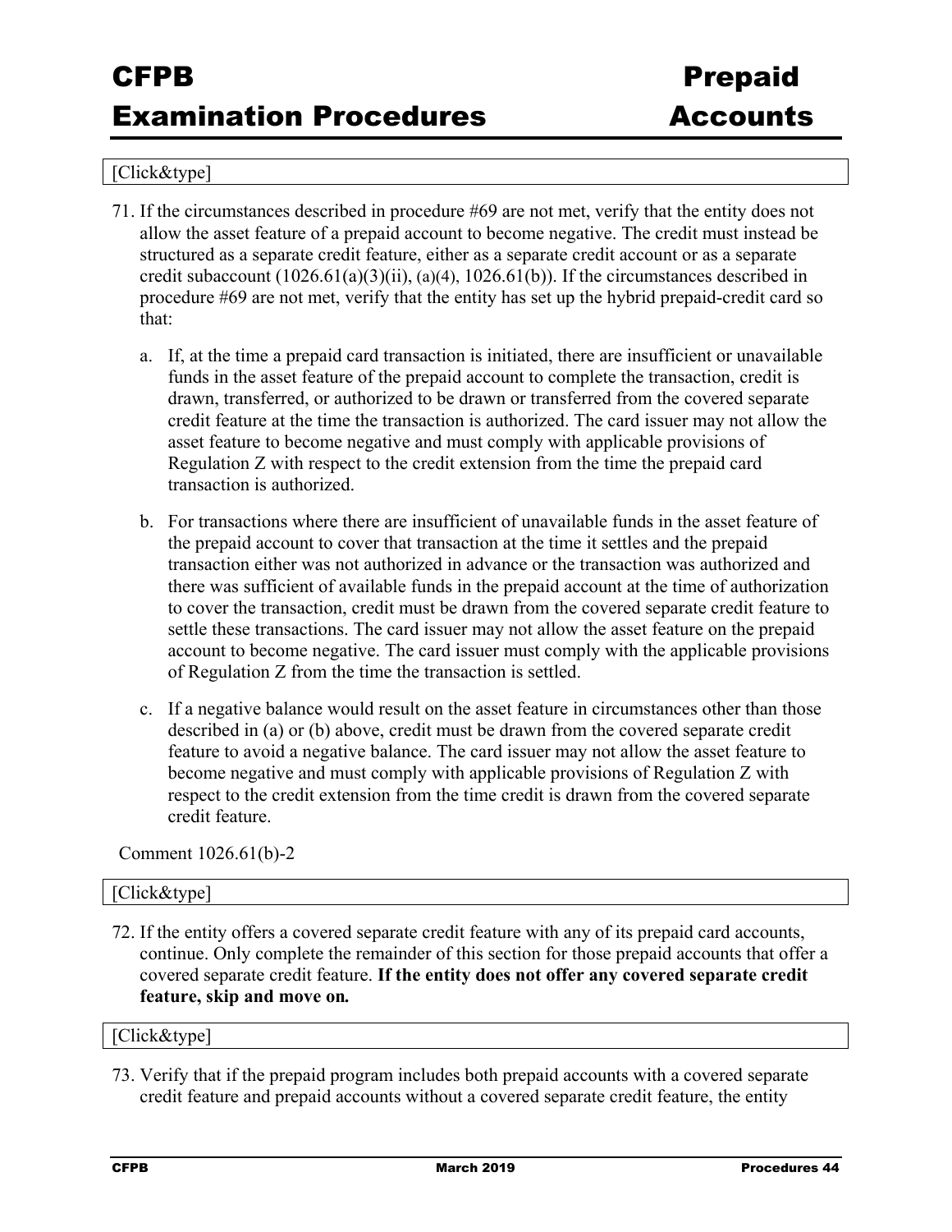[Click&type]

71. If the circumstances described in procedure #69 are not met, verify that the entity does not allow the asset feature of a prepaid account to become negative. The credit must instead be structured as a separate credit feature, either as a separate credit account or as a separate credit subaccount (1026.61(a)(3)(ii), (a)(4), 1026.61(b)). If the circumstances described in procedure #69 are not met, verify that the entity has set up the hybrid prepaid-credit card so that:

    a. If, at the time a prepaid card transaction is initiated, there are insufficient or unavailable funds in the asset feature of the prepaid account to complete the transaction, credit is drawn, transferred, or authorized to be drawn or transferred from the covered separate credit feature at the time the transaction is authorized. The card issuer may not allow the asset feature to become negative and must comply with applicable provisions of Regulation Z with respect to the credit extension from the time the prepaid card transaction is authorized.

    b. For transactions where there are insufficient of unavailable funds in the asset feature of the prepaid account to cover that transaction at the time it settles and the prepaid transaction either was not authorized in advance or the transaction was authorized and there was sufficient of available funds in the prepaid account at the time of authorization to cover the transaction, credit must be drawn from the covered separate credit feature to settle these transactions. The card issuer may not allow the asset feature on the prepaid account to become negative. The card issuer must comply with the applicable provisions of Regulation Z from the time the transaction is settled.

    c. If a negative balance would result on the asset feature in circumstances other than those described in (a) or (b) above, credit must be drawn from the covered separate credit feature to avoid a negative balance. The card issuer may not allow the asset feature to become negative and must comply with applicable provisions of Regulation Z with respect to the credit extension from the time credit is drawn from the covered separate credit feature.

Comment 1026.61(b)-2

[Click&type]

72. If the entity offers a covered separate credit feature with any of its prepaid card accounts, continue. Only complete the remainder of this section for those prepaid accounts that offer a covered separate credit feature. **If the entity does not offer any covered separate credit feature, skip and move on.**

[Click&type]

73. Verify that if the prepaid program includes both prepaid accounts with a covered separate credit feature and prepaid accounts without a covered separate credit feature, the entity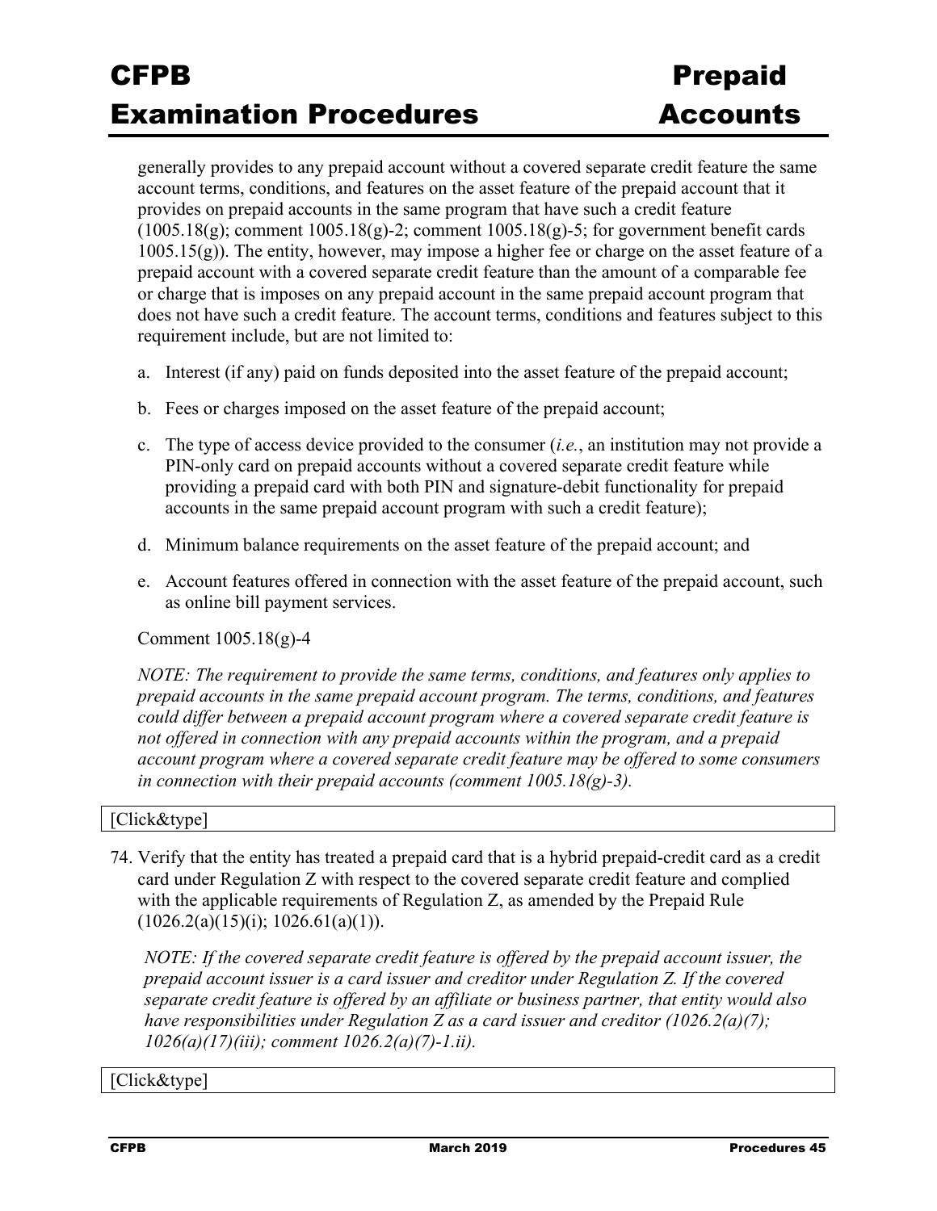generally provides to any prepaid account without a covered separate credit feature the same account terms, conditions, and features on the asset feature of the prepaid account that it provides on prepaid accounts in the same program that have such a credit feature (1005.18(g); comment 1005.18(g)-2; comment 1005.18(g)-5; for government benefit cards 1005.15(g)). The entity, however, may impose a higher fee or charge on the asset feature of a prepaid account with a covered separate credit feature than the amount of a comparable fee or charge that is imposes on any prepaid account in the same prepaid account program that does not have such a credit feature. The account terms, conditions and features subject to this requirement include, but are not limited to:

a. Interest (if any) paid on funds deposited into the asset feature of the prepaid account;

b. Fees or charges imposed on the asset feature of the prepaid account;

c. The type of access device provided to the consumer (*i.e.*, an institution may not provide a PIN-only card on prepaid accounts without a covered separate credit feature while providing a prepaid card with both PIN and signature-debit functionality for prepaid accounts in the same prepaid account program with such a credit feature);

d. Minimum balance requirements on the asset feature of the prepaid account; and

e. Account features offered in connection with the asset feature of the prepaid account, such as online bill payment services.

Comment 1005.18(g)-4

*NOTE: The requirement to provide the same terms, conditions, and features only applies to prepaid accounts in the same prepaid account program. The terms, conditions, and features could differ between a prepaid account program where a covered separate credit feature is not offered in connection with any prepaid accounts within the program, and a prepaid account program where a covered separate credit feature may be offered to some consumers in connection with their prepaid accounts (comment 1005.18(g)-3).*

[Click&type]

74. Verify that the entity has treated a prepaid card that is a hybrid prepaid-credit card as a credit card under Regulation Z with respect to the covered separate credit feature and complied with the applicable requirements of Regulation Z, as amended by the Prepaid Rule (1026.2(a)(15)(i); 1026.61(a)(1)).

*NOTE: If the covered separate credit feature is offered by the prepaid account issuer, the prepaid account issuer is a card issuer and creditor under Regulation Z. If the covered separate credit feature is offered by an affiliate or business partner, that entity would also have responsibilities under Regulation Z as a card issuer and creditor (1026.2(a)(7); 1026(a)(17)(iii); comment 1026.2(a)(7)-1.ii).*

[Click&type]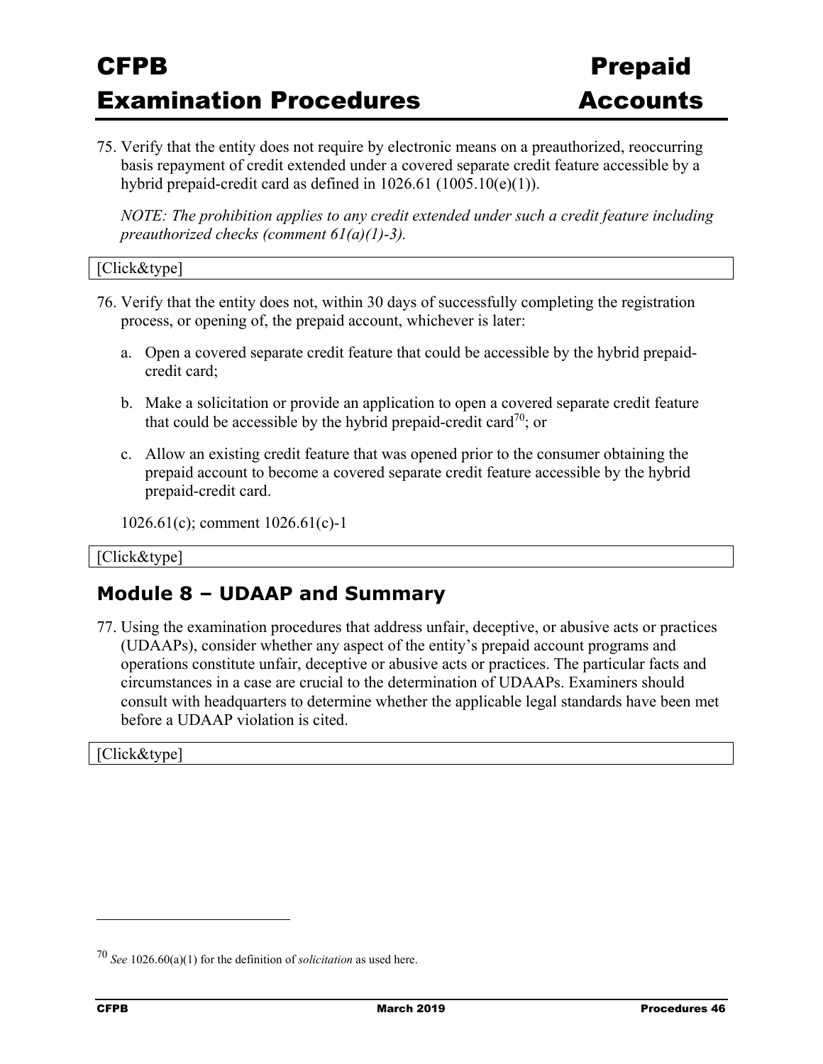75. Verify that the entity does not require by electronic means on a preauthorized, reoccurring basis repayment of credit extended under a covered separate credit feature accessible by a hybrid prepaid-credit card as defined in 1026.61 (1005.10(e)(1)).

    *NOTE: The prohibition applies to any credit extended under such a credit feature including preauthorized checks (comment 61(a)(1)-3).*

[Click&type]

76. Verify that the entity does not, within 30 days of successfully completing the registration process, or opening of, the prepaid account, whichever is later:

    a. Open a covered separate credit feature that could be accessible by the hybrid prepaid-credit card;

    b. Make a solicitation or provide an application to open a covered separate credit feature that could be accessible by the hybrid prepaid-credit card[70]; or

    c. Allow an existing credit feature that was opened prior to the consumer obtaining the prepaid account to become a covered separate credit feature accessible by the hybrid prepaid-credit card.

    1026.61(c); comment 1026.61(c)-1

[Click&type]

## Module 8 – UDAAP and Summary

77. Using the examination procedures that address unfair, deceptive, or abusive acts or practices (UDAAPs), consider whether any aspect of the entity's prepaid account programs and operations constitute unfair, deceptive or abusive acts or practices. The particular facts and circumstances in a case are crucial to the determination of UDAAPs. Examiners should consult with headquarters to determine whether the applicable legal standards have been met before a UDAAP violation is cited.

[Click&type]

---

[70] *See* 1026.60(a)(1) for the definition of *solicitation* as used here.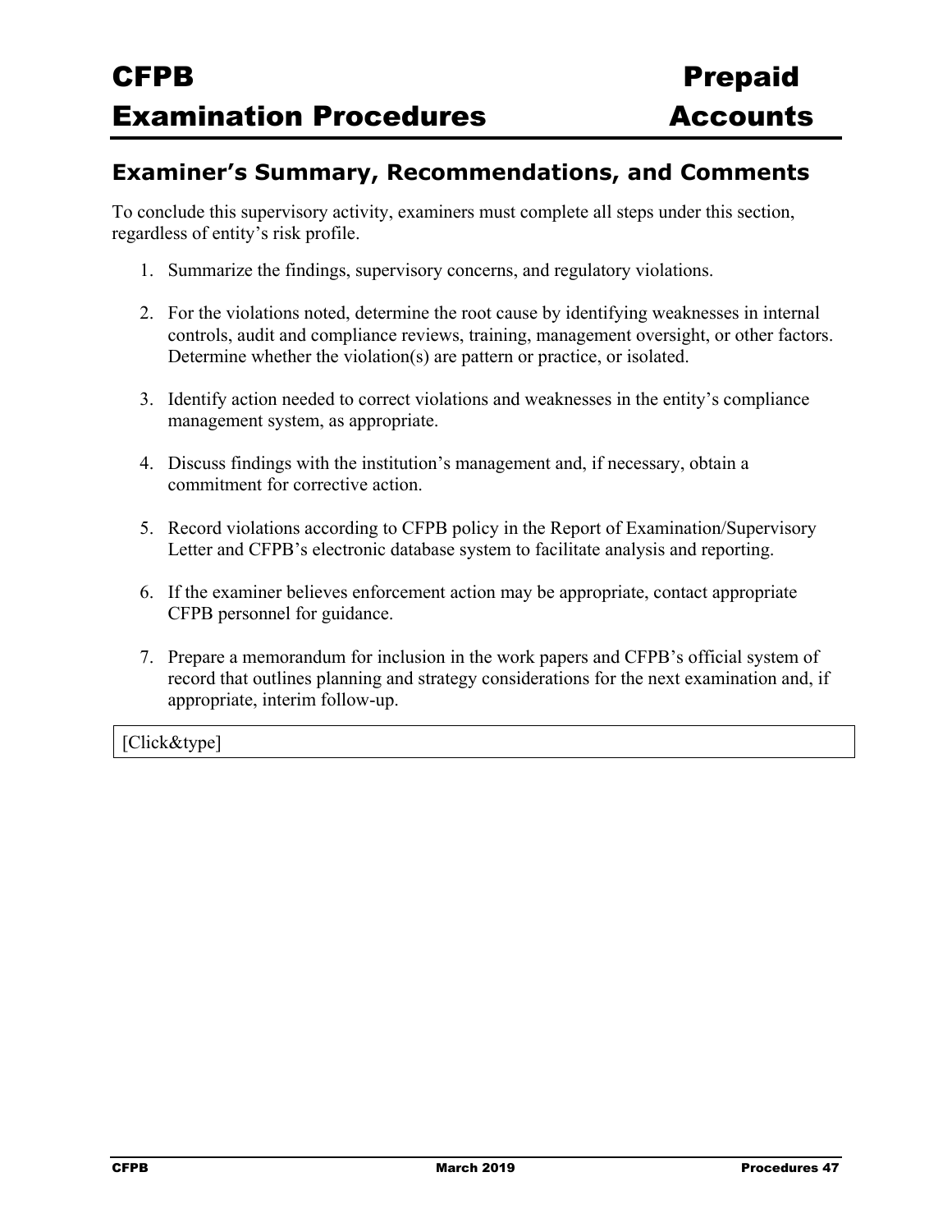## Examiner's Summary, Recommendations, and Comments

To conclude this supervisory activity, examiners must complete all steps under this section, regardless of entity's risk profile.

1. Summarize the findings, supervisory concerns, and regulatory violations.
2. For the violations noted, determine the root cause by identifying weaknesses in internal controls, audit and compliance reviews, training, management oversight, or other factors. Determine whether the violation(s) are pattern or practice, or isolated.
3. Identify action needed to correct violations and weaknesses in the entity's compliance management system, as appropriate.
4. Discuss findings with the institution's management and, if necessary, obtain a commitment for corrective action.
5. Record violations according to CFPB policy in the Report of Examination/Supervisory Letter and CFPB's electronic database system to facilitate analysis and reporting.
6. If the examiner believes enforcement action may be appropriate, contact appropriate CFPB personnel for guidance.
7. Prepare a memorandum for inclusion in the work papers and CFPB's official system of record that outlines planning and strategy considerations for the next examination and, if appropriate, interim follow-up.

| [Click&type] |
|---|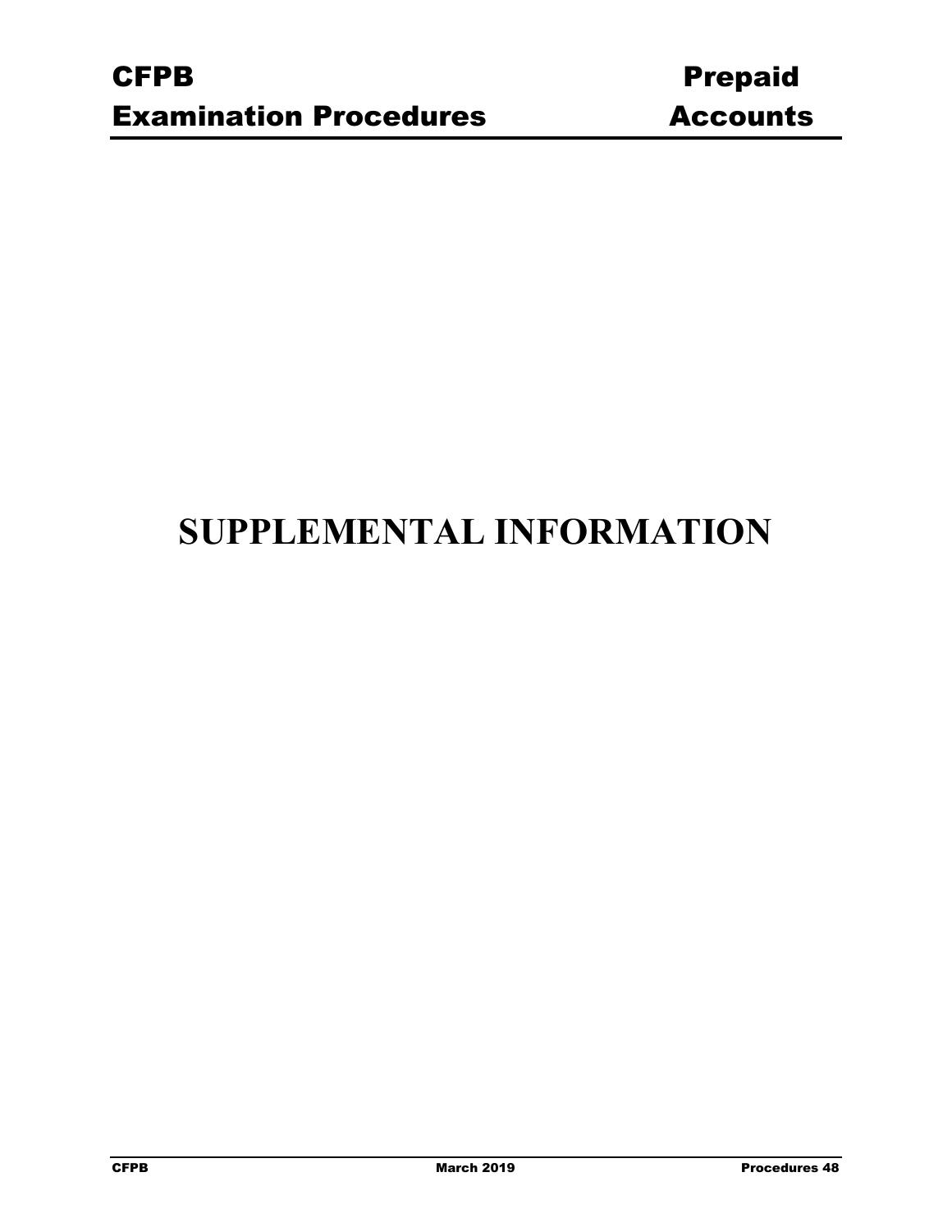# SUPPLEMENTAL INFORMATION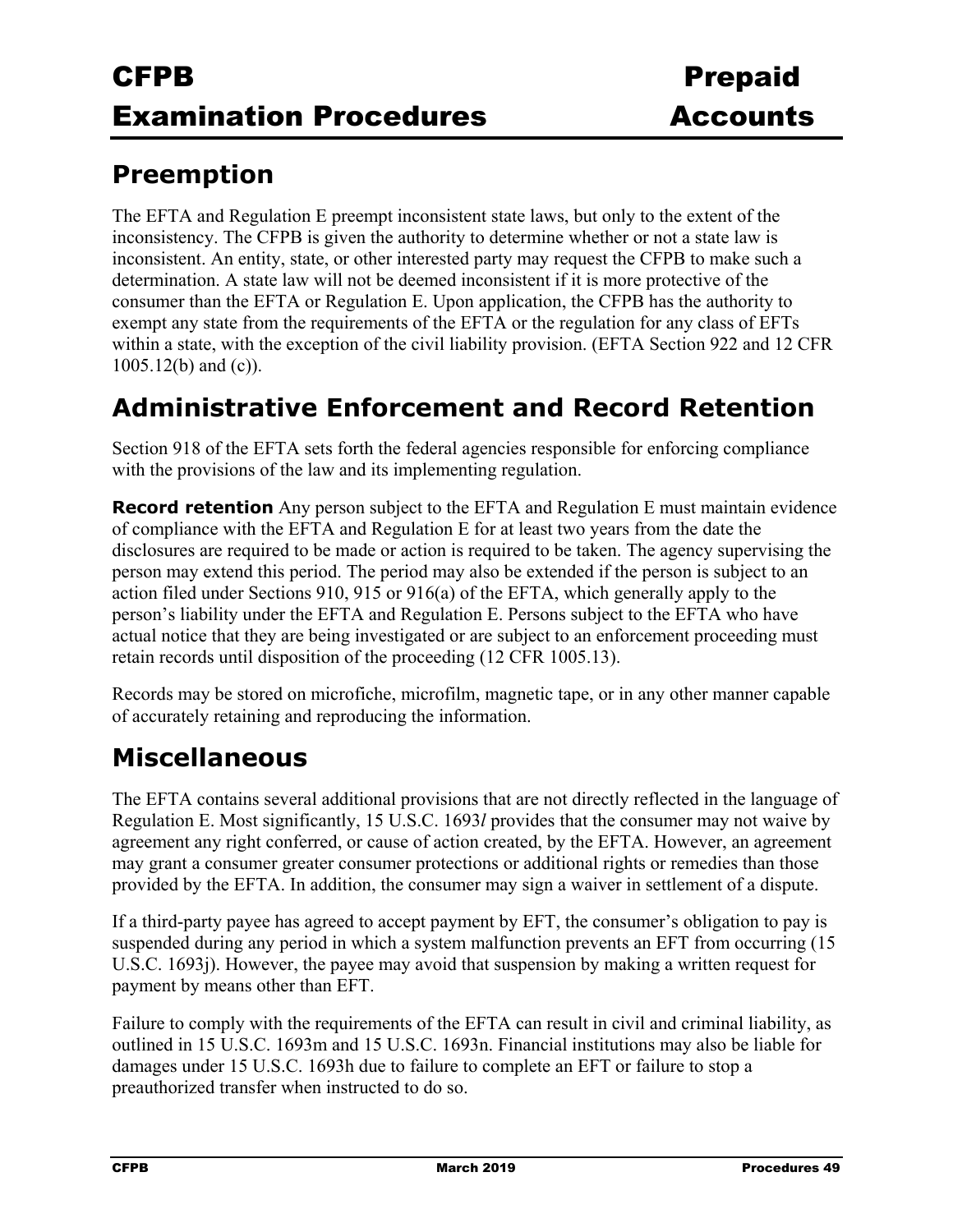## Preemption

The EFTA and Regulation E preempt inconsistent state laws, but only to the extent of the inconsistency. The CFPB is given the authority to determine whether or not a state law is inconsistent. An entity, state, or other interested party may request the CFPB to make such a determination. A state law will not be deemed inconsistent if it is more protective of the consumer than the EFTA or Regulation E. Upon application, the CFPB has the authority to exempt any state from the requirements of the EFTA or the regulation for any class of EFTs within a state, with the exception of the civil liability provision. (EFTA Section 922 and 12 CFR 1005.12(b) and (c)).

## Administrative Enforcement and Record Retention

Section 918 of the EFTA sets forth the federal agencies responsible for enforcing compliance with the provisions of the law and its implementing regulation.

**Record retention** Any person subject to the EFTA and Regulation E must maintain evidence of compliance with the EFTA and Regulation E for at least two years from the date the disclosures are required to be made or action is required to be taken. The agency supervising the person may extend this period. The period may also be extended if the person is subject to an action filed under Sections 910, 915 or 916(a) of the EFTA, which generally apply to the person's liability under the EFTA and Regulation E. Persons subject to the EFTA who have actual notice that they are being investigated or are subject to an enforcement proceeding must retain records until disposition of the proceeding (12 CFR 1005.13).

Records may be stored on microfiche, microfilm, magnetic tape, or in any other manner capable of accurately retaining and reproducing the information.

## Miscellaneous

The EFTA contains several additional provisions that are not directly reflected in the language of Regulation E. Most significantly, 15 U.S.C. 1693*l* provides that the consumer may not waive by agreement any right conferred, or cause of action created, by the EFTA. However, an agreement may grant a consumer greater consumer protections or additional rights or remedies than those provided by the EFTA. In addition, the consumer may sign a waiver in settlement of a dispute.

If a third-party payee has agreed to accept payment by EFT, the consumer's obligation to pay is suspended during any period in which a system malfunction prevents an EFT from occurring (15 U.S.C. 1693j). However, the payee may avoid that suspension by making a written request for payment by means other than EFT.

Failure to comply with the requirements of the EFTA can result in civil and criminal liability, as outlined in 15 U.S.C. 1693m and 15 U.S.C. 1693n. Financial institutions may also be liable for damages under 15 U.S.C. 1693h due to failure to complete an EFT or failure to stop a preauthorized transfer when instructed to do so.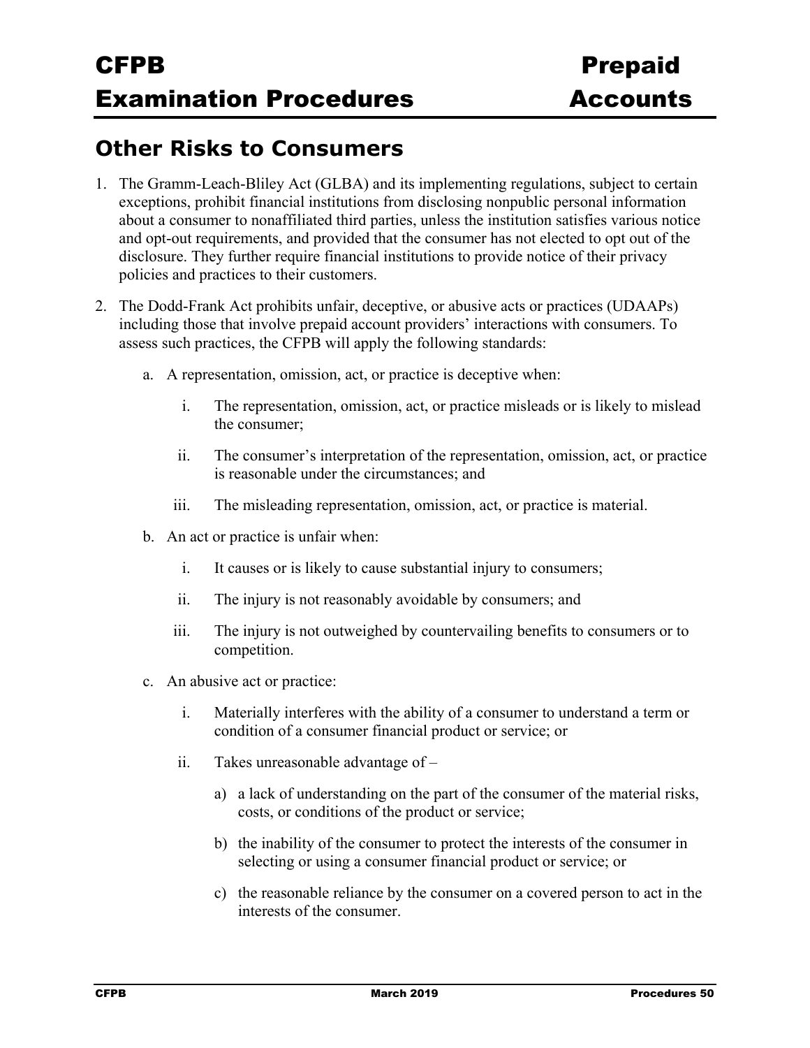## Other Risks to Consumers

1. The Gramm-Leach-Bliley Act (GLBA) and its implementing regulations, subject to certain exceptions, prohibit financial institutions from disclosing nonpublic personal information about a consumer to nonaffiliated third parties, unless the institution satisfies various notice and opt-out requirements, and provided that the consumer has not elected to opt out of the disclosure. They further require financial institutions to provide notice of their privacy policies and practices to their customers.

2. The Dodd-Frank Act prohibits unfair, deceptive, or abusive acts or practices (UDAAPs) including those that involve prepaid account providers' interactions with consumers. To assess such practices, the CFPB will apply the following standards:

   a. A representation, omission, act, or practice is deceptive when:

      i. The representation, omission, act, or practice misleads or is likely to mislead the consumer;

      ii. The consumer's interpretation of the representation, omission, act, or practice is reasonable under the circumstances; and

      iii. The misleading representation, omission, act, or practice is material.

   b. An act or practice is unfair when:

      i. It causes or is likely to cause substantial injury to consumers;

      ii. The injury is not reasonably avoidable by consumers; and

      iii. The injury is not outweighed by countervailing benefits to consumers or to competition.

   c. An abusive act or practice:

      i. Materially interferes with the ability of a consumer to understand a term or condition of a consumer financial product or service; or

      ii. Takes unreasonable advantage of –

         a) a lack of understanding on the part of the consumer of the material risks, costs, or conditions of the product or service;

         b) the inability of the consumer to protect the interests of the consumer in selecting or using a consumer financial product or service; or

         c) the reasonable reliance by the consumer on a covered person to act in the interests of the consumer.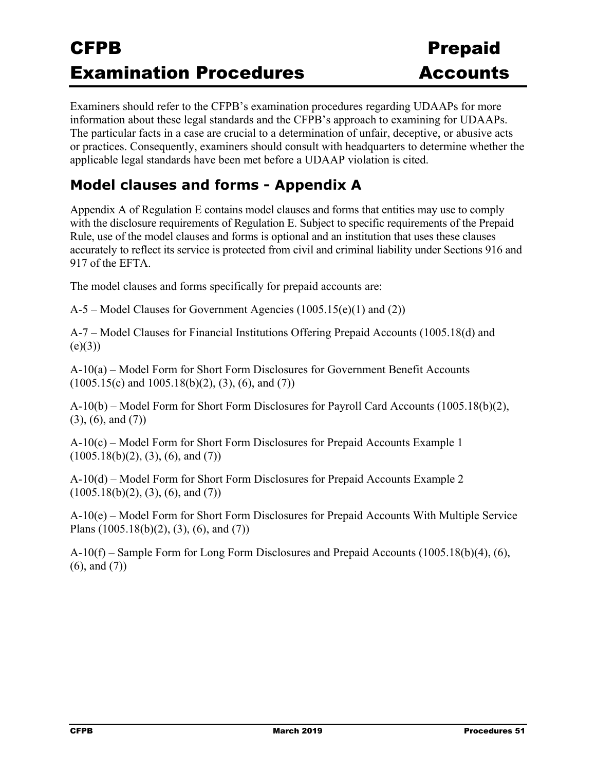Examiners should refer to the CFPB's examination procedures regarding UDAAPs for more information about these legal standards and the CFPB's approach to examining for UDAAPs. The particular facts in a case are crucial to a determination of unfair, deceptive, or abusive acts or practices. Consequently, examiners should consult with headquarters to determine whether the applicable legal standards have been met before a UDAAP violation is cited.

## Model clauses and forms - Appendix A

Appendix A of Regulation E contains model clauses and forms that entities may use to comply with the disclosure requirements of Regulation E. Subject to specific requirements of the Prepaid Rule, use of the model clauses and forms is optional and an institution that uses these clauses accurately to reflect its service is protected from civil and criminal liability under Sections 916 and 917 of the EFTA.

The model clauses and forms specifically for prepaid accounts are:

A-5 – Model Clauses for Government Agencies (1005.15(e)(1) and (2))

A-7 – Model Clauses for Financial Institutions Offering Prepaid Accounts (1005.18(d) and (e)(3))

A-10(a) – Model Form for Short Form Disclosures for Government Benefit Accounts (1005.15(c) and 1005.18(b)(2), (3), (6), and (7))

A-10(b) – Model Form for Short Form Disclosures for Payroll Card Accounts (1005.18(b)(2), (3), (6), and (7))

A-10(c) – Model Form for Short Form Disclosures for Prepaid Accounts Example 1 (1005.18(b)(2), (3), (6), and (7))

A-10(d) – Model Form for Short Form Disclosures for Prepaid Accounts Example 2 (1005.18(b)(2), (3), (6), and (7))

A-10(e) – Model Form for Short Form Disclosures for Prepaid Accounts With Multiple Service Plans (1005.18(b)(2), (3), (6), and (7))

A-10(f) – Sample Form for Long Form Disclosures and Prepaid Accounts (1005.18(b)(4), (6), (6), and (7))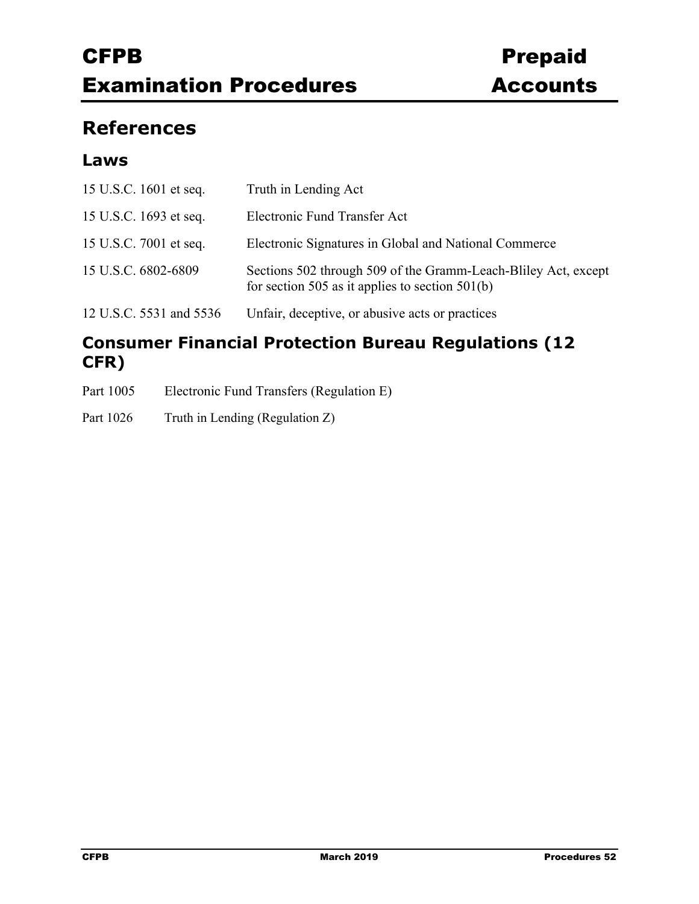## References

### Laws

| | |
|---|---|
| 15 U.S.C. 1601 et seq. | Truth in Lending Act |
| 15 U.S.C. 1693 et seq. | Electronic Fund Transfer Act |
| 15 U.S.C. 7001 et seq. | Electronic Signatures in Global and National Commerce |
| 15 U.S.C. 6802-6809 | Sections 502 through 509 of the Gramm-Leach-Bliley Act, except for section 505 as it applies to section 501(b) |
| 12 U.S.C. 5531 and 5536 | Unfair, deceptive, or abusive acts or practices |

### Consumer Financial Protection Bureau Regulations (12 CFR)

| | |
|---|---|
| Part 1005 | Electronic Fund Transfers (Regulation E) |
| Part 1026 | Truth in Lending (Regulation Z) |